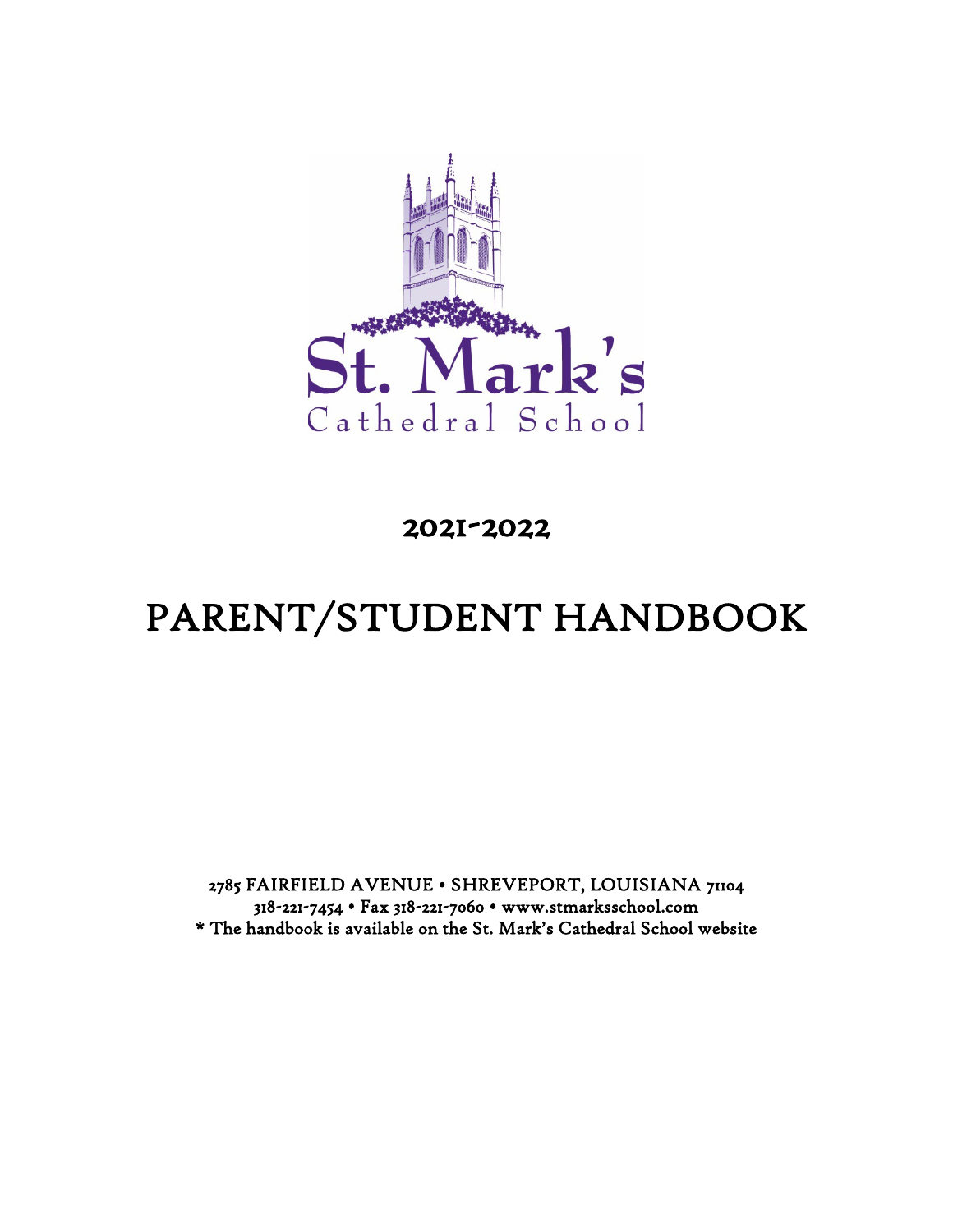St. Mark's

Cathedral School

# 2021-2022

# PARENT/STUDENT HANDBOOK

2785 FAIRFIELD AVENUE • SHREVEPORT, LOUISIANA 71104
318-221-7454 • Fax 318-221-7060 • www.stmarksschool.com
* The handbook is available on the St. Mark's Cathedral School website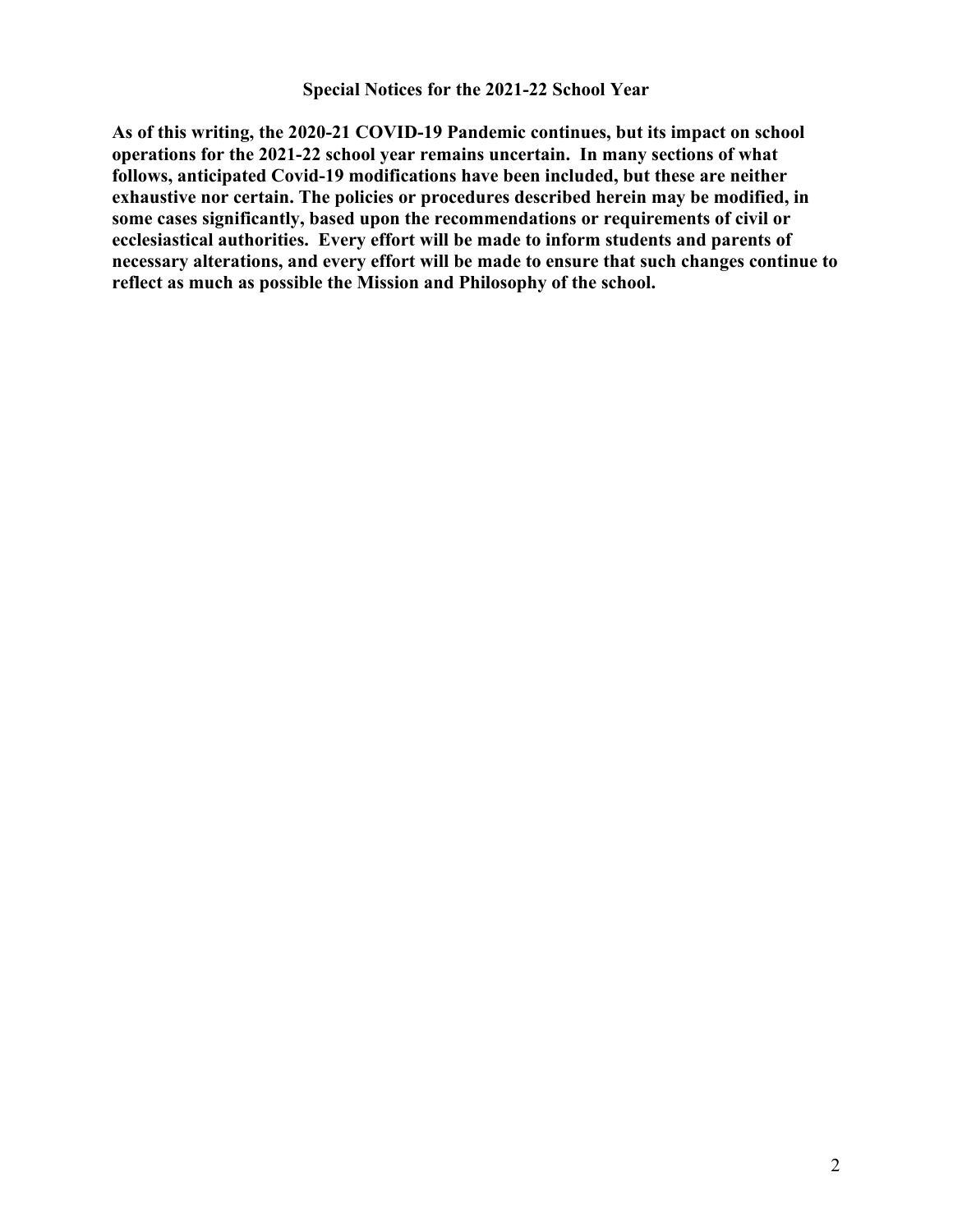## Special Notices for the 2021-22 School Year

**As of this writing, the 2020-21 COVID-19 Pandemic continues, but its impact on school operations for the 2021-22 school year remains uncertain. In many sections of what follows, anticipated Covid-19 modifications have been included, but these are neither exhaustive nor certain. The policies or procedures described herein may be modified, in some cases significantly, based upon the recommendations or requirements of civil or ecclesiastical authorities. Every effort will be made to inform students and parents of necessary alterations, and every effort will be made to ensure that such changes continue to reflect as much as possible the Mission and Philosophy of the school.**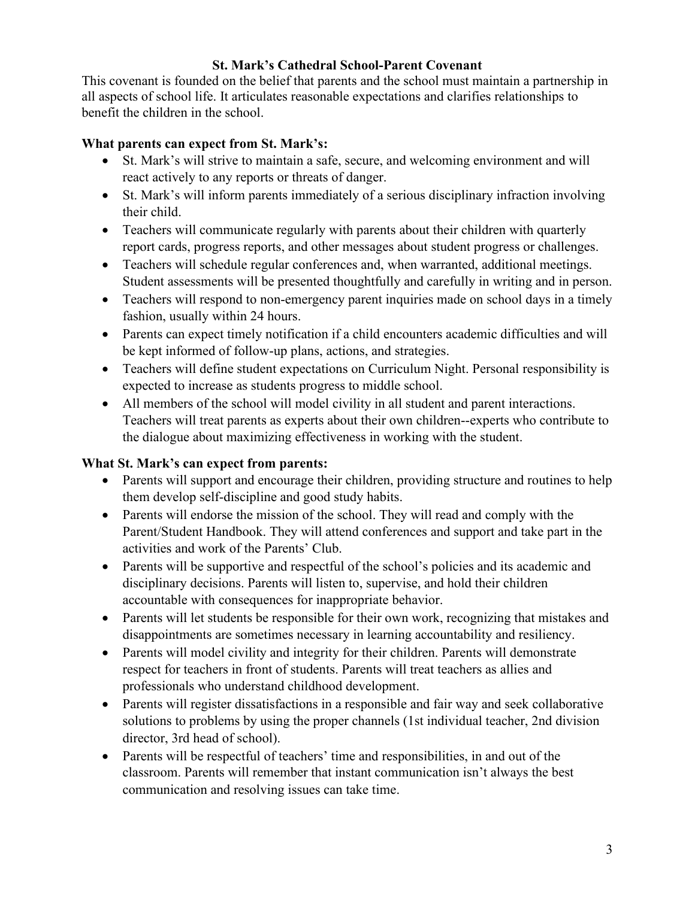# St. Mark's Cathedral School-Parent Covenant

This covenant is founded on the belief that parents and the school must maintain a partnership in all aspects of school life. It articulates reasonable expectations and clarifies relationships to benefit the children in the school.

**What parents can expect from St. Mark's:**

- St. Mark's will strive to maintain a safe, secure, and welcoming environment and will react actively to any reports or threats of danger.
- St. Mark's will inform parents immediately of a serious disciplinary infraction involving their child.
- Teachers will communicate regularly with parents about their children with quarterly report cards, progress reports, and other messages about student progress or challenges.
- Teachers will schedule regular conferences and, when warranted, additional meetings. Student assessments will be presented thoughtfully and carefully in writing and in person.
- Teachers will respond to non-emergency parent inquiries made on school days in a timely fashion, usually within 24 hours.
- Parents can expect timely notification if a child encounters academic difficulties and will be kept informed of follow-up plans, actions, and strategies.
- Teachers will define student expectations on Curriculum Night. Personal responsibility is expected to increase as students progress to middle school.
- All members of the school will model civility in all student and parent interactions. Teachers will treat parents as experts about their own children--experts who contribute to the dialogue about maximizing effectiveness in working with the student.

**What St. Mark's can expect from parents:**

- Parents will support and encourage their children, providing structure and routines to help them develop self-discipline and good study habits.
- Parents will endorse the mission of the school. They will read and comply with the Parent/Student Handbook. They will attend conferences and support and take part in the activities and work of the Parents' Club.
- Parents will be supportive and respectful of the school's policies and its academic and disciplinary decisions. Parents will listen to, supervise, and hold their children accountable with consequences for inappropriate behavior.
- Parents will let students be responsible for their own work, recognizing that mistakes and disappointments are sometimes necessary in learning accountability and resiliency.
- Parents will model civility and integrity for their children. Parents will demonstrate respect for teachers in front of students. Parents will treat teachers as allies and professionals who understand childhood development.
- Parents will register dissatisfactions in a responsible and fair way and seek collaborative solutions to problems by using the proper channels (1st individual teacher, 2nd division director, 3rd head of school).
- Parents will be respectful of teachers' time and responsibilities, in and out of the classroom. Parents will remember that instant communication isn't always the best communication and resolving issues can take time.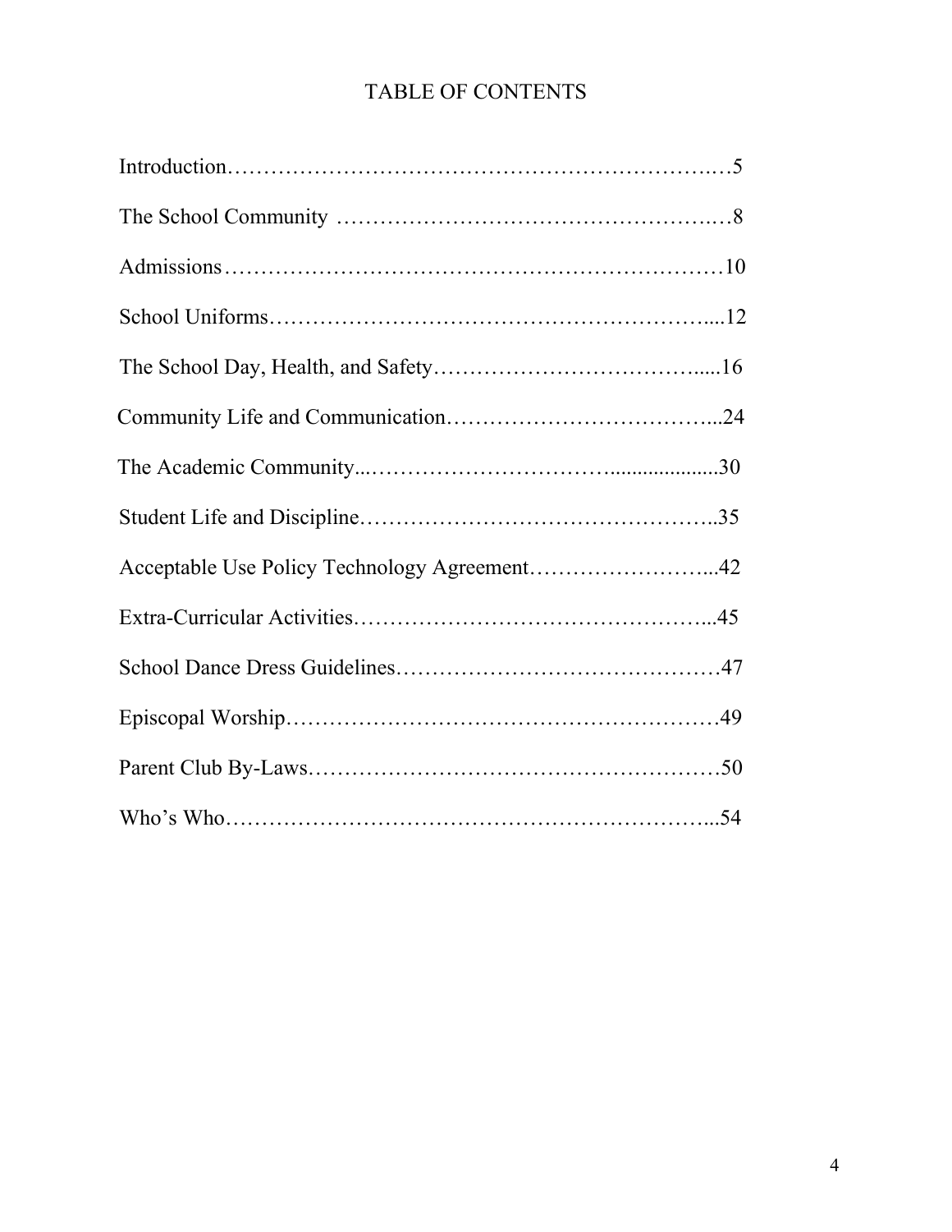# TABLE OF CONTENTS

| Section | Page |
|---|---|
| Introduction | 5 |
| The School Community | 8 |
| Admissions | 10 |
| School Uniforms | 12 |
| The School Day, Health, and Safety | 16 |
| Community Life and Communication | 24 |
| The Academic Community | 30 |
| Student Life and Discipline | 35 |
| Acceptable Use Policy Technology Agreement | 42 |
| Extra-Curricular Activities | 45 |
| School Dance Dress Guidelines | 47 |
| Episcopal Worship | 49 |
| Parent Club By-Laws | 50 |
| Who's Who | 54 |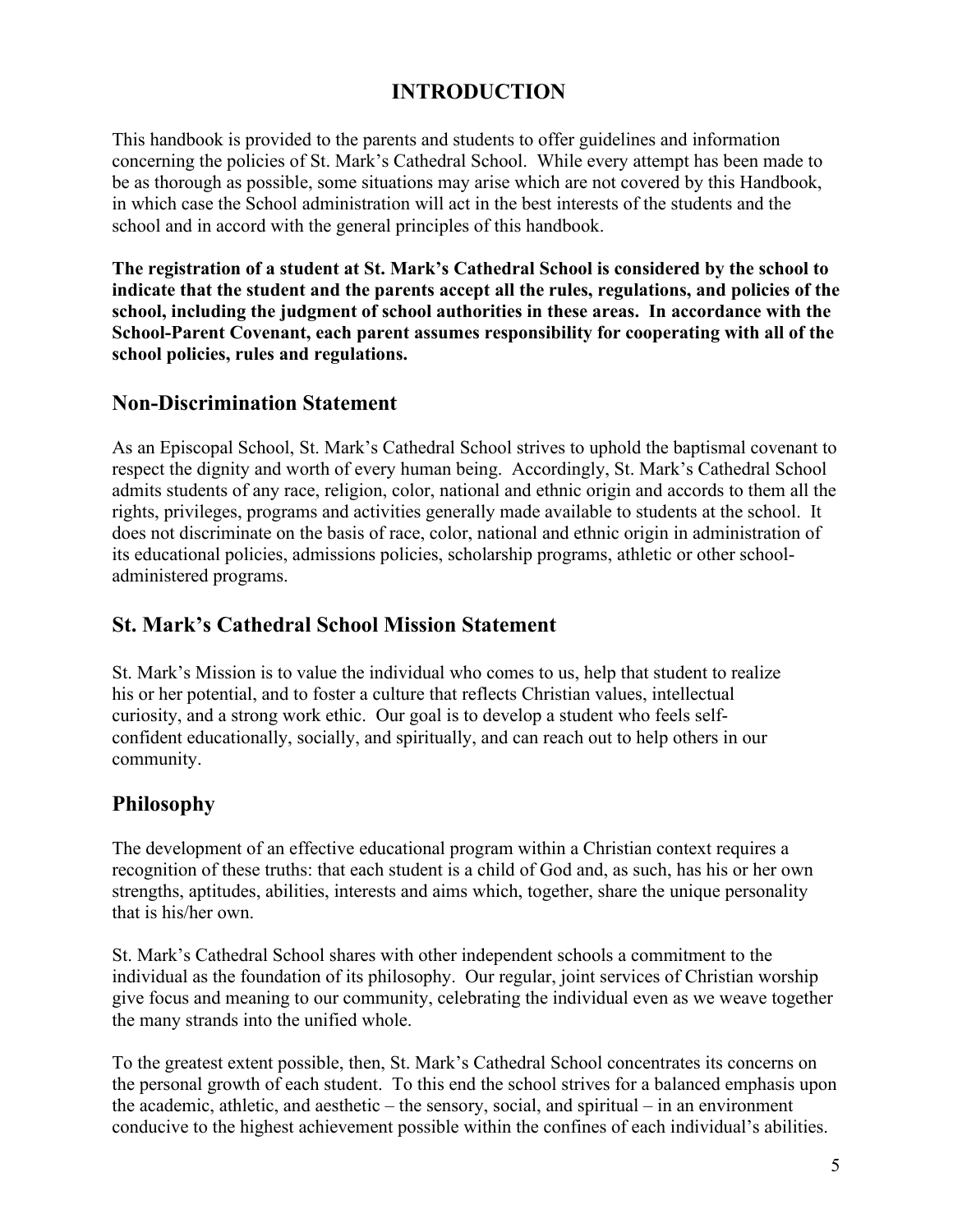# INTRODUCTION

This handbook is provided to the parents and students to offer guidelines and information concerning the policies of St. Mark's Cathedral School. While every attempt has been made to be as thorough as possible, some situations may arise which are not covered by this Handbook, in which case the School administration will act in the best interests of the students and the school and in accord with the general principles of this handbook.

**The registration of a student at St. Mark's Cathedral School is considered by the school to indicate that the student and the parents accept all the rules, regulations, and policies of the school, including the judgment of school authorities in these areas. In accordance with the School-Parent Covenant, each parent assumes responsibility for cooperating with all of the school policies, rules and regulations.**

## Non-Discrimination Statement

As an Episcopal School, St. Mark's Cathedral School strives to uphold the baptismal covenant to respect the dignity and worth of every human being. Accordingly, St. Mark's Cathedral School admits students of any race, religion, color, national and ethnic origin and accords to them all the rights, privileges, programs and activities generally made available to students at the school. It does not discriminate on the basis of race, color, national and ethnic origin in administration of its educational policies, admissions policies, scholarship programs, athletic or other school-administered programs.

## St. Mark's Cathedral School Mission Statement

St. Mark's Mission is to value the individual who comes to us, help that student to realize his or her potential, and to foster a culture that reflects Christian values, intellectual curiosity, and a strong work ethic. Our goal is to develop a student who feels self-confident educationally, socially, and spiritually, and can reach out to help others in our community.

## Philosophy

The development of an effective educational program within a Christian context requires a recognition of these truths: that each student is a child of God and, as such, has his or her own strengths, aptitudes, abilities, interests and aims which, together, share the unique personality that is his/her own.

St. Mark's Cathedral School shares with other independent schools a commitment to the individual as the foundation of its philosophy. Our regular, joint services of Christian worship give focus and meaning to our community, celebrating the individual even as we weave together the many strands into the unified whole.

To the greatest extent possible, then, St. Mark's Cathedral School concentrates its concerns on the personal growth of each student. To this end the school strives for a balanced emphasis upon the academic, athletic, and aesthetic – the sensory, social, and spiritual – in an environment conducive to the highest achievement possible within the confines of each individual's abilities.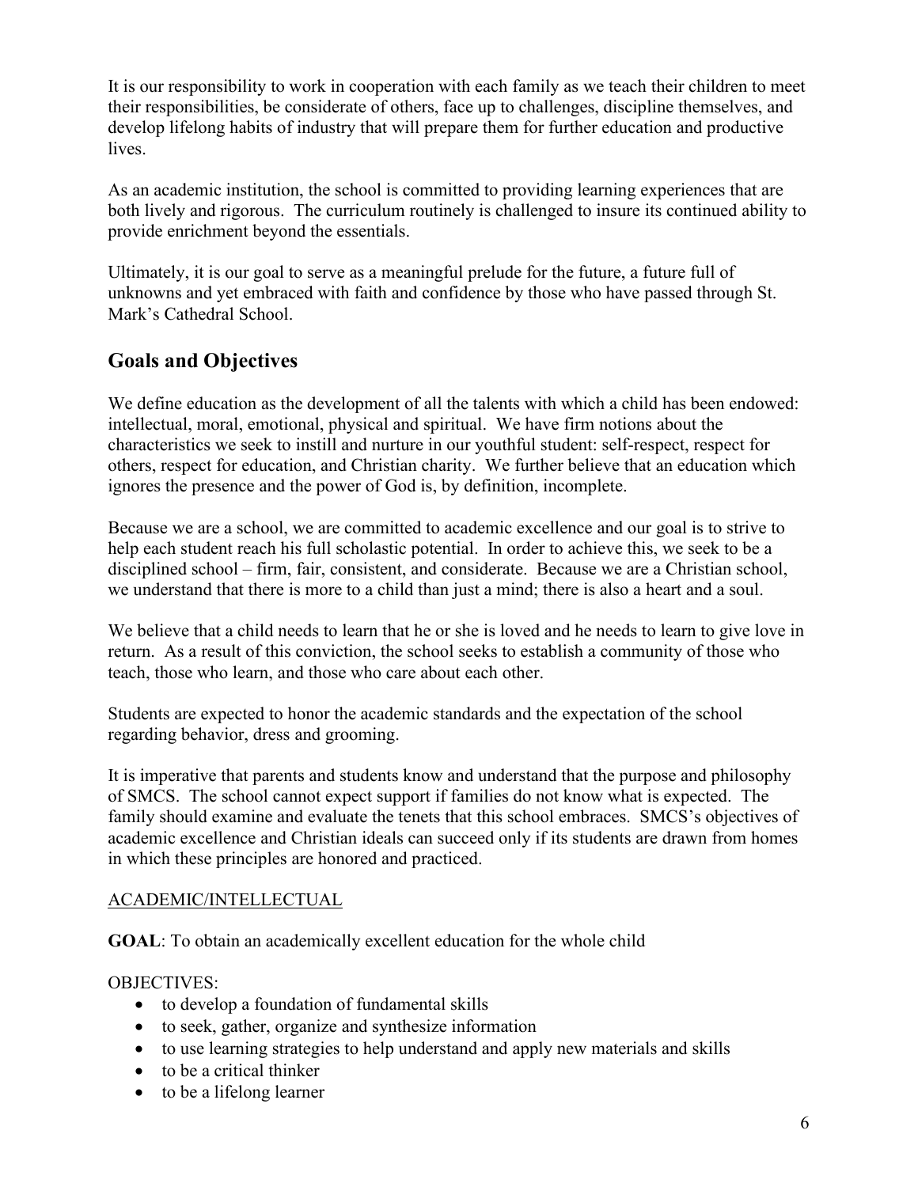It is our responsibility to work in cooperation with each family as we teach their children to meet their responsibilities, be considerate of others, face up to challenges, discipline themselves, and develop lifelong habits of industry that will prepare them for further education and productive lives.

As an academic institution, the school is committed to providing learning experiences that are both lively and rigorous. The curriculum routinely is challenged to insure its continued ability to provide enrichment beyond the essentials.

Ultimately, it is our goal to serve as a meaningful prelude for the future, a future full of unknowns and yet embraced with faith and confidence by those who have passed through St. Mark's Cathedral School.

## Goals and Objectives

We define education as the development of all the talents with which a child has been endowed: intellectual, moral, emotional, physical and spiritual. We have firm notions about the characteristics we seek to instill and nurture in our youthful student: self-respect, respect for others, respect for education, and Christian charity. We further believe that an education which ignores the presence and the power of God is, by definition, incomplete.

Because we are a school, we are committed to academic excellence and our goal is to strive to help each student reach his full scholastic potential. In order to achieve this, we seek to be a disciplined school – firm, fair, consistent, and considerate. Because we are a Christian school, we understand that there is more to a child than just a mind; there is also a heart and a soul.

We believe that a child needs to learn that he or she is loved and he needs to learn to give love in return. As a result of this conviction, the school seeks to establish a community of those who teach, those who learn, and those who care about each other.

Students are expected to honor the academic standards and the expectation of the school regarding behavior, dress and grooming.

It is imperative that parents and students know and understand that the purpose and philosophy of SMCS. The school cannot expect support if families do not know what is expected. The family should examine and evaluate the tenets that this school embraces. SMCS's objectives of academic excellence and Christian ideals can succeed only if its students are drawn from homes in which these principles are honored and practiced.

<u>ACADEMIC/INTELLECTUAL</u>

**GOAL**: To obtain an academically excellent education for the whole child

OBJECTIVES:

- to develop a foundation of fundamental skills
- to seek, gather, organize and synthesize information
- to use learning strategies to help understand and apply new materials and skills
- to be a critical thinker
- to be a lifelong learner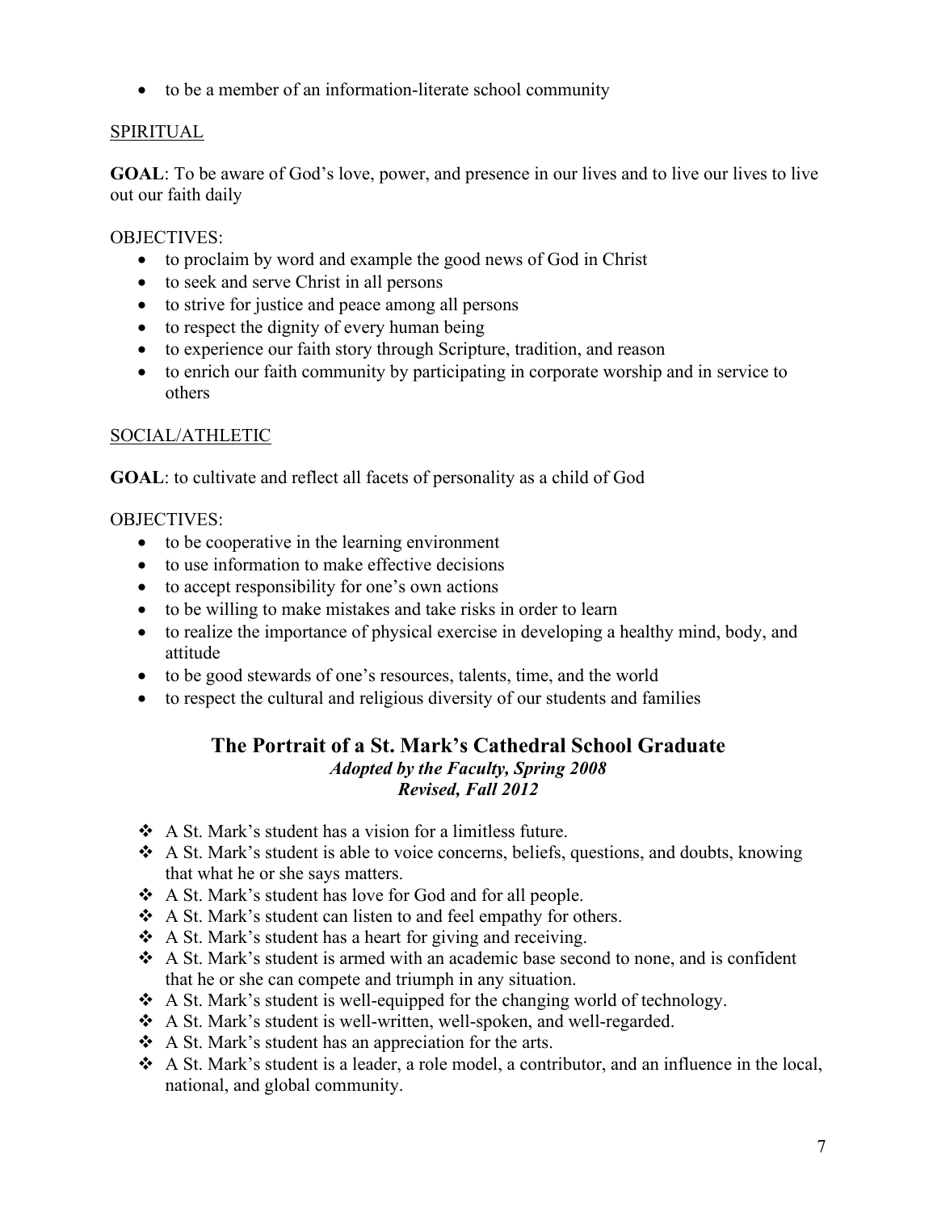- to be a member of an information-literate school community

SPIRITUAL

**GOAL**: To be aware of God's love, power, and presence in our lives and to live our lives to live out our faith daily

OBJECTIVES:

- to proclaim by word and example the good news of God in Christ
- to seek and serve Christ in all persons
- to strive for justice and peace among all persons
- to respect the dignity of every human being
- to experience our faith story through Scripture, tradition, and reason
- to enrich our faith community by participating in corporate worship and in service to others

SOCIAL/ATHLETIC

**GOAL**: to cultivate and reflect all facets of personality as a child of God

OBJECTIVES:

- to be cooperative in the learning environment
- to use information to make effective decisions
- to accept responsibility for one's own actions
- to be willing to make mistakes and take risks in order to learn
- to realize the importance of physical exercise in developing a healthy mind, body, and attitude
- to be good stewards of one's resources, talents, time, and the world
- to respect the cultural and religious diversity of our students and families

## The Portrait of a St. Mark's Cathedral School Graduate

***Adopted by the Faculty, Spring 2008***
***Revised, Fall 2012***

- A St. Mark's student has a vision for a limitless future.
- A St. Mark's student is able to voice concerns, beliefs, questions, and doubts, knowing that what he or she says matters.
- A St. Mark's student has love for God and for all people.
- A St. Mark's student can listen to and feel empathy for others.
- A St. Mark's student has a heart for giving and receiving.
- A St. Mark's student is armed with an academic base second to none, and is confident that he or she can compete and triumph in any situation.
- A St. Mark's student is well-equipped for the changing world of technology.
- A St. Mark's student is well-written, well-spoken, and well-regarded.
- A St. Mark's student has an appreciation for the arts.
- A St. Mark's student is a leader, a role model, a contributor, and an influence in the local, national, and global community.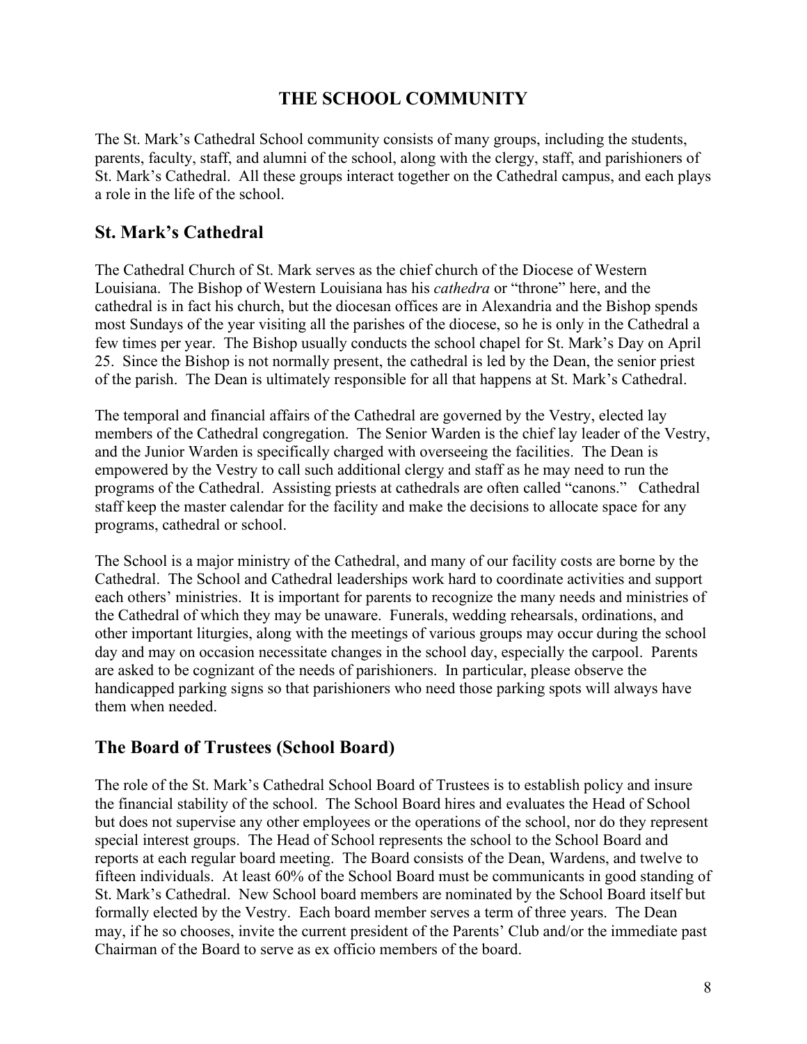# THE SCHOOL COMMUNITY

The St. Mark's Cathedral School community consists of many groups, including the students, parents, faculty, staff, and alumni of the school, along with the clergy, staff, and parishioners of St. Mark's Cathedral. All these groups interact together on the Cathedral campus, and each plays a role in the life of the school.

## St. Mark's Cathedral

The Cathedral Church of St. Mark serves as the chief church of the Diocese of Western Louisiana. The Bishop of Western Louisiana has his *cathedra* or "throne" here, and the cathedral is in fact his church, but the diocesan offices are in Alexandria and the Bishop spends most Sundays of the year visiting all the parishes of the diocese, so he is only in the Cathedral a few times per year. The Bishop usually conducts the school chapel for St. Mark's Day on April 25. Since the Bishop is not normally present, the cathedral is led by the Dean, the senior priest of the parish. The Dean is ultimately responsible for all that happens at St. Mark's Cathedral.

The temporal and financial affairs of the Cathedral are governed by the Vestry, elected lay members of the Cathedral congregation. The Senior Warden is the chief lay leader of the Vestry, and the Junior Warden is specifically charged with overseeing the facilities. The Dean is empowered by the Vestry to call such additional clergy and staff as he may need to run the programs of the Cathedral. Assisting priests at cathedrals are often called "canons." Cathedral staff keep the master calendar for the facility and make the decisions to allocate space for any programs, cathedral or school.

The School is a major ministry of the Cathedral, and many of our facility costs are borne by the Cathedral. The School and Cathedral leaderships work hard to coordinate activities and support each others' ministries. It is important for parents to recognize the many needs and ministries of the Cathedral of which they may be unaware. Funerals, wedding rehearsals, ordinations, and other important liturgies, along with the meetings of various groups may occur during the school day and may on occasion necessitate changes in the school day, especially the carpool. Parents are asked to be cognizant of the needs of parishioners. In particular, please observe the handicapped parking signs so that parishioners who need those parking spots will always have them when needed.

## The Board of Trustees (School Board)

The role of the St. Mark's Cathedral School Board of Trustees is to establish policy and insure the financial stability of the school. The School Board hires and evaluates the Head of School but does not supervise any other employees or the operations of the school, nor do they represent special interest groups. The Head of School represents the school to the School Board and reports at each regular board meeting. The Board consists of the Dean, Wardens, and twelve to fifteen individuals. At least 60% of the School Board must be communicants in good standing of St. Mark's Cathedral. New School board members are nominated by the School Board itself but formally elected by the Vestry. Each board member serves a term of three years. The Dean may, if he so chooses, invite the current president of the Parents' Club and/or the immediate past Chairman of the Board to serve as ex officio members of the board.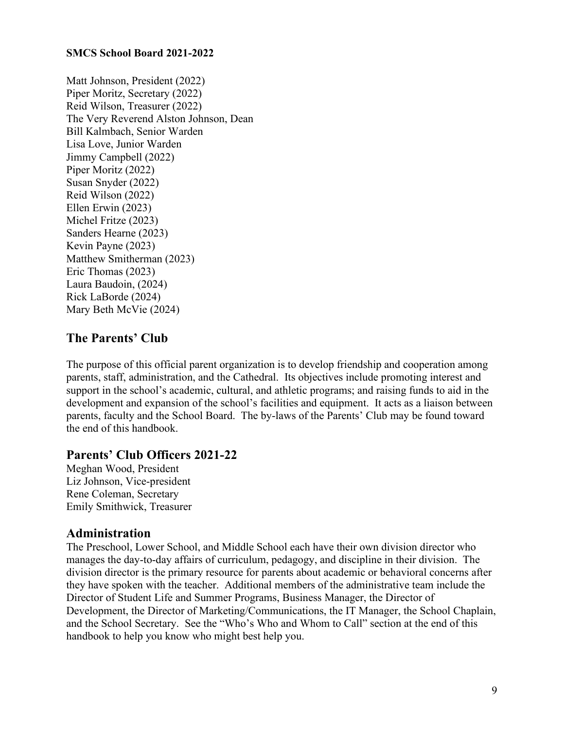**SMCS School Board 2021-2022**

Matt Johnson, President (2022)
Piper Moritz, Secretary (2022)
Reid Wilson, Treasurer (2022)
The Very Reverend Alston Johnson, Dean
Bill Kalmbach, Senior Warden
Lisa Love, Junior Warden
Jimmy Campbell (2022)
Piper Moritz (2022)
Susan Snyder (2022)
Reid Wilson (2022)
Ellen Erwin (2023)
Michel Fritze (2023)
Sanders Hearne (2023)
Kevin Payne (2023)
Matthew Smitherman (2023)
Eric Thomas (2023)
Laura Baudoin, (2024)
Rick LaBorde (2024)
Mary Beth McVie (2024)

## The Parents' Club

The purpose of this official parent organization is to develop friendship and cooperation among parents, staff, administration, and the Cathedral. Its objectives include promoting interest and support in the school's academic, cultural, and athletic programs; and raising funds to aid in the development and expansion of the school's facilities and equipment. It acts as a liaison between parents, faculty and the School Board. The by-laws of the Parents' Club may be found toward the end of this handbook.

## Parents' Club Officers 2021-22

Meghan Wood, President
Liz Johnson, Vice-president
Rene Coleman, Secretary
Emily Smithwick, Treasurer

## Administration

The Preschool, Lower School, and Middle School each have their own division director who manages the day-to-day affairs of curriculum, pedagogy, and discipline in their division. The division director is the primary resource for parents about academic or behavioral concerns after they have spoken with the teacher. Additional members of the administrative team include the Director of Student Life and Summer Programs, Business Manager, the Director of Development, the Director of Marketing/Communications, the IT Manager, the School Chaplain, and the School Secretary. See the "Who's Who and Whom to Call" section at the end of this handbook to help you know who might best help you.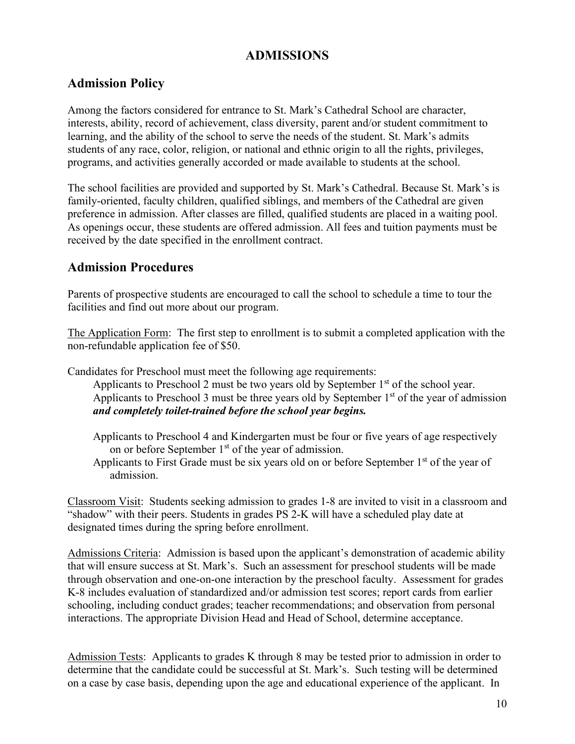# ADMISSIONS

## Admission Policy

Among the factors considered for entrance to St. Mark's Cathedral School are character, interests, ability, record of achievement, class diversity, parent and/or student commitment to learning, and the ability of the school to serve the needs of the student. St. Mark's admits students of any race, color, religion, or national and ethnic origin to all the rights, privileges, programs, and activities generally accorded or made available to students at the school.

The school facilities are provided and supported by St. Mark's Cathedral. Because St. Mark's is family-oriented, faculty children, qualified siblings, and members of the Cathedral are given preference in admission. After classes are filled, qualified students are placed in a waiting pool. As openings occur, these students are offered admission. All fees and tuition payments must be received by the date specified in the enrollment contract.

## Admission Procedures

Parents of prospective students are encouraged to call the school to schedule a time to tour the facilities and find out more about our program.

The Application Form: The first step to enrollment is to submit a completed application with the non-refundable application fee of $50.

Candidates for Preschool must meet the following age requirements:

Applicants to Preschool 2 must be two years old by September 1st of the school year.
Applicants to Preschool 3 must be three years old by September 1st of the year of admission ***and completely toilet-trained before the school year begins.***

Applicants to Preschool 4 and Kindergarten must be four or five years of age respectively on or before September 1st of the year of admission.
Applicants to First Grade must be six years old on or before September 1st of the year of admission.

Classroom Visit: Students seeking admission to grades 1-8 are invited to visit in a classroom and "shadow" with their peers. Students in grades PS 2-K will have a scheduled play date at designated times during the spring before enrollment.

Admissions Criteria: Admission is based upon the applicant's demonstration of academic ability that will ensure success at St. Mark's. Such an assessment for preschool students will be made through observation and one-on-one interaction by the preschool faculty. Assessment for grades K-8 includes evaluation of standardized and/or admission test scores; report cards from earlier schooling, including conduct grades; teacher recommendations; and observation from personal interactions. The appropriate Division Head and Head of School, determine acceptance.

Admission Tests: Applicants to grades K through 8 may be tested prior to admission in order to determine that the candidate could be successful at St. Mark's. Such testing will be determined on a case by case basis, depending upon the age and educational experience of the applicant. In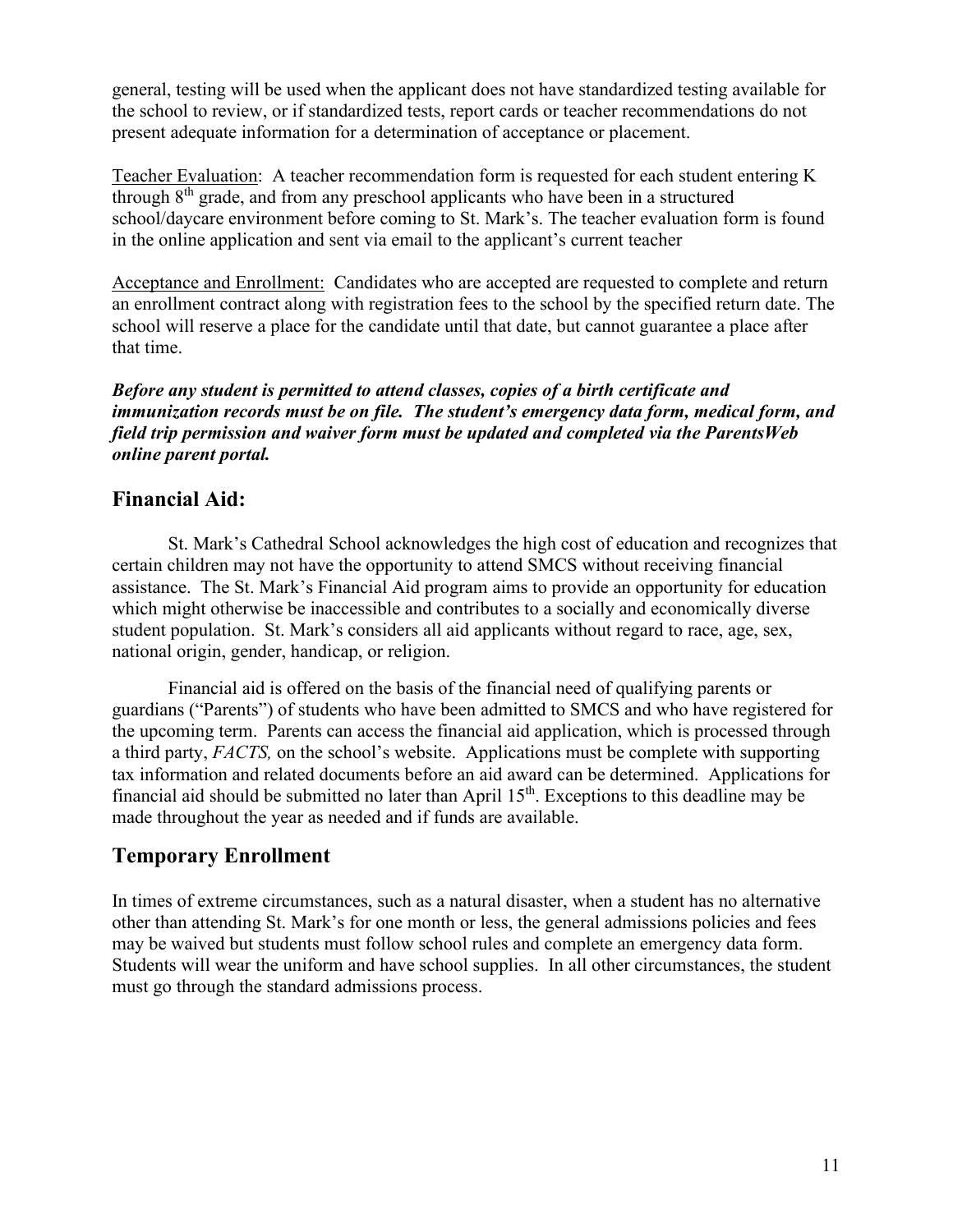general, testing will be used when the applicant does not have standardized testing available for the school to review, or if standardized tests, report cards or teacher recommendations do not present adequate information for a determination of acceptance or placement.

Teacher Evaluation: A teacher recommendation form is requested for each student entering K through 8th grade, and from any preschool applicants who have been in a structured school/daycare environment before coming to St. Mark's. The teacher evaluation form is found in the online application and sent via email to the applicant's current teacher

Acceptance and Enrollment: Candidates who are accepted are requested to complete and return an enrollment contract along with registration fees to the school by the specified return date. The school will reserve a place for the candidate until that date, but cannot guarantee a place after that time.

***Before any student is permitted to attend classes, copies of a birth certificate and immunization records must be on file. The student's emergency data form, medical form, and field trip permission and waiver form must be updated and completed via the ParentsWeb online parent portal.***

## Financial Aid:

St. Mark's Cathedral School acknowledges the high cost of education and recognizes that certain children may not have the opportunity to attend SMCS without receiving financial assistance. The St. Mark's Financial Aid program aims to provide an opportunity for education which might otherwise be inaccessible and contributes to a socially and economically diverse student population. St. Mark's considers all aid applicants without regard to race, age, sex, national origin, gender, handicap, or religion.

Financial aid is offered on the basis of the financial need of qualifying parents or guardians ("Parents") of students who have been admitted to SMCS and who have registered for the upcoming term. Parents can access the financial aid application, which is processed through a third party, *FACTS,* on the school's website. Applications must be complete with supporting tax information and related documents before an aid award can be determined. Applications for financial aid should be submitted no later than April 15th. Exceptions to this deadline may be made throughout the year as needed and if funds are available.

## Temporary Enrollment

In times of extreme circumstances, such as a natural disaster, when a student has no alternative other than attending St. Mark's for one month or less, the general admissions policies and fees may be waived but students must follow school rules and complete an emergency data form. Students will wear the uniform and have school supplies. In all other circumstances, the student must go through the standard admissions process.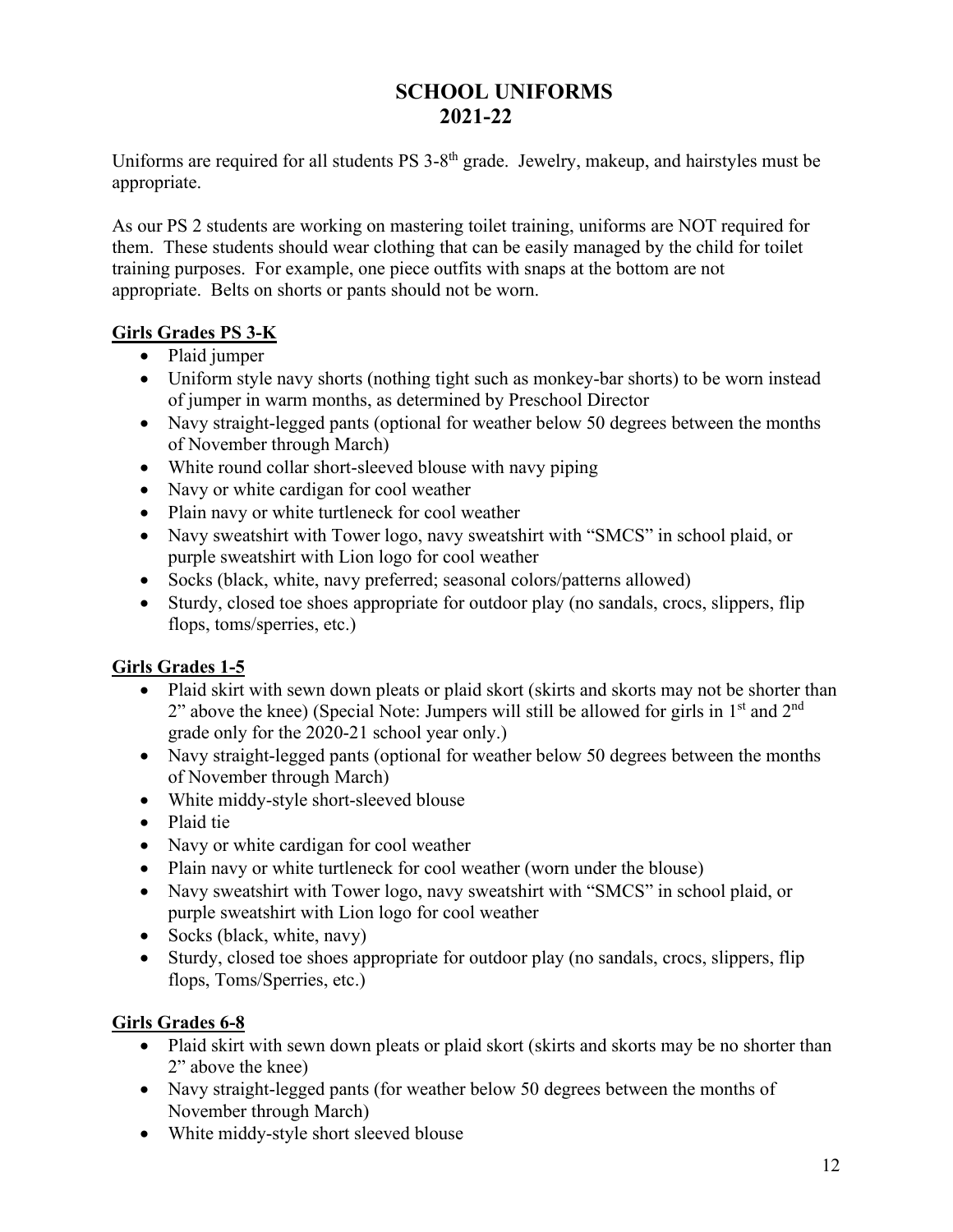# SCHOOL UNIFORMS
# 2021-22

Uniforms are required for all students PS 3-8th grade. Jewelry, makeup, and hairstyles must be appropriate.

As our PS 2 students are working on mastering toilet training, uniforms are NOT required for them. These students should wear clothing that can be easily managed by the child for toilet training purposes. For example, one piece outfits with snaps at the bottom are not appropriate. Belts on shorts or pants should not be worn.

**Girls Grades PS 3-K**

- Plaid jumper
- Uniform style navy shorts (nothing tight such as monkey-bar shorts) to be worn instead of jumper in warm months, as determined by Preschool Director
- Navy straight-legged pants (optional for weather below 50 degrees between the months of November through March)
- White round collar short-sleeved blouse with navy piping
- Navy or white cardigan for cool weather
- Plain navy or white turtleneck for cool weather
- Navy sweatshirt with Tower logo, navy sweatshirt with "SMCS" in school plaid, or purple sweatshirt with Lion logo for cool weather
- Socks (black, white, navy preferred; seasonal colors/patterns allowed)
- Sturdy, closed toe shoes appropriate for outdoor play (no sandals, crocs, slippers, flip flops, toms/sperries, etc.)

**Girls Grades 1-5**

- Plaid skirt with sewn down pleats or plaid skort (skirts and skorts may not be shorter than 2" above the knee) (Special Note: Jumpers will still be allowed for girls in 1st and 2nd grade only for the 2020-21 school year only.)
- Navy straight-legged pants (optional for weather below 50 degrees between the months of November through March)
- White middy-style short-sleeved blouse
- Plaid tie
- Navy or white cardigan for cool weather
- Plain navy or white turtleneck for cool weather (worn under the blouse)
- Navy sweatshirt with Tower logo, navy sweatshirt with "SMCS" in school plaid, or purple sweatshirt with Lion logo for cool weather
- Socks (black, white, navy)
- Sturdy, closed toe shoes appropriate for outdoor play (no sandals, crocs, slippers, flip flops, Toms/Sperries, etc.)

**Girls Grades 6-8**

- Plaid skirt with sewn down pleats or plaid skort (skirts and skorts may be no shorter than 2" above the knee)
- Navy straight-legged pants (for weather below 50 degrees between the months of November through March)
- White middy-style short sleeved blouse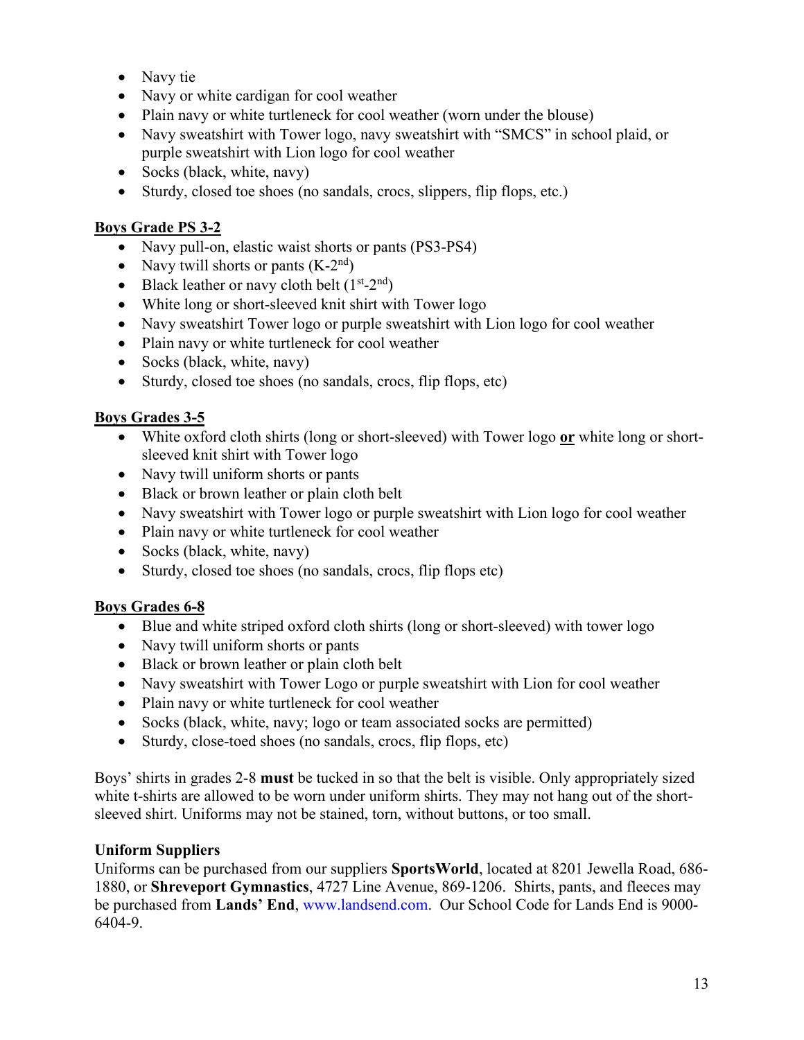- Navy tie
- Navy or white cardigan for cool weather
- Plain navy or white turtleneck for cool weather (worn under the blouse)
- Navy sweatshirt with Tower logo, navy sweatshirt with "SMCS" in school plaid, or purple sweatshirt with Lion logo for cool weather
- Socks (black, white, navy)
- Sturdy, closed toe shoes (no sandals, crocs, slippers, flip flops, etc.)

**Boys Grade PS 3-2**

- Navy pull-on, elastic waist shorts or pants (PS3-PS4)
- Navy twill shorts or pants (K-2nd)
- Black leather or navy cloth belt (1st-2nd)
- White long or short-sleeved knit shirt with Tower logo
- Navy sweatshirt Tower logo or purple sweatshirt with Lion logo for cool weather
- Plain navy or white turtleneck for cool weather
- Socks (black, white, navy)
- Sturdy, closed toe shoes (no sandals, crocs, flip flops, etc)

**Boys Grades 3-5**

- White oxford cloth shirts (long or short-sleeved) with Tower logo **or** white long or short-sleeved knit shirt with Tower logo
- Navy twill uniform shorts or pants
- Black or brown leather or plain cloth belt
- Navy sweatshirt with Tower logo or purple sweatshirt with Lion logo for cool weather
- Plain navy or white turtleneck for cool weather
- Socks (black, white, navy)
- Sturdy, closed toe shoes (no sandals, crocs, flip flops etc)

**Boys Grades 6-8**

- Blue and white striped oxford cloth shirts (long or short-sleeved) with tower logo
- Navy twill uniform shorts or pants
- Black or brown leather or plain cloth belt
- Navy sweatshirt with Tower Logo or purple sweatshirt with Lion for cool weather
- Plain navy or white turtleneck for cool weather
- Socks (black, white, navy; logo or team associated socks are permitted)
- Sturdy, close-toed shoes (no sandals, crocs, flip flops, etc)

Boys' shirts in grades 2-8 **must** be tucked in so that the belt is visible. Only appropriately sized white t-shirts are allowed to be worn under uniform shirts. They may not hang out of the short-sleeved shirt. Uniforms may not be stained, torn, without buttons, or too small.

**Uniform Suppliers**

Uniforms can be purchased from our suppliers **SportsWorld**, located at 8201 Jewella Road, 686-1880, or **Shreveport Gymnastics**, 4727 Line Avenue, 869-1206. Shirts, pants, and fleeces may be purchased from **Lands' End**, www.landsend.com. Our School Code for Lands End is 9000-6404-9.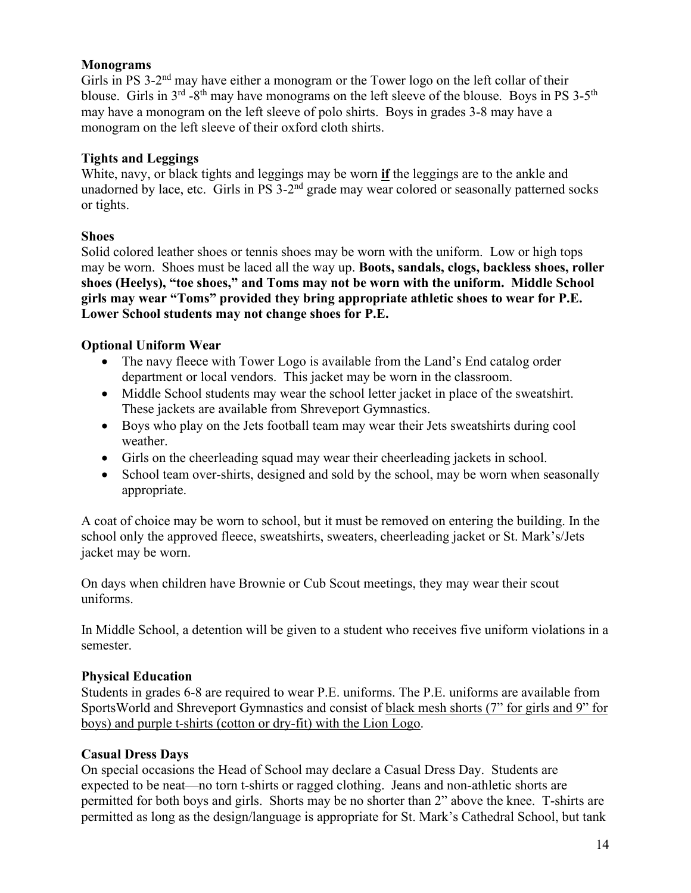**Monograms**
Girls in PS 3-2nd may have either a monogram or the Tower logo on the left collar of their blouse. Girls in 3rd -8th may have monograms on the left sleeve of the blouse. Boys in PS 3-5th may have a monogram on the left sleeve of polo shirts. Boys in grades 3-8 may have a monogram on the left sleeve of their oxford cloth shirts.

**Tights and Leggings**
White, navy, or black tights and leggings may be worn **if** the leggings are to the ankle and unadorned by lace, etc. Girls in PS 3-2nd grade may wear colored or seasonally patterned socks or tights.

**Shoes**
Solid colored leather shoes or tennis shoes may be worn with the uniform. Low or high tops may be worn. Shoes must be laced all the way up. **Boots, sandals, clogs, backless shoes, roller shoes (Heelys), "toe shoes," and Toms may not be worn with the uniform. Middle School girls may wear "Toms" provided they bring appropriate athletic shoes to wear for P.E. Lower School students may not change shoes for P.E.**

**Optional Uniform Wear**

- The navy fleece with Tower Logo is available from the Land's End catalog order department or local vendors. This jacket may be worn in the classroom.
- Middle School students may wear the school letter jacket in place of the sweatshirt. These jackets are available from Shreveport Gymnastics.
- Boys who play on the Jets football team may wear their Jets sweatshirts during cool weather.
- Girls on the cheerleading squad may wear their cheerleading jackets in school.
- School team over-shirts, designed and sold by the school, may be worn when seasonally appropriate.

A coat of choice may be worn to school, but it must be removed on entering the building. In the school only the approved fleece, sweatshirts, sweaters, cheerleading jacket or St. Mark's/Jets jacket may be worn.

On days when children have Brownie or Cub Scout meetings, they may wear their scout uniforms.

In Middle School, a detention will be given to a student who receives five uniform violations in a semester.

**Physical Education**
Students in grades 6-8 are required to wear P.E. uniforms. The P.E. uniforms are available from SportsWorld and Shreveport Gymnastics and consist of black mesh shorts (7" for girls and 9" for boys) and purple t-shirts (cotton or dry-fit) with the Lion Logo.

**Casual Dress Days**
On special occasions the Head of School may declare a Casual Dress Day. Students are expected to be neat—no torn t-shirts or ragged clothing. Jeans and non-athletic shorts are permitted for both boys and girls. Shorts may be no shorter than 2" above the knee. T-shirts are permitted as long as the design/language is appropriate for St. Mark's Cathedral School, but tank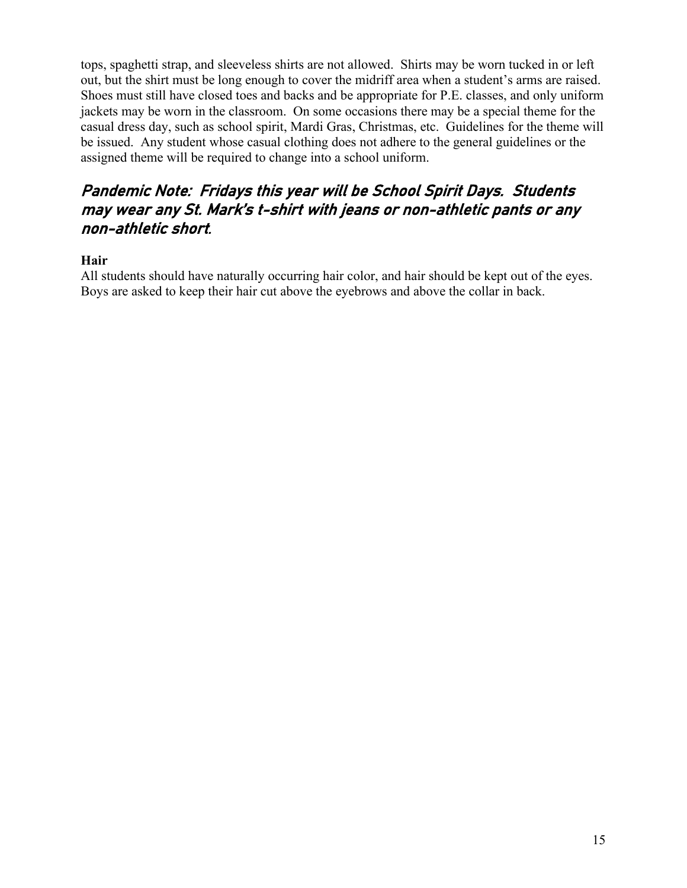tops, spaghetti strap, and sleeveless shirts are not allowed. Shirts may be worn tucked in or left out, but the shirt must be long enough to cover the midriff area when a student's arms are raised. Shoes must still have closed toes and backs and be appropriate for P.E. classes, and only uniform jackets may be worn in the classroom. On some occasions there may be a special theme for the casual dress day, such as school spirit, Mardi Gras, Christmas, etc. Guidelines for the theme will be issued. Any student whose casual clothing does not adhere to the general guidelines or the assigned theme will be required to change into a school uniform.

### *Pandemic Note: Fridays this year will be School Spirit Days. Students may wear any St. Mark's t-shirt with jeans or non-athletic pants or any non-athletic short.*

**Hair**

All students should have naturally occurring hair color, and hair should be kept out of the eyes. Boys are asked to keep their hair cut above the eyebrows and above the collar in back.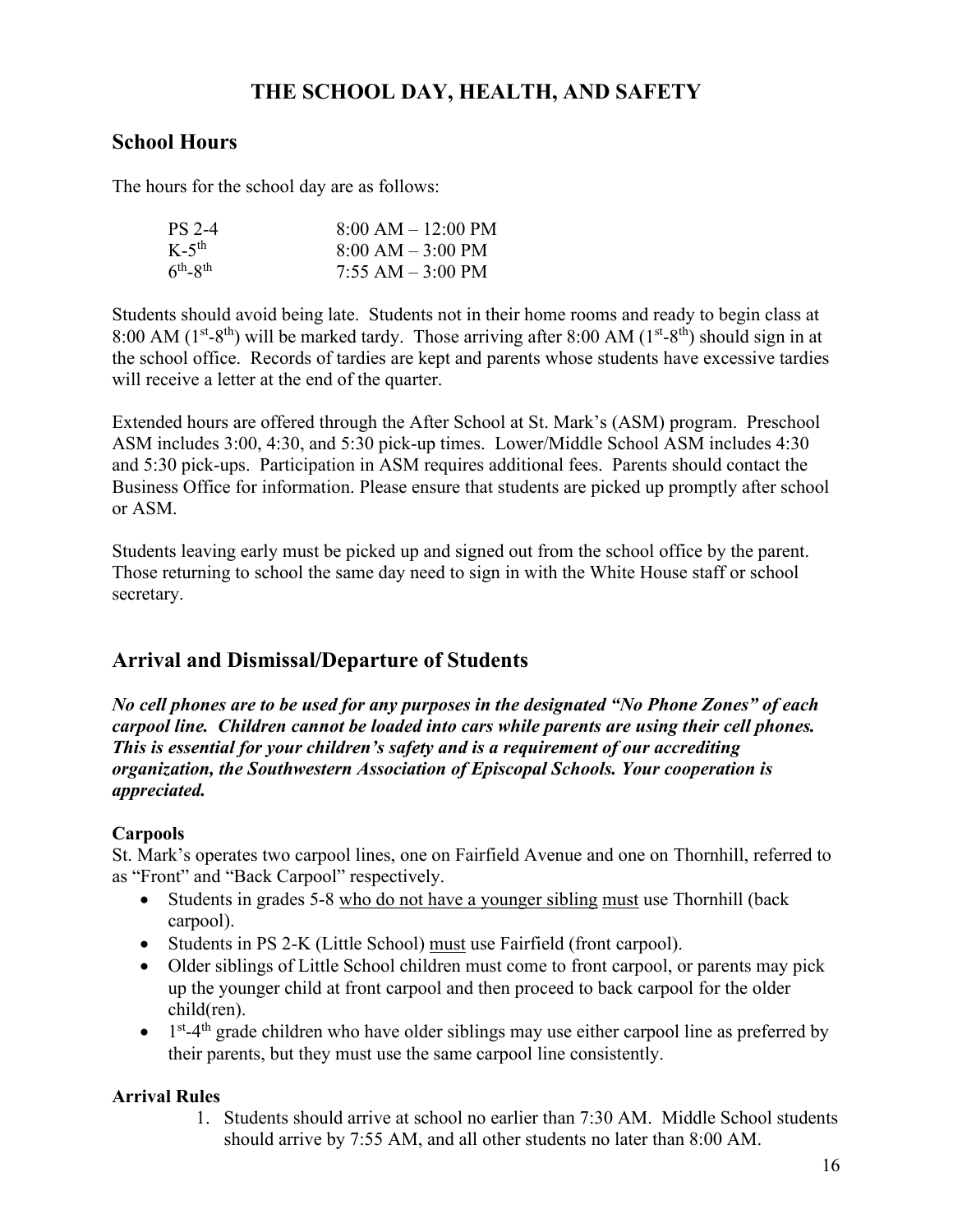# THE SCHOOL DAY, HEALTH, AND SAFETY

## School Hours

The hours for the school day are as follows:

| | |
|---|---|
| PS 2-4 | 8:00 AM – 12:00 PM |
| K-5th | 8:00 AM – 3:00 PM |
| 6th-8th | 7:55 AM – 3:00 PM |

Students should avoid being late. Students not in their home rooms and ready to begin class at 8:00 AM (1st-8th) will be marked tardy. Those arriving after 8:00 AM (1st-8th) should sign in at the school office. Records of tardies are kept and parents whose students have excessive tardies will receive a letter at the end of the quarter.

Extended hours are offered through the After School at St. Mark's (ASM) program. Preschool ASM includes 3:00, 4:30, and 5:30 pick-up times. Lower/Middle School ASM includes 4:30 and 5:30 pick-ups. Participation in ASM requires additional fees. Parents should contact the Business Office for information. Please ensure that students are picked up promptly after school or ASM.

Students leaving early must be picked up and signed out from the school office by the parent. Those returning to school the same day need to sign in with the White House staff or school secretary.

## Arrival and Dismissal/Departure of Students

***No cell phones are to be used for any purposes in the designated "No Phone Zones" of each carpool line. Children cannot be loaded into cars while parents are using their cell phones. This is essential for your children's safety and is a requirement of our accrediting organization, the Southwestern Association of Episcopal Schools. Your cooperation is appreciated.***

### Carpools

St. Mark's operates two carpool lines, one on Fairfield Avenue and one on Thornhill, referred to as "Front" and "Back Carpool" respectively.

- Students in grades 5-8 <u>who do not have a younger sibling</u> <u>must</u> use Thornhill (back carpool).
- Students in PS 2-K (Little School) <u>must</u> use Fairfield (front carpool).
- Older siblings of Little School children must come to front carpool, or parents may pick up the younger child at front carpool and then proceed to back carpool for the older child(ren).
- 1st-4th grade children who have older siblings may use either carpool line as preferred by their parents, but they must use the same carpool line consistently.

### Arrival Rules

1. Students should arrive at school no earlier than 7:30 AM. Middle School students should arrive by 7:55 AM, and all other students no later than 8:00 AM.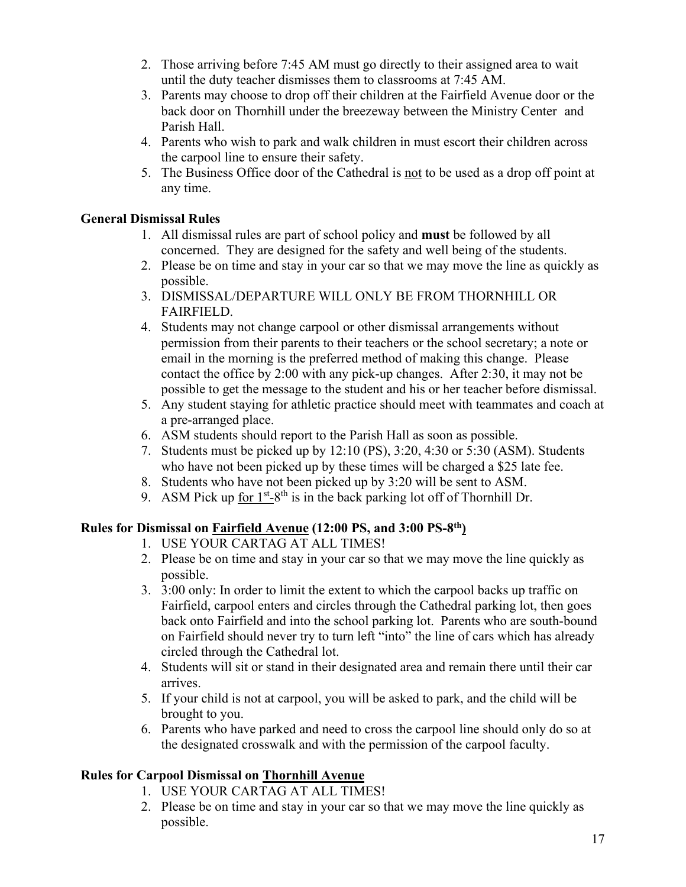2. Those arriving before 7:45 AM must go directly to their assigned area to wait until the duty teacher dismisses them to classrooms at 7:45 AM.
3. Parents may choose to drop off their children at the Fairfield Avenue door or the back door on Thornhill under the breezeway between the Ministry Center and Parish Hall.
4. Parents who wish to park and walk children in must escort their children across the carpool line to ensure their safety.
5. The Business Office door of the Cathedral is <u>not</u> to be used as a drop off point at any time.

### General Dismissal Rules

1. All dismissal rules are part of school policy and **must** be followed by all concerned. They are designed for the safety and well being of the students.
2. Please be on time and stay in your car so that we may move the line as quickly as possible.
3. DISMISSAL/DEPARTURE WILL ONLY BE FROM THORNHILL OR FAIRFIELD.
4. Students may not change carpool or other dismissal arrangements without permission from their parents to their teachers or the school secretary; a note or email in the morning is the preferred method of making this change. Please contact the office by 2:00 with any pick-up changes. After 2:30, it may not be possible to get the message to the student and his or her teacher before dismissal.
5. Any student staying for athletic practice should meet with teammates and coach at a pre-arranged place.
6. ASM students should report to the Parish Hall as soon as possible.
7. Students must be picked up by 12:10 (PS), 3:20, 4:30 or 5:30 (ASM). Students who have not been picked up by these times will be charged a $25 late fee.
8. Students who have not been picked up by 3:20 will be sent to ASM.
9. ASM Pick up <u>for 1st-8th</u> is in the back parking lot off of Thornhill Dr.

### Rules for Dismissal on <u>Fairfield Avenue</u> (12:00 PS, and 3:00 PS-8th)

1. USE YOUR CARTAG AT ALL TIMES!
2. Please be on time and stay in your car so that we may move the line quickly as possible.
3. 3:00 only: In order to limit the extent to which the carpool backs up traffic on Fairfield, carpool enters and circles through the Cathedral parking lot, then goes back onto Fairfield and into the school parking lot. Parents who are south-bound on Fairfield should never try to turn left "into" the line of cars which has already circled through the Cathedral lot.
4. Students will sit or stand in their designated area and remain there until their car arrives.
5. If your child is not at carpool, you will be asked to park, and the child will be brought to you.
6. Parents who have parked and need to cross the carpool line should only do so at the designated crosswalk and with the permission of the carpool faculty.

### Rules for Carpool Dismissal on <u>Thornhill Avenue</u>

1. USE YOUR CARTAG AT ALL TIMES!
2. Please be on time and stay in your car so that we may move the line quickly as possible.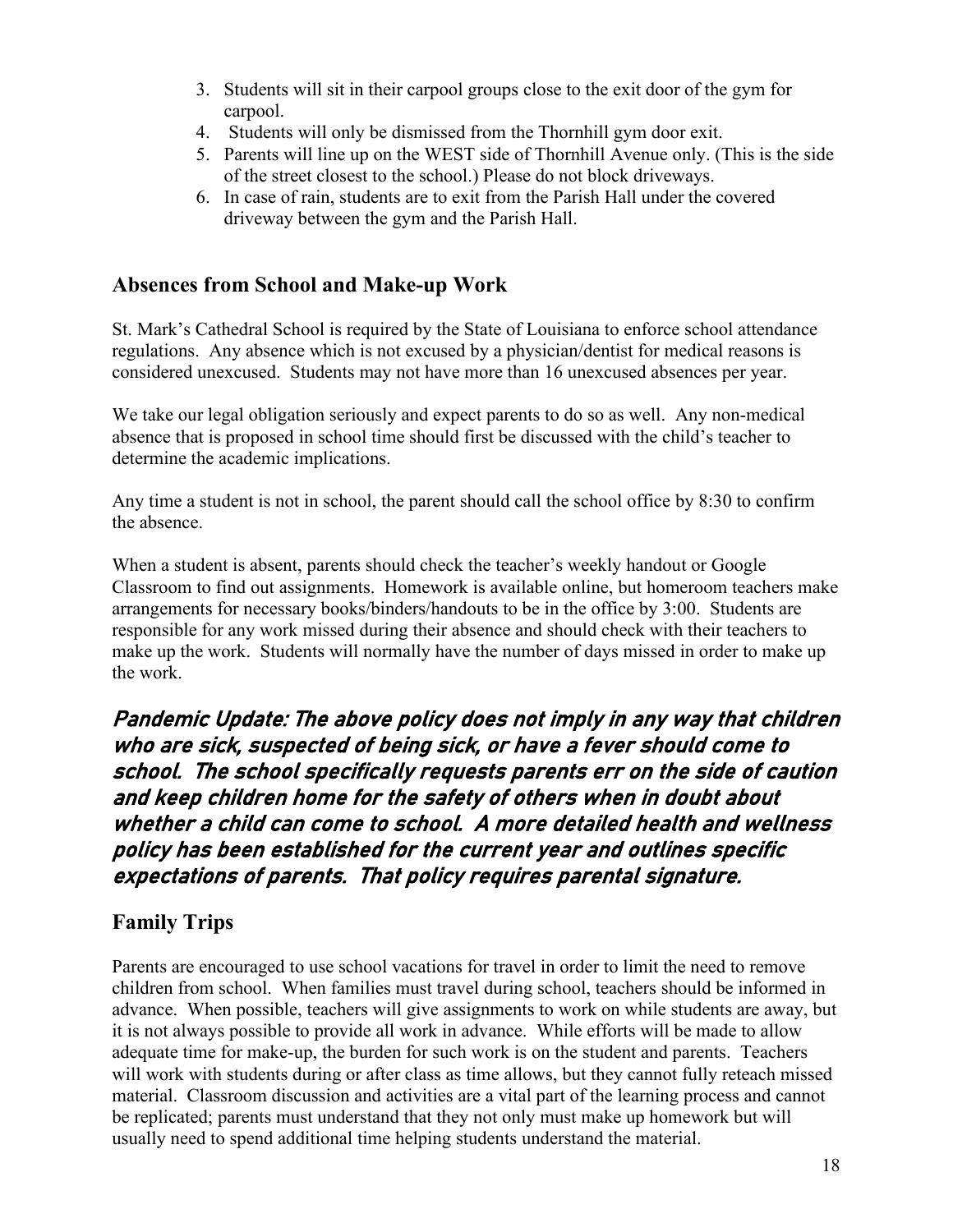3. Students will sit in their carpool groups close to the exit door of the gym for carpool.
4. Students will only be dismissed from the Thornhill gym door exit.
5. Parents will line up on the WEST side of Thornhill Avenue only. (This is the side of the street closest to the school.) Please do not block driveways.
6. In case of rain, students are to exit from the Parish Hall under the covered driveway between the gym and the Parish Hall.

## Absences from School and Make-up Work

St. Mark's Cathedral School is required by the State of Louisiana to enforce school attendance regulations. Any absence which is not excused by a physician/dentist for medical reasons is considered unexcused. Students may not have more than 16 unexcused absences per year.

We take our legal obligation seriously and expect parents to do so as well. Any non-medical absence that is proposed in school time should first be discussed with the child's teacher to determine the academic implications.

Any time a student is not in school, the parent should call the school office by 8:30 to confirm the absence.

When a student is absent, parents should check the teacher's weekly handout or Google Classroom to find out assignments. Homework is available online, but homeroom teachers make arrangements for necessary books/binders/handouts to be in the office by 3:00. Students are responsible for any work missed during their absence and should check with their teachers to make up the work. Students will normally have the number of days missed in order to make up the work.

***Pandemic Update: The above policy does not imply in any way that children who are sick, suspected of being sick, or have a fever should come to school. The school specifically requests parents err on the side of caution and keep children home for the safety of others when in doubt about whether a child can come to school. A more detailed health and wellness policy has been established for the current year and outlines specific expectations of parents. That policy requires parental signature.***

## Family Trips

Parents are encouraged to use school vacations for travel in order to limit the need to remove children from school. When families must travel during school, teachers should be informed in advance. When possible, teachers will give assignments to work on while students are away, but it is not always possible to provide all work in advance. While efforts will be made to allow adequate time for make-up, the burden for such work is on the student and parents. Teachers will work with students during or after class as time allows, but they cannot fully reteach missed material. Classroom discussion and activities are a vital part of the learning process and cannot be replicated; parents must understand that they not only must make up homework but will usually need to spend additional time helping students understand the material.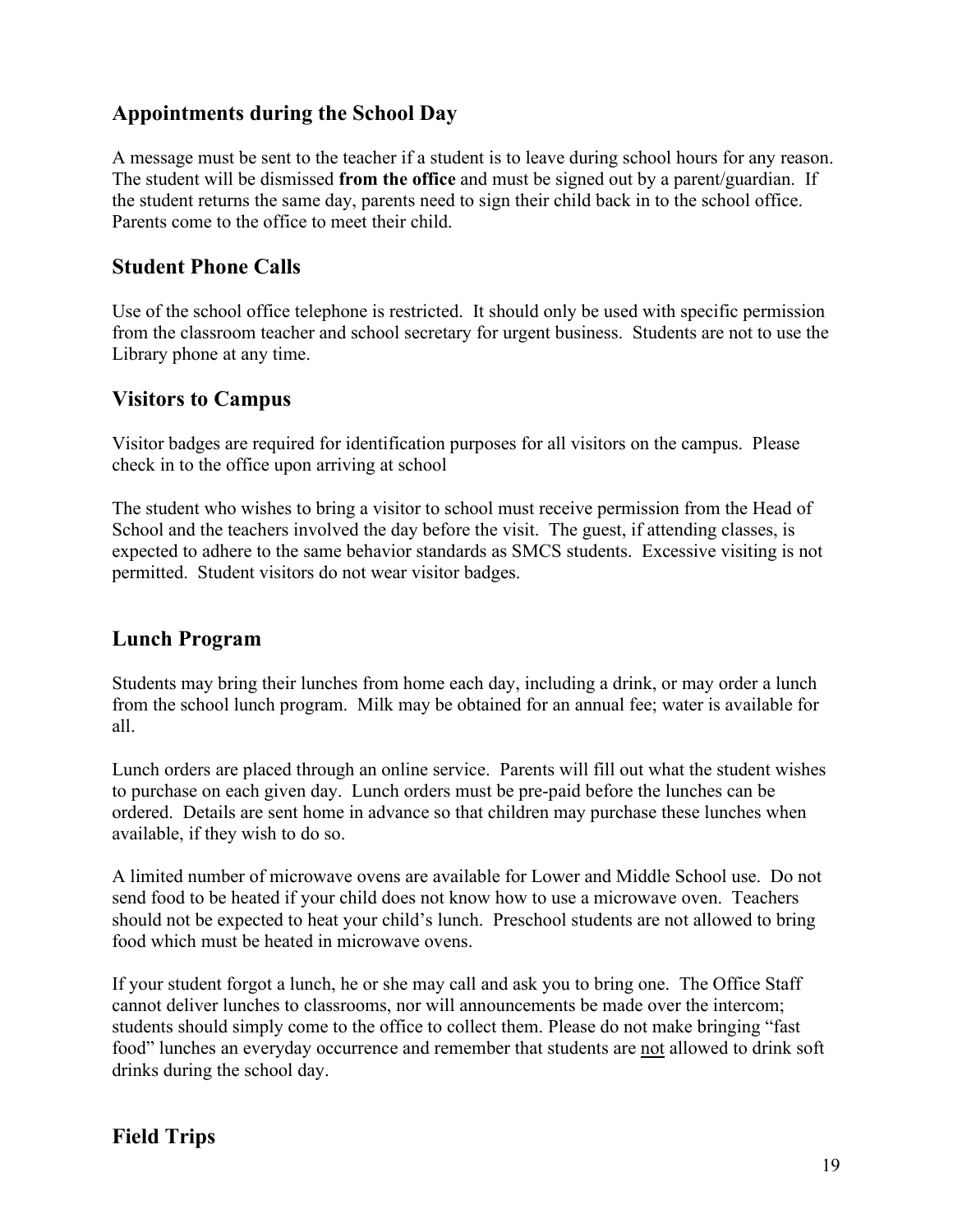## Appointments during the School Day

A message must be sent to the teacher if a student is to leave during school hours for any reason. The student will be dismissed **from the office** and must be signed out by a parent/guardian. If the student returns the same day, parents need to sign their child back in to the school office. Parents come to the office to meet their child.

## Student Phone Calls

Use of the school office telephone is restricted. It should only be used with specific permission from the classroom teacher and school secretary for urgent business. Students are not to use the Library phone at any time.

## Visitors to Campus

Visitor badges are required for identification purposes for all visitors on the campus. Please check in to the office upon arriving at school

The student who wishes to bring a visitor to school must receive permission from the Head of School and the teachers involved the day before the visit. The guest, if attending classes, is expected to adhere to the same behavior standards as SMCS students. Excessive visiting is not permitted. Student visitors do not wear visitor badges.

## Lunch Program

Students may bring their lunches from home each day, including a drink, or may order a lunch from the school lunch program. Milk may be obtained for an annual fee; water is available for all.

Lunch orders are placed through an online service. Parents will fill out what the student wishes to purchase on each given day. Lunch orders must be pre-paid before the lunches can be ordered. Details are sent home in advance so that children may purchase these lunches when available, if they wish to do so.

A limited number of microwave ovens are available for Lower and Middle School use. Do not send food to be heated if your child does not know how to use a microwave oven. Teachers should not be expected to heat your child's lunch. Preschool students are not allowed to bring food which must be heated in microwave ovens.

If your student forgot a lunch, he or she may call and ask you to bring one. The Office Staff cannot deliver lunches to classrooms, nor will announcements be made over the intercom; students should simply come to the office to collect them. Please do not make bringing "fast food" lunches an everyday occurrence and remember that students are <u>not</u> allowed to drink soft drinks during the school day.

## Field Trips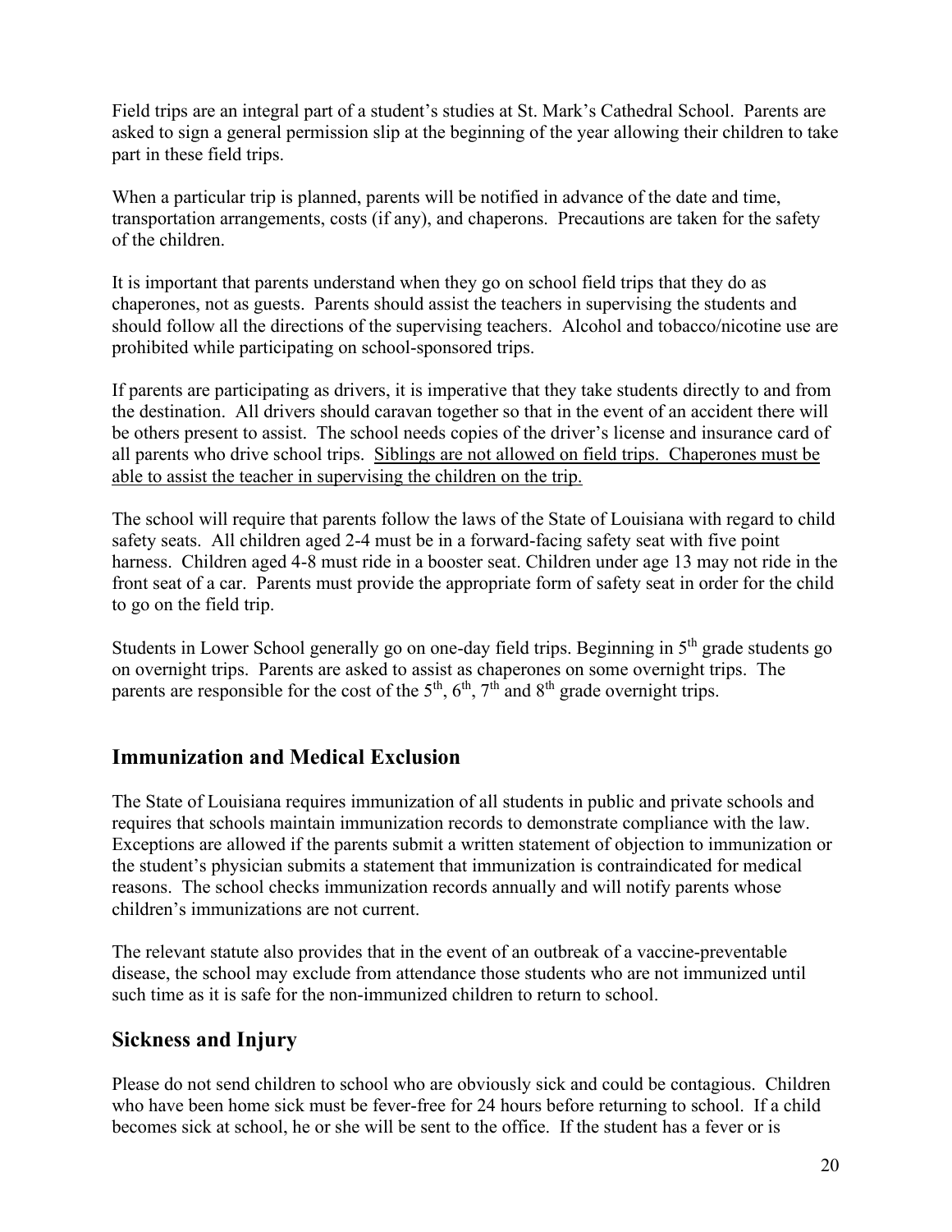Field trips are an integral part of a student's studies at St. Mark's Cathedral School. Parents are asked to sign a general permission slip at the beginning of the year allowing their children to take part in these field trips.

When a particular trip is planned, parents will be notified in advance of the date and time, transportation arrangements, costs (if any), and chaperons. Precautions are taken for the safety of the children.

It is important that parents understand when they go on school field trips that they do as chaperones, not as guests. Parents should assist the teachers in supervising the students and should follow all the directions of the supervising teachers. Alcohol and tobacco/nicotine use are prohibited while participating on school-sponsored trips.

If parents are participating as drivers, it is imperative that they take students directly to and from the destination. All drivers should caravan together so that in the event of an accident there will be others present to assist. The school needs copies of the driver's license and insurance card of all parents who drive school trips. <u>Siblings are not allowed on field trips. Chaperones must be able to assist the teacher in supervising the children on the trip.</u>

The school will require that parents follow the laws of the State of Louisiana with regard to child safety seats. All children aged 2-4 must be in a forward-facing safety seat with five point harness. Children aged 4-8 must ride in a booster seat. Children under age 13 may not ride in the front seat of a car. Parents must provide the appropriate form of safety seat in order for the child to go on the field trip.

Students in Lower School generally go on one-day field trips. Beginning in 5th grade students go on overnight trips. Parents are asked to assist as chaperones on some overnight trips. The parents are responsible for the cost of the 5th, 6th, 7th and 8th grade overnight trips.

## Immunization and Medical Exclusion

The State of Louisiana requires immunization of all students in public and private schools and requires that schools maintain immunization records to demonstrate compliance with the law. Exceptions are allowed if the parents submit a written statement of objection to immunization or the student's physician submits a statement that immunization is contraindicated for medical reasons. The school checks immunization records annually and will notify parents whose children's immunizations are not current.

The relevant statute also provides that in the event of an outbreak of a vaccine-preventable disease, the school may exclude from attendance those students who are not immunized until such time as it is safe for the non-immunized children to return to school.

## Sickness and Injury

Please do not send children to school who are obviously sick and could be contagious. Children who have been home sick must be fever-free for 24 hours before returning to school. If a child becomes sick at school, he or she will be sent to the office. If the student has a fever or is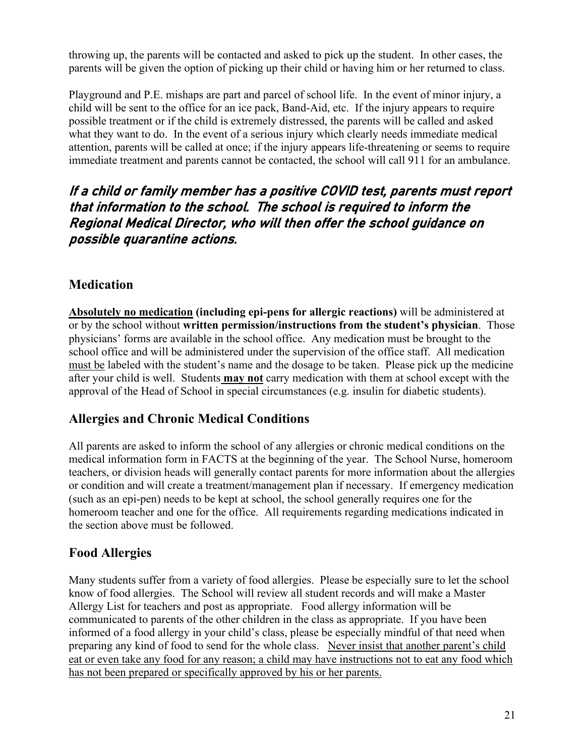throwing up, the parents will be contacted and asked to pick up the student. In other cases, the parents will be given the option of picking up their child or having him or her returned to class.

Playground and P.E. mishaps are part and parcel of school life. In the event of minor injury, a child will be sent to the office for an ice pack, Band-Aid, etc. If the injury appears to require possible treatment or if the child is extremely distressed, the parents will be called and asked what they want to do. In the event of a serious injury which clearly needs immediate medical attention, parents will be called at once; if the injury appears life-threatening or seems to require immediate treatment and parents cannot be contacted, the school will call 911 for an ambulance.

***If a child or family member has a positive COVID test, parents must report that information to the school. The school is required to inform the Regional Medical Director, who will then offer the school guidance on possible quarantine actions.***

## Medication

<u>**Absolutely no medication**</u> **(including epi-pens for allergic reactions)** will be administered at or by the school without **written permission/instructions from the student's physician**. Those physicians' forms are available in the school office. Any medication must be brought to the school office and will be administered under the supervision of the office staff. All medication <u>must be</u> labeled with the student's name and the dosage to be taken. Please pick up the medicine after your child is well. Students <u>**may not**</u> carry medication with them at school except with the approval of the Head of School in special circumstances (e.g. insulin for diabetic students).

## Allergies and Chronic Medical Conditions

All parents are asked to inform the school of any allergies or chronic medical conditions on the medical information form in FACTS at the beginning of the year. The School Nurse, homeroom teachers, or division heads will generally contact parents for more information about the allergies or condition and will create a treatment/management plan if necessary. If emergency medication (such as an epi-pen) needs to be kept at school, the school generally requires one for the homeroom teacher and one for the office. All requirements regarding medications indicated in the section above must be followed.

## Food Allergies

Many students suffer from a variety of food allergies. Please be especially sure to let the school know of food allergies. The School will review all student records and will make a Master Allergy List for teachers and post as appropriate. Food allergy information will be communicated to parents of the other children in the class as appropriate. If you have been informed of a food allergy in your child's class, please be especially mindful of that need when preparing any kind of food to send for the whole class. <u>Never insist that another parent's child eat or even take any food for any reason; a child may have instructions not to eat any food which has not been prepared or specifically approved by his or her parents.</u>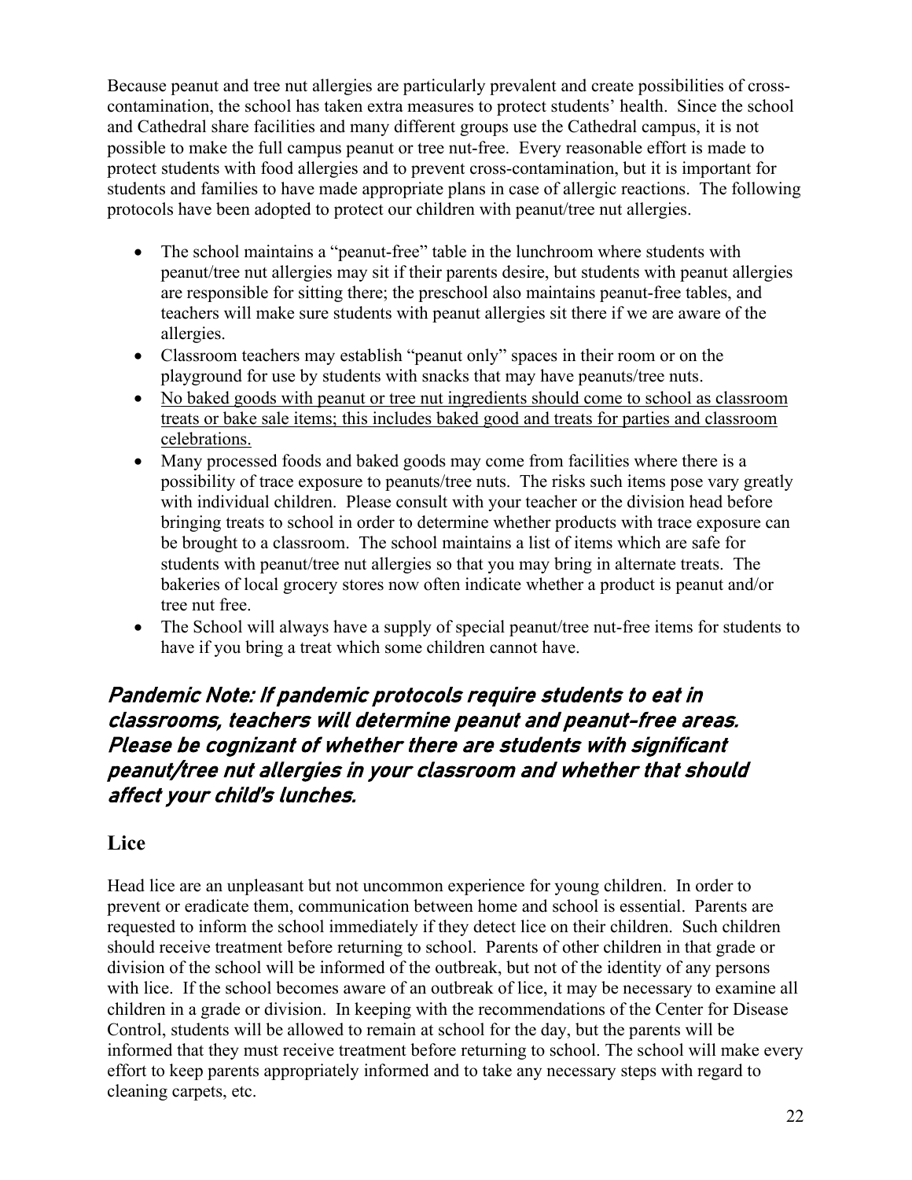Because peanut and tree nut allergies are particularly prevalent and create possibilities of cross-contamination, the school has taken extra measures to protect students' health. Since the school and Cathedral share facilities and many different groups use the Cathedral campus, it is not possible to make the full campus peanut or tree nut-free. Every reasonable effort is made to protect students with food allergies and to prevent cross-contamination, but it is important for students and families to have made appropriate plans in case of allergic reactions. The following protocols have been adopted to protect our children with peanut/tree nut allergies.

- The school maintains a "peanut-free" table in the lunchroom where students with peanut/tree nut allergies may sit if their parents desire, but students with peanut allergies are responsible for sitting there; the preschool also maintains peanut-free tables, and teachers will make sure students with peanut allergies sit there if we are aware of the allergies.
- Classroom teachers may establish "peanut only" spaces in their room or on the playground for use by students with snacks that may have peanuts/tree nuts.
- <u>No baked goods with peanut or tree nut ingredients should come to school as classroom treats or bake sale items; this includes baked good and treats for parties and classroom celebrations.</u>
- Many processed foods and baked goods may come from facilities where there is a possibility of trace exposure to peanuts/tree nuts. The risks such items pose vary greatly with individual children. Please consult with your teacher or the division head before bringing treats to school in order to determine whether products with trace exposure can be brought to a classroom. The school maintains a list of items which are safe for students with peanut/tree nut allergies so that you may bring in alternate treats. The bakeries of local grocery stores now often indicate whether a product is peanut and/or tree nut free.
- The School will always have a supply of special peanut/tree nut-free items for students to have if you bring a treat which some children cannot have.

***Pandemic Note: If pandemic protocols require students to eat in classrooms, teachers will determine peanut and peanut-free areas. Please be cognizant of whether there are students with significant peanut/tree nut allergies in your classroom and whether that should affect your child's lunches.***

## Lice

Head lice are an unpleasant but not uncommon experience for young children. In order to prevent or eradicate them, communication between home and school is essential. Parents are requested to inform the school immediately if they detect lice on their children. Such children should receive treatment before returning to school. Parents of other children in that grade or division of the school will be informed of the outbreak, but not of the identity of any persons with lice. If the school becomes aware of an outbreak of lice, it may be necessary to examine all children in a grade or division. In keeping with the recommendations of the Center for Disease Control, students will be allowed to remain at school for the day, but the parents will be informed that they must receive treatment before returning to school. The school will make every effort to keep parents appropriately informed and to take any necessary steps with regard to cleaning carpets, etc.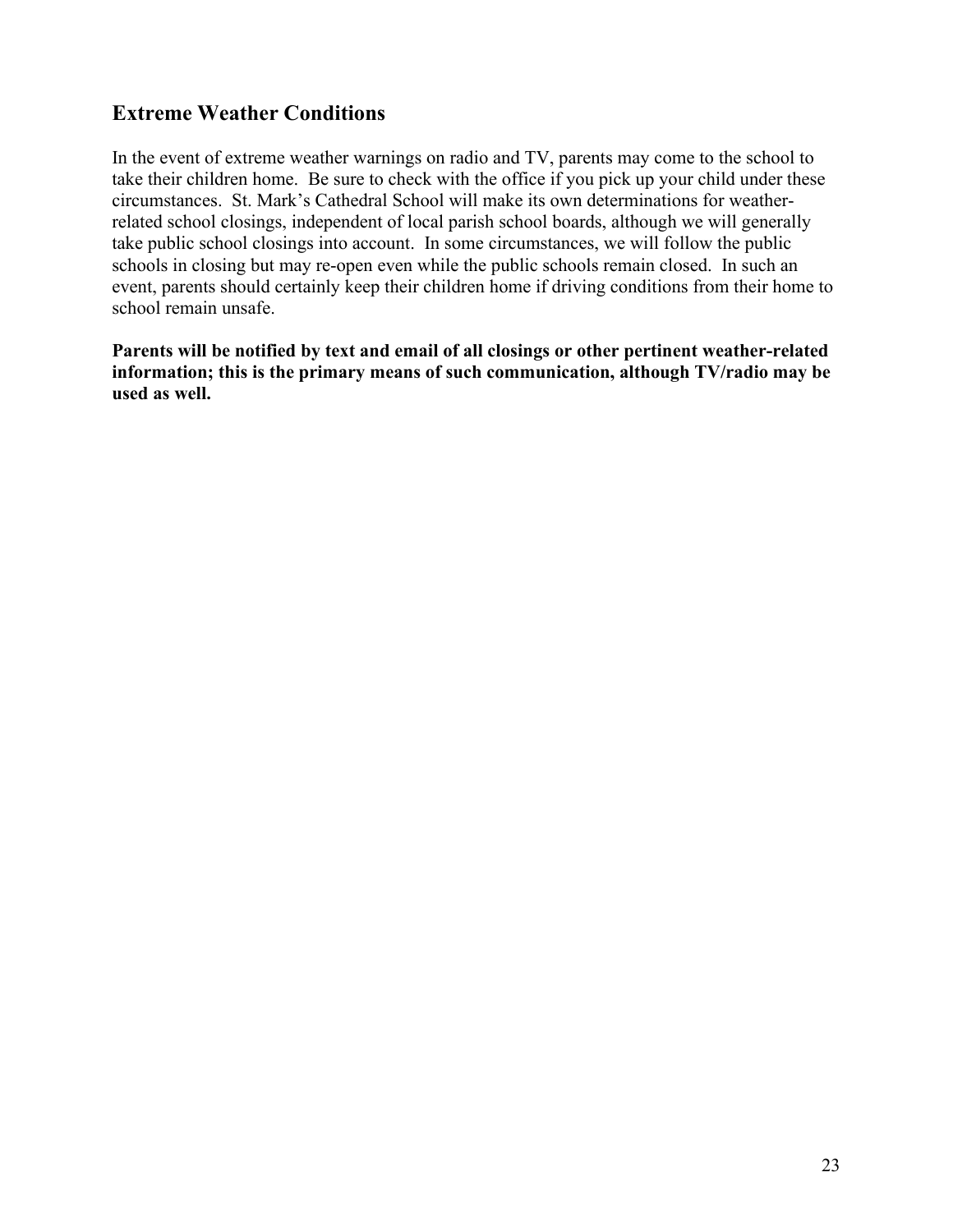## Extreme Weather Conditions

In the event of extreme weather warnings on radio and TV, parents may come to the school to take their children home. Be sure to check with the office if you pick up your child under these circumstances. St. Mark's Cathedral School will make its own determinations for weather-related school closings, independent of local parish school boards, although we will generally take public school closings into account. In some circumstances, we will follow the public schools in closing but may re-open even while the public schools remain closed. In such an event, parents should certainly keep their children home if driving conditions from their home to school remain unsafe.

**Parents will be notified by text and email of all closings or other pertinent weather-related information; this is the primary means of such communication, although TV/radio may be used as well.**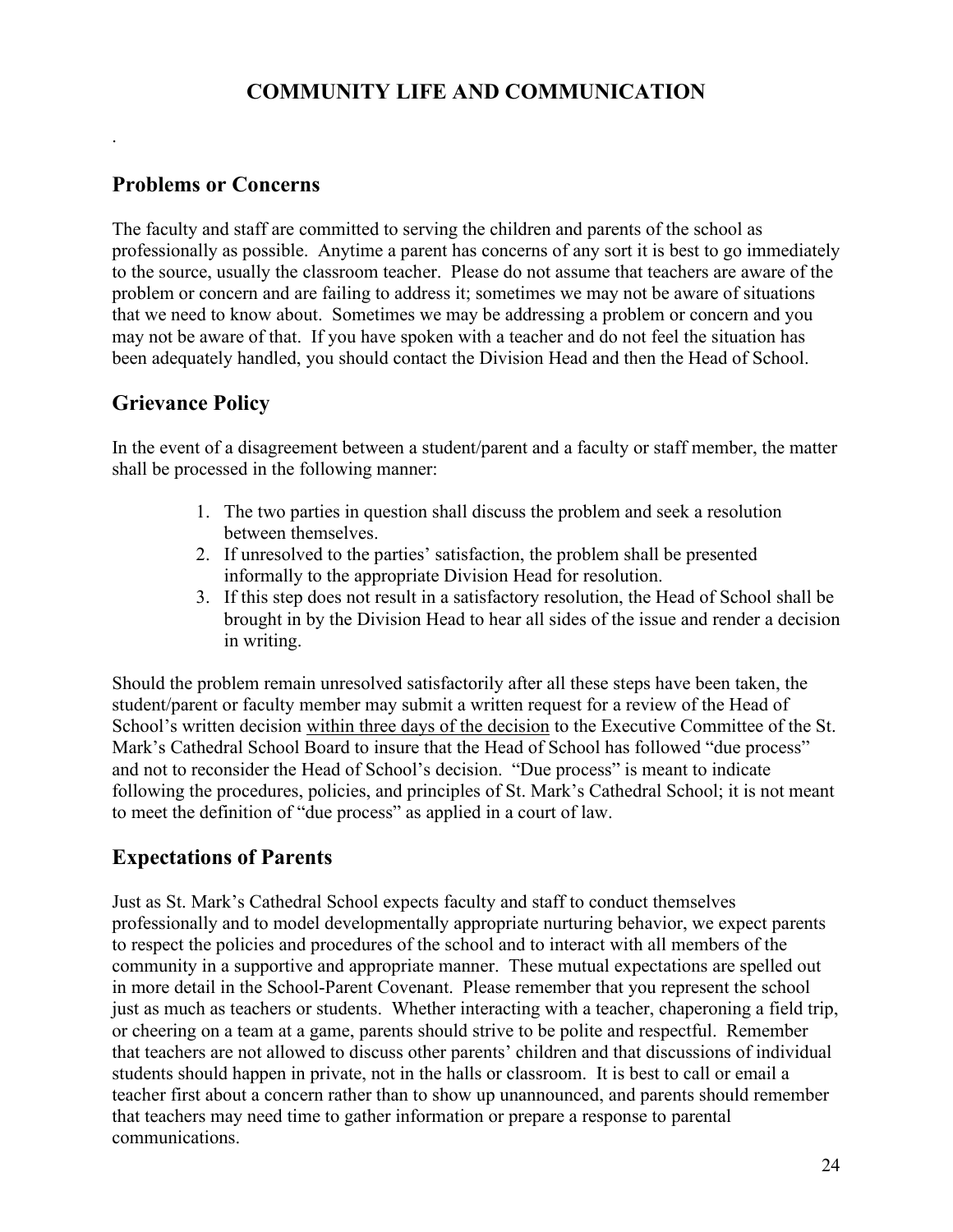# COMMUNITY LIFE AND COMMUNICATION

.

## Problems or Concerns

The faculty and staff are committed to serving the children and parents of the school as professionally as possible. Anytime a parent has concerns of any sort it is best to go immediately to the source, usually the classroom teacher. Please do not assume that teachers are aware of the problem or concern and are failing to address it; sometimes we may not be aware of situations that we need to know about. Sometimes we may be addressing a problem or concern and you may not be aware of that. If you have spoken with a teacher and do not feel the situation has been adequately handled, you should contact the Division Head and then the Head of School.

## Grievance Policy

In the event of a disagreement between a student/parent and a faculty or staff member, the matter shall be processed in the following manner:

1. The two parties in question shall discuss the problem and seek a resolution between themselves.
2. If unresolved to the parties' satisfaction, the problem shall be presented informally to the appropriate Division Head for resolution.
3. If this step does not result in a satisfactory resolution, the Head of School shall be brought in by the Division Head to hear all sides of the issue and render a decision in writing.

Should the problem remain unresolved satisfactorily after all these steps have been taken, the student/parent or faculty member may submit a written request for a review of the Head of School's written decision <u>within three days of the decision</u> to the Executive Committee of the St. Mark's Cathedral School Board to insure that the Head of School has followed "due process" and not to reconsider the Head of School's decision. "Due process" is meant to indicate following the procedures, policies, and principles of St. Mark's Cathedral School; it is not meant to meet the definition of "due process" as applied in a court of law.

## Expectations of Parents

Just as St. Mark's Cathedral School expects faculty and staff to conduct themselves professionally and to model developmentally appropriate nurturing behavior, we expect parents to respect the policies and procedures of the school and to interact with all members of the community in a supportive and appropriate manner. These mutual expectations are spelled out in more detail in the School-Parent Covenant. Please remember that you represent the school just as much as teachers or students. Whether interacting with a teacher, chaperoning a field trip, or cheering on a team at a game, parents should strive to be polite and respectful. Remember that teachers are not allowed to discuss other parents' children and that discussions of individual students should happen in private, not in the halls or classroom. It is best to call or email a teacher first about a concern rather than to show up unannounced, and parents should remember that teachers may need time to gather information or prepare a response to parental communications.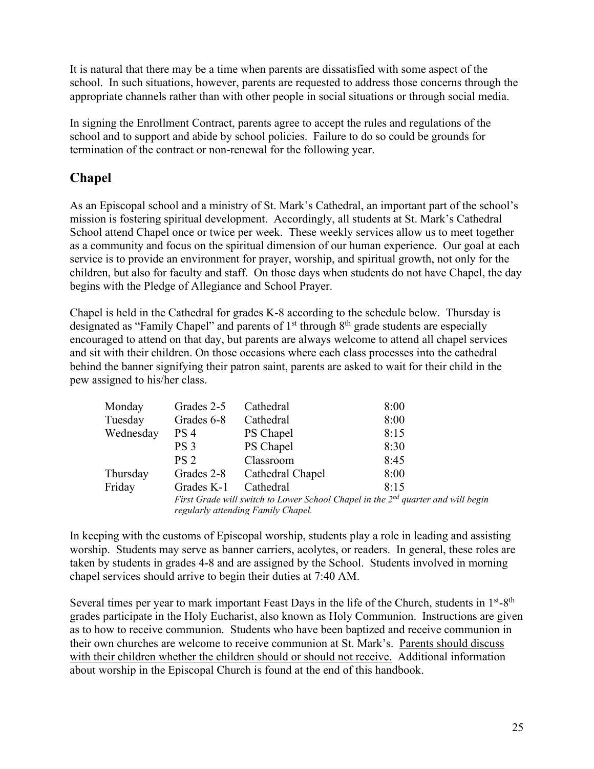It is natural that there may be a time when parents are dissatisfied with some aspect of the school. In such situations, however, parents are requested to address those concerns through the appropriate channels rather than with other people in social situations or through social media.

In signing the Enrollment Contract, parents agree to accept the rules and regulations of the school and to support and abide by school policies. Failure to do so could be grounds for termination of the contract or non-renewal for the following year.

## Chapel

As an Episcopal school and a ministry of St. Mark's Cathedral, an important part of the school's mission is fostering spiritual development. Accordingly, all students at St. Mark's Cathedral School attend Chapel once or twice per week. These weekly services allow us to meet together as a community and focus on the spiritual dimension of our human experience. Our goal at each service is to provide an environment for prayer, worship, and spiritual growth, not only for the children, but also for faculty and staff. On those days when students do not have Chapel, the day begins with the Pledge of Allegiance and School Prayer.

Chapel is held in the Cathedral for grades K-8 according to the schedule below. Thursday is designated as "Family Chapel" and parents of 1st through 8th grade students are especially encouraged to attend on that day, but parents are always welcome to attend all chapel services and sit with their children. On those occasions where each class processes into the cathedral behind the banner signifying their patron saint, parents are asked to wait for their child in the pew assigned to his/her class.

| | | | |
|---|---|---|---|
| Monday | Grades 2-5 | Cathedral | 8:00 |
| Tuesday | Grades 6-8 | Cathedral | 8:00 |
| Wednesday | PS 4 | PS Chapel | 8:15 |
| | PS 3 | PS Chapel | 8:30 |
| | PS 2 | Classroom | 8:45 |
| Thursday | Grades 2-8 | Cathedral Chapel | 8:00 |
| Friday | Grades K-1 | Cathedral | 8:15 |

*First Grade will switch to Lower School Chapel in the 2nd quarter and will begin regularly attending Family Chapel.*

In keeping with the customs of Episcopal worship, students play a role in leading and assisting worship. Students may serve as banner carriers, acolytes, or readers. In general, these roles are taken by students in grades 4-8 and are assigned by the School. Students involved in morning chapel services should arrive to begin their duties at 7:40 AM.

Several times per year to mark important Feast Days in the life of the Church, students in 1st-8th grades participate in the Holy Eucharist, also known as Holy Communion. Instructions are given as to how to receive communion. Students who have been baptized and receive communion in their own churches are welcome to receive communion at St. Mark's. Parents should discuss with their children whether the children should or should not receive. Additional information about worship in the Episcopal Church is found at the end of this handbook.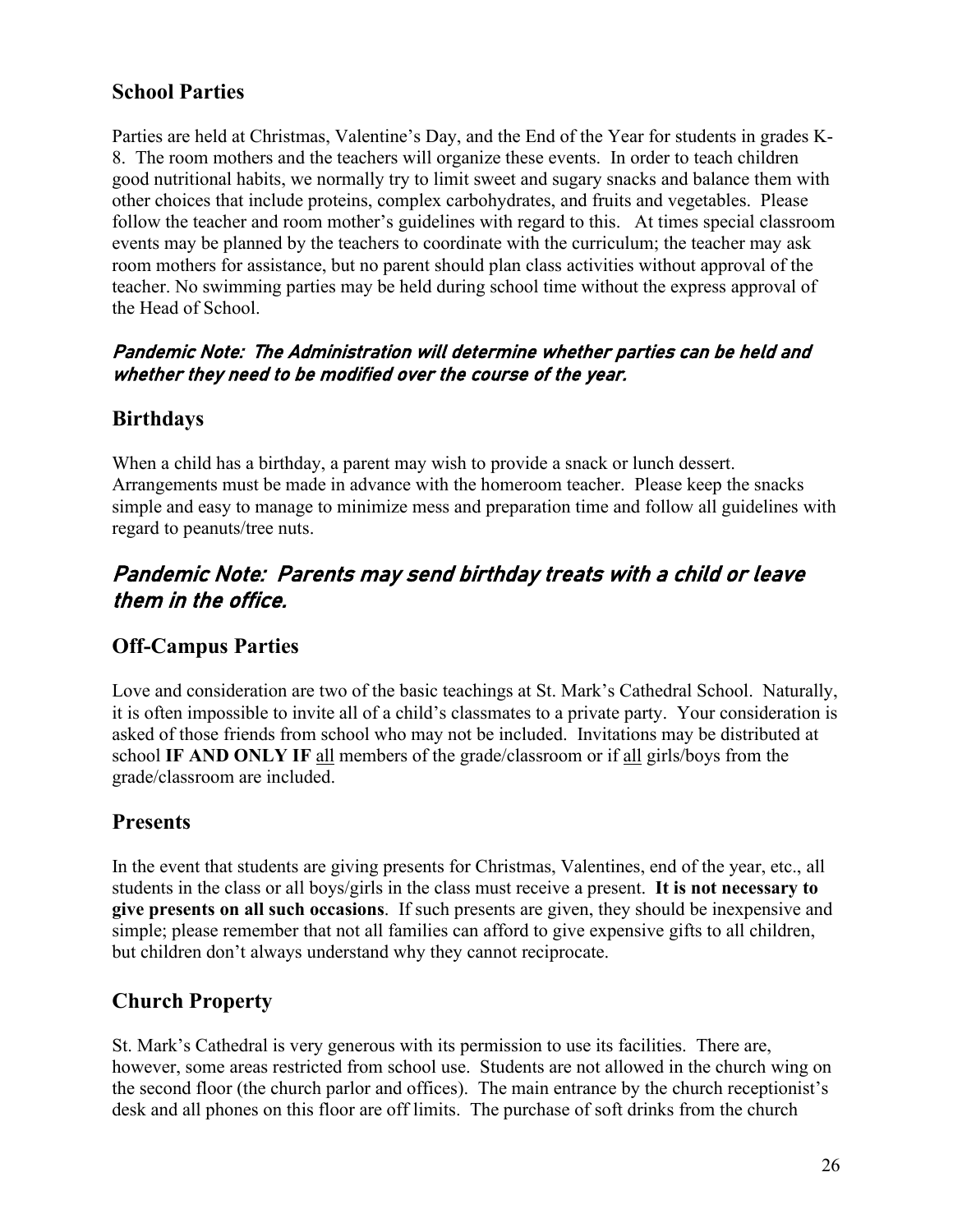## School Parties

Parties are held at Christmas, Valentine's Day, and the End of the Year for students in grades K-8. The room mothers and the teachers will organize these events. In order to teach children good nutritional habits, we normally try to limit sweet and sugary snacks and balance them with other choices that include proteins, complex carbohydrates, and fruits and vegetables. Please follow the teacher and room mother's guidelines with regard to this. At times special classroom events may be planned by the teachers to coordinate with the curriculum; the teacher may ask room mothers for assistance, but no parent should plan class activities without approval of the teacher. No swimming parties may be held during school time without the express approval of the Head of School.

***Pandemic Note: The Administration will determine whether parties can be held and whether they need to be modified over the course of the year.***

## Birthdays

When a child has a birthday, a parent may wish to provide a snack or lunch dessert. Arrangements must be made in advance with the homeroom teacher. Please keep the snacks simple and easy to manage to minimize mess and preparation time and follow all guidelines with regard to peanuts/tree nuts.

## *Pandemic Note: Parents may send birthday treats with a child or leave them in the office.*

## Off-Campus Parties

Love and consideration are two of the basic teachings at St. Mark's Cathedral School. Naturally, it is often impossible to invite all of a child's classmates to a private party. Your consideration is asked of those friends from school who may not be included. Invitations may be distributed at school **IF AND ONLY IF** all members of the grade/classroom or if all girls/boys from the grade/classroom are included.

## Presents

In the event that students are giving presents for Christmas, Valentines, end of the year, etc., all students in the class or all boys/girls in the class must receive a present. **It is not necessary to give presents on all such occasions**. If such presents are given, they should be inexpensive and simple; please remember that not all families can afford to give expensive gifts to all children, but children don't always understand why they cannot reciprocate.

## Church Property

St. Mark's Cathedral is very generous with its permission to use its facilities. There are, however, some areas restricted from school use. Students are not allowed in the church wing on the second floor (the church parlor and offices). The main entrance by the church receptionist's desk and all phones on this floor are off limits. The purchase of soft drinks from the church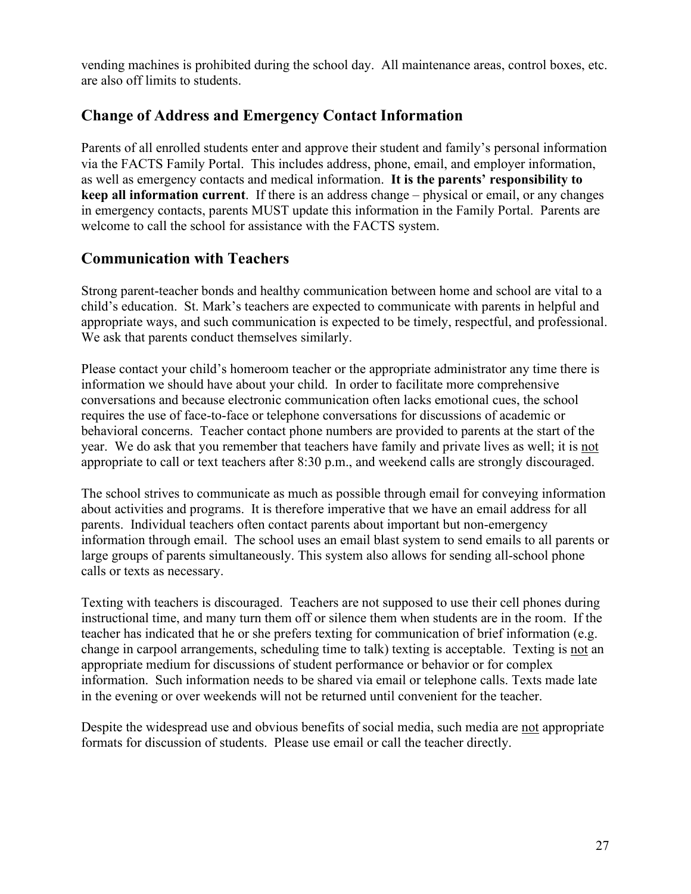vending machines is prohibited during the school day. All maintenance areas, control boxes, etc. are also off limits to students.

## Change of Address and Emergency Contact Information

Parents of all enrolled students enter and approve their student and family's personal information via the FACTS Family Portal. This includes address, phone, email, and employer information, as well as emergency contacts and medical information. **It is the parents' responsibility to keep all information current**. If there is an address change – physical or email, or any changes in emergency contacts, parents MUST update this information in the Family Portal. Parents are welcome to call the school for assistance with the FACTS system.

## Communication with Teachers

Strong parent-teacher bonds and healthy communication between home and school are vital to a child's education. St. Mark's teachers are expected to communicate with parents in helpful and appropriate ways, and such communication is expected to be timely, respectful, and professional. We ask that parents conduct themselves similarly.

Please contact your child's homeroom teacher or the appropriate administrator any time there is information we should have about your child. In order to facilitate more comprehensive conversations and because electronic communication often lacks emotional cues, the school requires the use of face-to-face or telephone conversations for discussions of academic or behavioral concerns. Teacher contact phone numbers are provided to parents at the start of the year. We do ask that you remember that teachers have family and private lives as well; it is <u>not</u> appropriate to call or text teachers after 8:30 p.m., and weekend calls are strongly discouraged.

The school strives to communicate as much as possible through email for conveying information about activities and programs. It is therefore imperative that we have an email address for all parents. Individual teachers often contact parents about important but non-emergency information through email. The school uses an email blast system to send emails to all parents or large groups of parents simultaneously. This system also allows for sending all-school phone calls or texts as necessary.

Texting with teachers is discouraged. Teachers are not supposed to use their cell phones during instructional time, and many turn them off or silence them when students are in the room. If the teacher has indicated that he or she prefers texting for communication of brief information (e.g. change in carpool arrangements, scheduling time to talk) texting is acceptable. Texting is <u>not</u> an appropriate medium for discussions of student performance or behavior or for complex information. Such information needs to be shared via email or telephone calls. Texts made late in the evening or over weekends will not be returned until convenient for the teacher.

Despite the widespread use and obvious benefits of social media, such media are <u>not</u> appropriate formats for discussion of students. Please use email or call the teacher directly.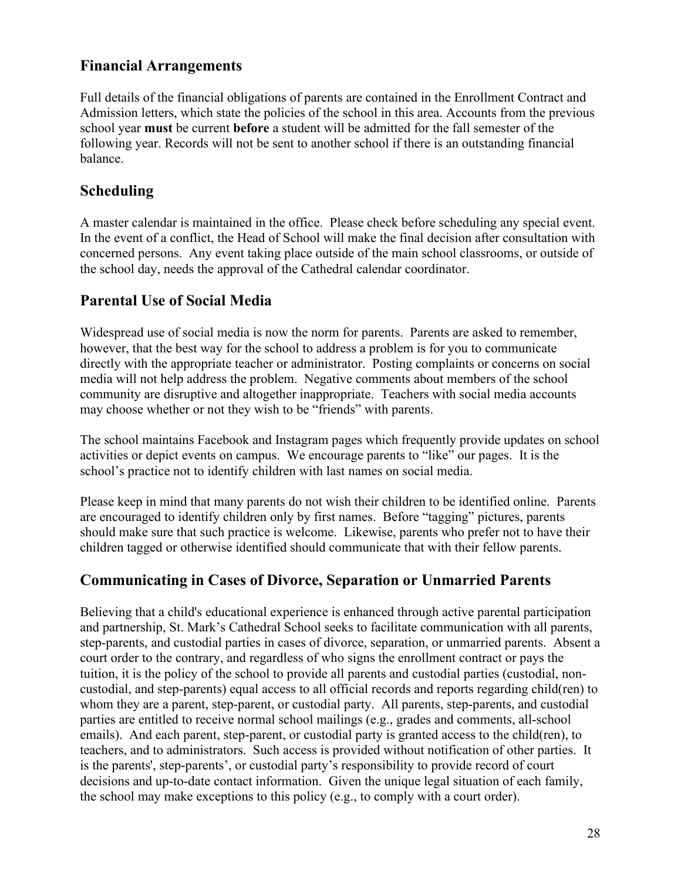## Financial Arrangements

Full details of the financial obligations of parents are contained in the Enrollment Contract and Admission letters, which state the policies of the school in this area. Accounts from the previous school year **must** be current **before** a student will be admitted for the fall semester of the following year. Records will not be sent to another school if there is an outstanding financial balance.

## Scheduling

A master calendar is maintained in the office. Please check before scheduling any special event. In the event of a conflict, the Head of School will make the final decision after consultation with concerned persons. Any event taking place outside of the main school classrooms, or outside of the school day, needs the approval of the Cathedral calendar coordinator.

## Parental Use of Social Media

Widespread use of social media is now the norm for parents. Parents are asked to remember, however, that the best way for the school to address a problem is for you to communicate directly with the appropriate teacher or administrator. Posting complaints or concerns on social media will not help address the problem. Negative comments about members of the school community are disruptive and altogether inappropriate. Teachers with social media accounts may choose whether or not they wish to be "friends" with parents.

The school maintains Facebook and Instagram pages which frequently provide updates on school activities or depict events on campus. We encourage parents to "like" our pages. It is the school's practice not to identify children with last names on social media.

Please keep in mind that many parents do not wish their children to be identified online. Parents are encouraged to identify children only by first names. Before "tagging" pictures, parents should make sure that such practice is welcome. Likewise, parents who prefer not to have their children tagged or otherwise identified should communicate that with their fellow parents.

## Communicating in Cases of Divorce, Separation or Unmarried Parents

Believing that a child's educational experience is enhanced through active parental participation and partnership, St. Mark's Cathedral School seeks to facilitate communication with all parents, step-parents, and custodial parties in cases of divorce, separation, or unmarried parents. Absent a court order to the contrary, and regardless of who signs the enrollment contract or pays the tuition, it is the policy of the school to provide all parents and custodial parties (custodial, non-custodial, and step-parents) equal access to all official records and reports regarding child(ren) to whom they are a parent, step-parent, or custodial party. All parents, step-parents, and custodial parties are entitled to receive normal school mailings (e.g., grades and comments, all-school emails). And each parent, step-parent, or custodial party is granted access to the child(ren), to teachers, and to administrators. Such access is provided without notification of other parties. It is the parents', step-parents', or custodial party's responsibility to provide record of court decisions and up-to-date contact information. Given the unique legal situation of each family, the school may make exceptions to this policy (e.g., to comply with a court order).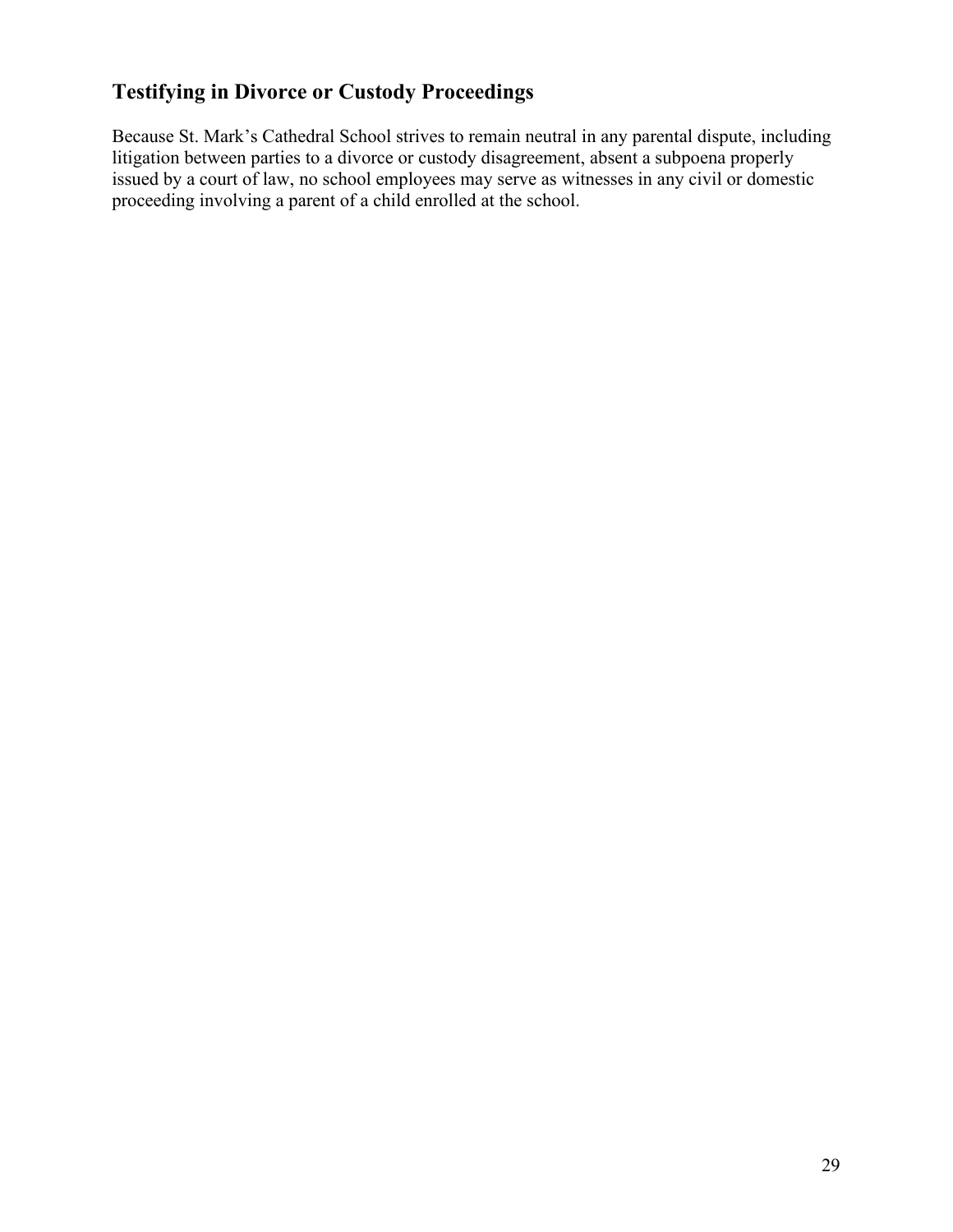## Testifying in Divorce or Custody Proceedings

Because St. Mark's Cathedral School strives to remain neutral in any parental dispute, including litigation between parties to a divorce or custody disagreement, absent a subpoena properly issued by a court of law, no school employees may serve as witnesses in any civil or domestic proceeding involving a parent of a child enrolled at the school.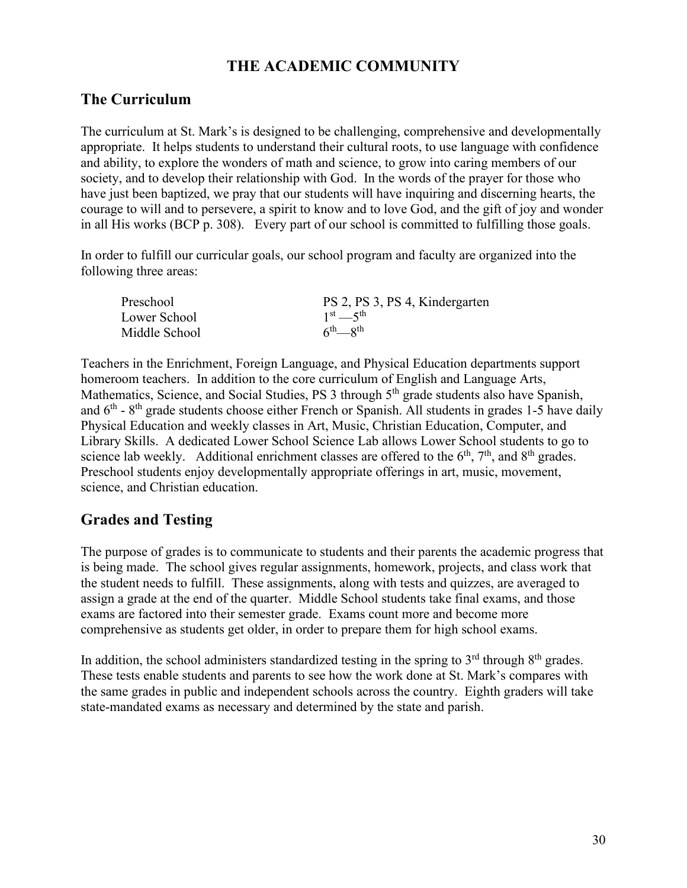# THE ACADEMIC COMMUNITY

## The Curriculum

The curriculum at St. Mark's is designed to be challenging, comprehensive and developmentally appropriate. It helps students to understand their cultural roots, to use language with confidence and ability, to explore the wonders of math and science, to grow into caring members of our society, and to develop their relationship with God. In the words of the prayer for those who have just been baptized, we pray that our students will have inquiring and discerning hearts, the courage to will and to persevere, a spirit to know and to love God, and the gift of joy and wonder in all His works (BCP p. 308). Every part of our school is committed to fulfilling those goals.

In order to fulfill our curricular goals, our school program and faculty are organized into the following three areas:

| | |
|---|---|
| Preschool | PS 2, PS 3, PS 4, Kindergarten |
| Lower School | 1st —5th |
| Middle School | 6th—8th |

Teachers in the Enrichment, Foreign Language, and Physical Education departments support homeroom teachers. In addition to the core curriculum of English and Language Arts, Mathematics, Science, and Social Studies, PS 3 through 5th grade students also have Spanish, and 6th - 8th grade students choose either French or Spanish. All students in grades 1-5 have daily Physical Education and weekly classes in Art, Music, Christian Education, Computer, and Library Skills. A dedicated Lower School Science Lab allows Lower School students to go to science lab weekly. Additional enrichment classes are offered to the 6th, 7th, and 8th grades. Preschool students enjoy developmentally appropriate offerings in art, music, movement, science, and Christian education.

## Grades and Testing

The purpose of grades is to communicate to students and their parents the academic progress that is being made. The school gives regular assignments, homework, projects, and class work that the student needs to fulfill. These assignments, along with tests and quizzes, are averaged to assign a grade at the end of the quarter. Middle School students take final exams, and those exams are factored into their semester grade. Exams count more and become more comprehensive as students get older, in order to prepare them for high school exams.

In addition, the school administers standardized testing in the spring to 3rd through 8th grades. These tests enable students and parents to see how the work done at St. Mark's compares with the same grades in public and independent schools across the country. Eighth graders will take state-mandated exams as necessary and determined by the state and parish.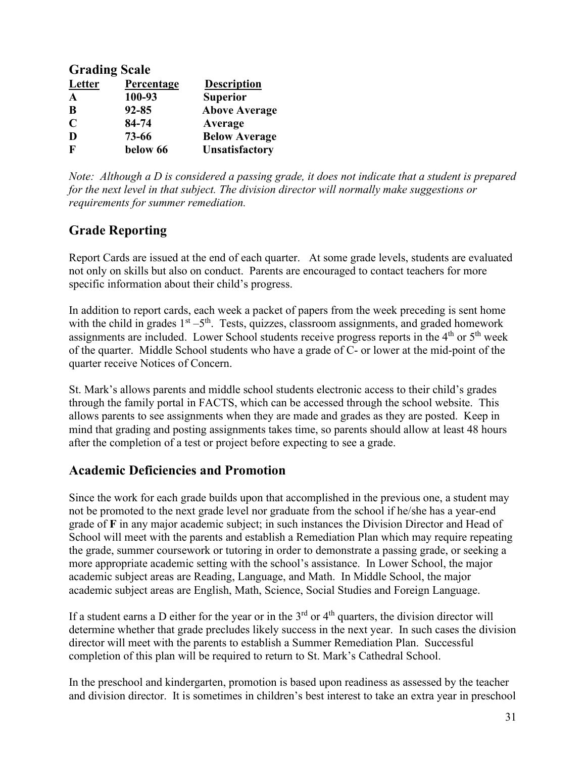## Grading Scale

| Letter | Percentage | Description |
|---|---|---|
| **A** | **100-93** | **Superior** |
| **B** | **92-85** | **Above Average** |
| **C** | **84-74** | **Average** |
| **D** | **73-66** | **Below Average** |
| **F** | **below 66** | **Unsatisfactory** |

*Note: Although a D is considered a passing grade, it does not indicate that a student is prepared for the next level in that subject. The division director will normally make suggestions or requirements for summer remediation.*

## Grade Reporting

Report Cards are issued at the end of each quarter. At some grade levels, students are evaluated not only on skills but also on conduct. Parents are encouraged to contact teachers for more specific information about their child's progress.

In addition to report cards, each week a packet of papers from the week preceding is sent home with the child in grades 1st –5th. Tests, quizzes, classroom assignments, and graded homework assignments are included. Lower School students receive progress reports in the 4th or 5th week of the quarter. Middle School students who have a grade of C- or lower at the mid-point of the quarter receive Notices of Concern.

St. Mark's allows parents and middle school students electronic access to their child's grades through the family portal in FACTS, which can be accessed through the school website. This allows parents to see assignments when they are made and grades as they are posted. Keep in mind that grading and posting assignments takes time, so parents should allow at least 48 hours after the completion of a test or project before expecting to see a grade.

## Academic Deficiencies and Promotion

Since the work for each grade builds upon that accomplished in the previous one, a student may not be promoted to the next grade level nor graduate from the school if he/she has a year-end grade of **F** in any major academic subject; in such instances the Division Director and Head of School will meet with the parents and establish a Remediation Plan which may require repeating the grade, summer coursework or tutoring in order to demonstrate a passing grade, or seeking a more appropriate academic setting with the school's assistance. In Lower School, the major academic subject areas are Reading, Language, and Math. In Middle School, the major academic subject areas are English, Math, Science, Social Studies and Foreign Language.

If a student earns a D either for the year or in the 3rd or 4th quarters, the division director will determine whether that grade precludes likely success in the next year. In such cases the division director will meet with the parents to establish a Summer Remediation Plan. Successful completion of this plan will be required to return to St. Mark's Cathedral School.

In the preschool and kindergarten, promotion is based upon readiness as assessed by the teacher and division director. It is sometimes in children's best interest to take an extra year in preschool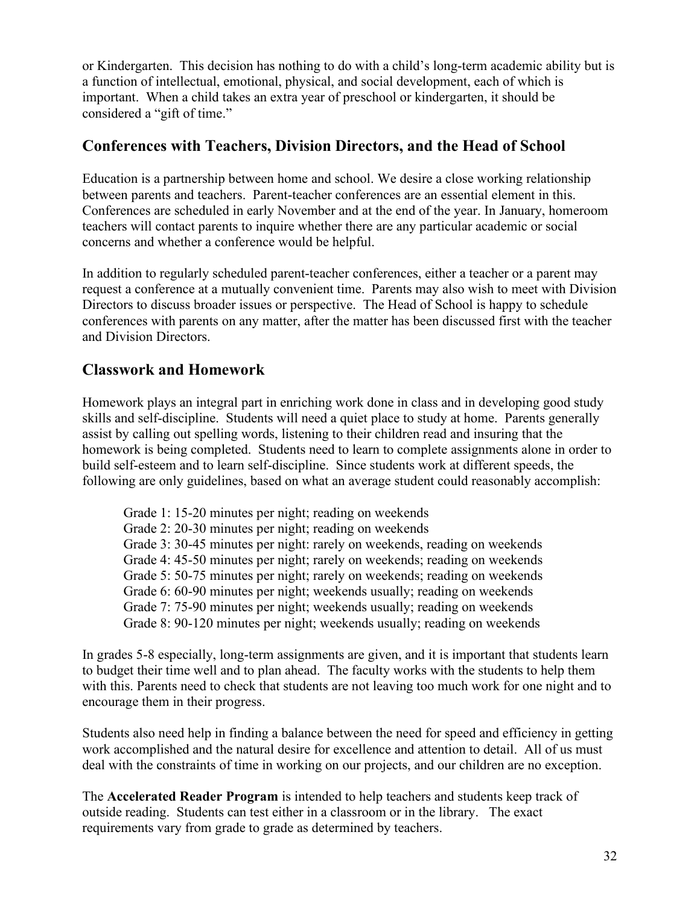or Kindergarten. This decision has nothing to do with a child's long-term academic ability but is a function of intellectual, emotional, physical, and social development, each of which is important. When a child takes an extra year of preschool or kindergarten, it should be considered a "gift of time."

## Conferences with Teachers, Division Directors, and the Head of School

Education is a partnership between home and school. We desire a close working relationship between parents and teachers. Parent-teacher conferences are an essential element in this. Conferences are scheduled in early November and at the end of the year. In January, homeroom teachers will contact parents to inquire whether there are any particular academic or social concerns and whether a conference would be helpful.

In addition to regularly scheduled parent-teacher conferences, either a teacher or a parent may request a conference at a mutually convenient time. Parents may also wish to meet with Division Directors to discuss broader issues or perspective. The Head of School is happy to schedule conferences with parents on any matter, after the matter has been discussed first with the teacher and Division Directors.

## Classwork and Homework

Homework plays an integral part in enriching work done in class and in developing good study skills and self-discipline. Students will need a quiet place to study at home. Parents generally assist by calling out spelling words, listening to their children read and insuring that the homework is being completed. Students need to learn to complete assignments alone in order to build self-esteem and to learn self-discipline. Since students work at different speeds, the following are only guidelines, based on what an average student could reasonably accomplish:

Grade 1: 15-20 minutes per night; reading on weekends
Grade 2: 20-30 minutes per night; reading on weekends
Grade 3: 30-45 minutes per night: rarely on weekends, reading on weekends
Grade 4: 45-50 minutes per night; rarely on weekends; reading on weekends
Grade 5: 50-75 minutes per night; rarely on weekends; reading on weekends
Grade 6: 60-90 minutes per night; weekends usually; reading on weekends
Grade 7: 75-90 minutes per night; weekends usually; reading on weekends
Grade 8: 90-120 minutes per night; weekends usually; reading on weekends

In grades 5-8 especially, long-term assignments are given, and it is important that students learn to budget their time well and to plan ahead. The faculty works with the students to help them with this. Parents need to check that students are not leaving too much work for one night and to encourage them in their progress.

Students also need help in finding a balance between the need for speed and efficiency in getting work accomplished and the natural desire for excellence and attention to detail. All of us must deal with the constraints of time in working on our projects, and our children are no exception.

The **Accelerated Reader Program** is intended to help teachers and students keep track of outside reading. Students can test either in a classroom or in the library. The exact requirements vary from grade to grade as determined by teachers.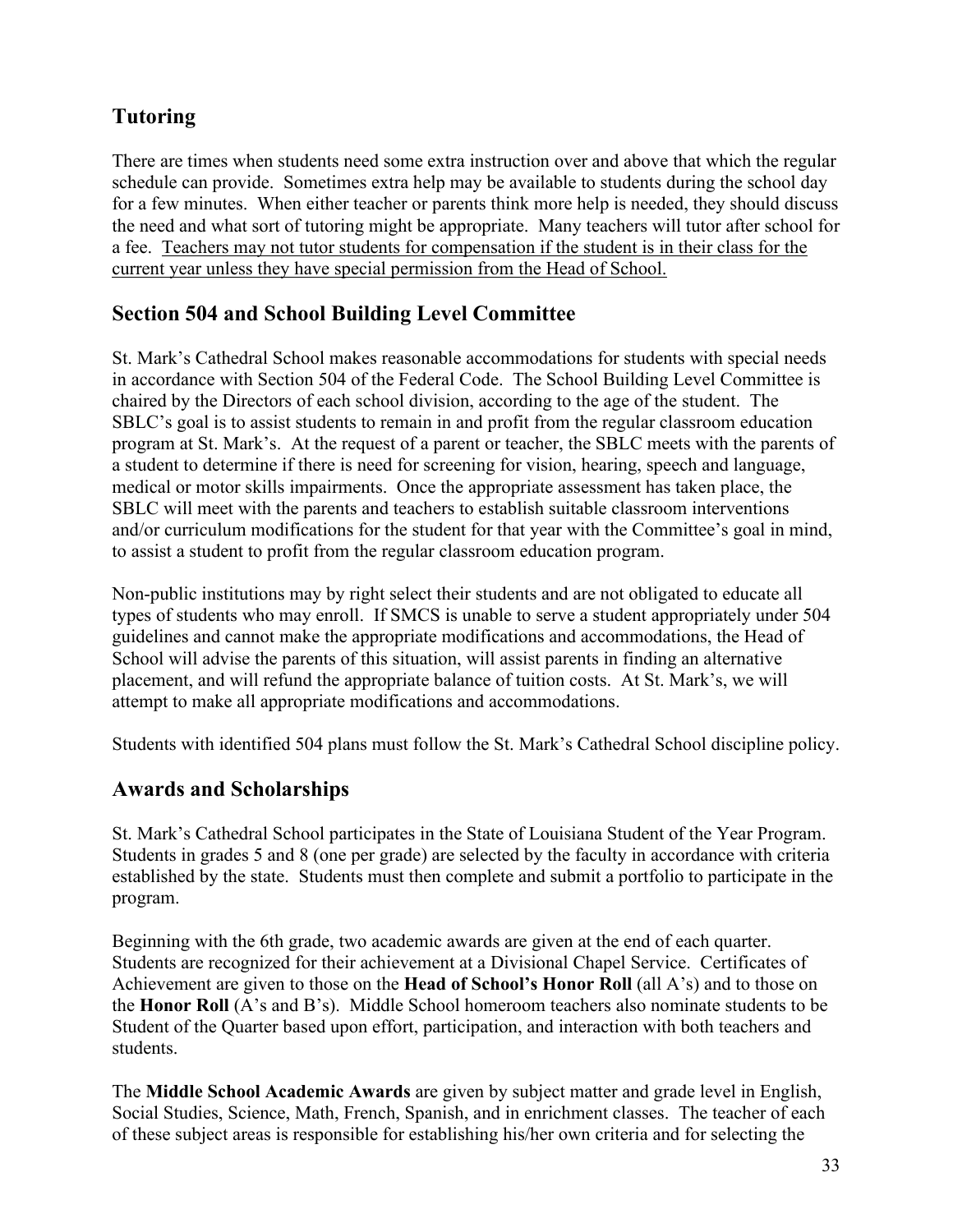## Tutoring

There are times when students need some extra instruction over and above that which the regular schedule can provide. Sometimes extra help may be available to students during the school day for a few minutes. When either teacher or parents think more help is needed, they should discuss the need and what sort of tutoring might be appropriate. Many teachers will tutor after school for a fee. <u>Teachers may not tutor students for compensation if the student is in their class for the current year unless they have special permission from the Head of School.</u>

## Section 504 and School Building Level Committee

St. Mark's Cathedral School makes reasonable accommodations for students with special needs in accordance with Section 504 of the Federal Code. The School Building Level Committee is chaired by the Directors of each school division, according to the age of the student. The SBLC's goal is to assist students to remain in and profit from the regular classroom education program at St. Mark's. At the request of a parent or teacher, the SBLC meets with the parents of a student to determine if there is need for screening for vision, hearing, speech and language, medical or motor skills impairments. Once the appropriate assessment has taken place, the SBLC will meet with the parents and teachers to establish suitable classroom interventions and/or curriculum modifications for the student for that year with the Committee's goal in mind, to assist a student to profit from the regular classroom education program.

Non-public institutions may by right select their students and are not obligated to educate all types of students who may enroll. If SMCS is unable to serve a student appropriately under 504 guidelines and cannot make the appropriate modifications and accommodations, the Head of School will advise the parents of this situation, will assist parents in finding an alternative placement, and will refund the appropriate balance of tuition costs. At St. Mark's, we will attempt to make all appropriate modifications and accommodations.

Students with identified 504 plans must follow the St. Mark's Cathedral School discipline policy.

## Awards and Scholarships

St. Mark's Cathedral School participates in the State of Louisiana Student of the Year Program. Students in grades 5 and 8 (one per grade) are selected by the faculty in accordance with criteria established by the state. Students must then complete and submit a portfolio to participate in the program.

Beginning with the 6th grade, two academic awards are given at the end of each quarter. Students are recognized for their achievement at a Divisional Chapel Service. Certificates of Achievement are given to those on the **Head of School's Honor Roll** (all A's) and to those on the **Honor Roll** (A's and B's). Middle School homeroom teachers also nominate students to be Student of the Quarter based upon effort, participation, and interaction with both teachers and students.

The **Middle School Academic Awards** are given by subject matter and grade level in English, Social Studies, Science, Math, French, Spanish, and in enrichment classes. The teacher of each of these subject areas is responsible for establishing his/her own criteria and for selecting the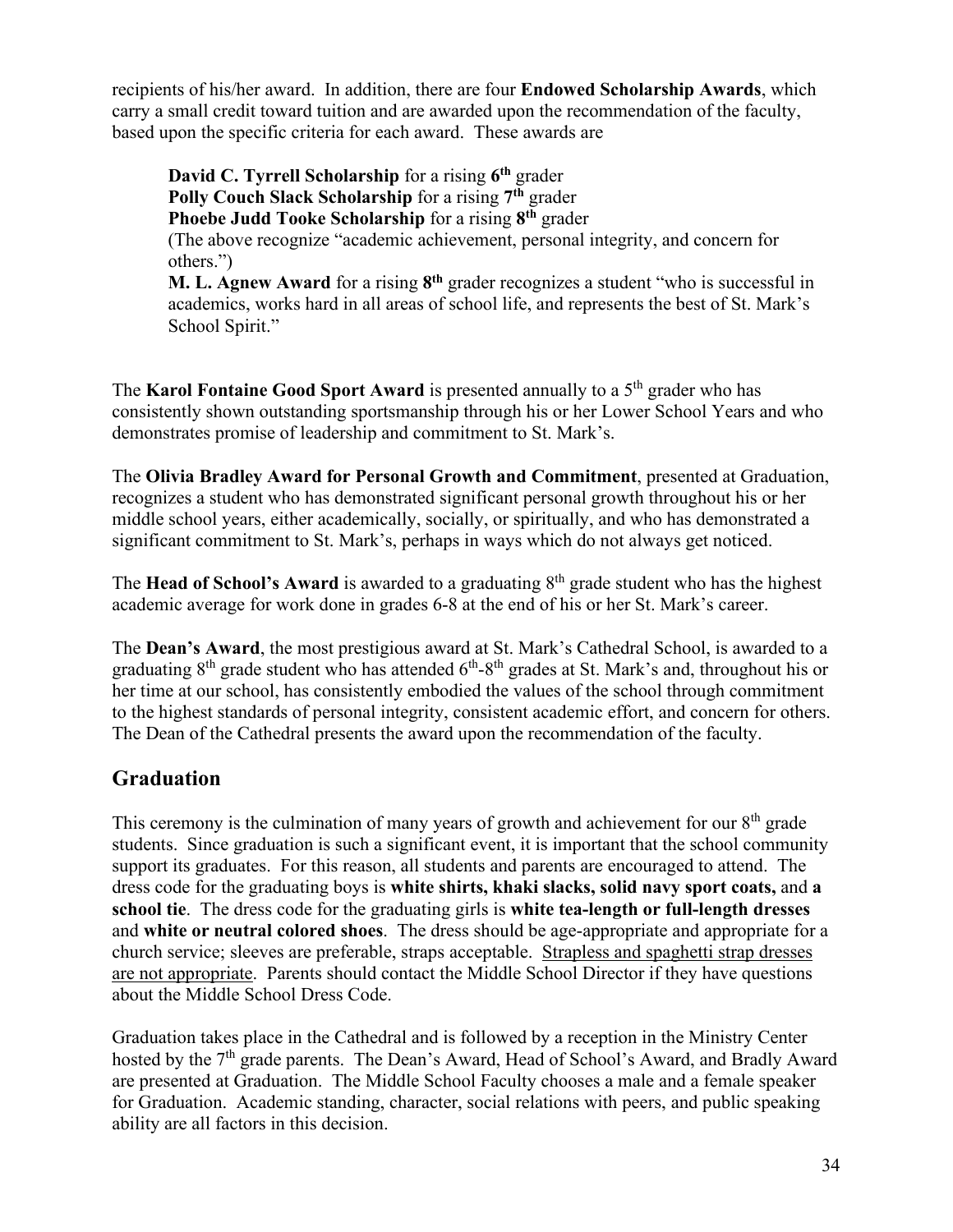recipients of his/her award. In addition, there are four **Endowed Scholarship Awards**, which carry a small credit toward tuition and are awarded upon the recommendation of the faculty, based upon the specific criteria for each award. These awards are

> **David C. Tyrrell Scholarship** for a rising **6th** grader
> **Polly Couch Slack Scholarship** for a rising **7th** grader
> **Phoebe Judd Tooke Scholarship** for a rising **8th** grader
> (The above recognize "academic achievement, personal integrity, and concern for others.")
> **M. L. Agnew Award** for a rising **8th** grader recognizes a student "who is successful in academics, works hard in all areas of school life, and represents the best of St. Mark's School Spirit."

The **Karol Fontaine Good Sport Award** is presented annually to a 5th grader who has consistently shown outstanding sportsmanship through his or her Lower School Years and who demonstrates promise of leadership and commitment to St. Mark's.

The **Olivia Bradley Award for Personal Growth and Commitment**, presented at Graduation, recognizes a student who has demonstrated significant personal growth throughout his or her middle school years, either academically, socially, or spiritually, and who has demonstrated a significant commitment to St. Mark's, perhaps in ways which do not always get noticed.

The **Head of School's Award** is awarded to a graduating 8th grade student who has the highest academic average for work done in grades 6-8 at the end of his or her St. Mark's career.

The **Dean's Award**, the most prestigious award at St. Mark's Cathedral School, is awarded to a graduating 8th grade student who has attended 6th-8th grades at St. Mark's and, throughout his or her time at our school, has consistently embodied the values of the school through commitment to the highest standards of personal integrity, consistent academic effort, and concern for others. The Dean of the Cathedral presents the award upon the recommendation of the faculty.

## Graduation

This ceremony is the culmination of many years of growth and achievement for our 8th grade students. Since graduation is such a significant event, it is important that the school community support its graduates. For this reason, all students and parents are encouraged to attend. The dress code for the graduating boys is **white shirts, khaki slacks, solid navy sport coats,** and **a school tie**. The dress code for the graduating girls is **white tea-length or full-length dresses** and **white or neutral colored shoes**. The dress should be age-appropriate and appropriate for a church service; sleeves are preferable, straps acceptable. <u>Strapless and spaghetti strap dresses are not appropriate</u>. Parents should contact the Middle School Director if they have questions about the Middle School Dress Code.

Graduation takes place in the Cathedral and is followed by a reception in the Ministry Center hosted by the 7th grade parents. The Dean's Award, Head of School's Award, and Bradly Award are presented at Graduation. The Middle School Faculty chooses a male and a female speaker for Graduation. Academic standing, character, social relations with peers, and public speaking ability are all factors in this decision.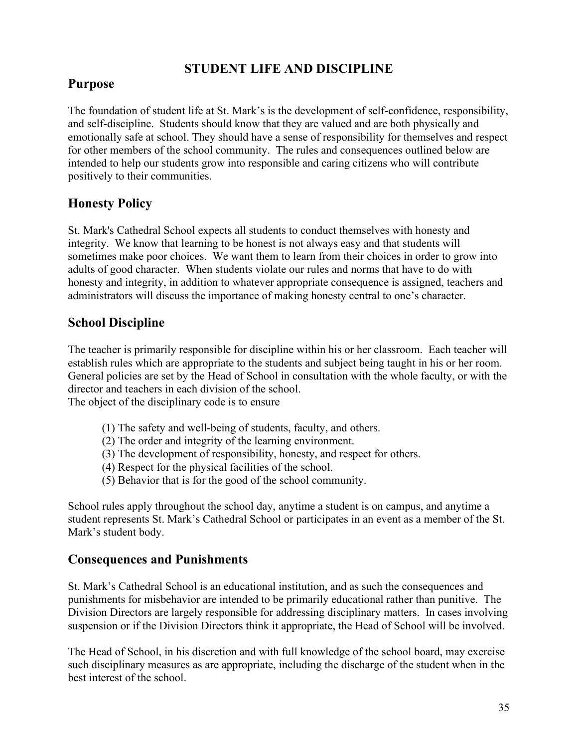# STUDENT LIFE AND DISCIPLINE

## Purpose

The foundation of student life at St. Mark's is the development of self-confidence, responsibility, and self-discipline. Students should know that they are valued and are both physically and emotionally safe at school. They should have a sense of responsibility for themselves and respect for other members of the school community. The rules and consequences outlined below are intended to help our students grow into responsible and caring citizens who will contribute positively to their communities.

## Honesty Policy

St. Mark's Cathedral School expects all students to conduct themselves with honesty and integrity. We know that learning to be honest is not always easy and that students will sometimes make poor choices. We want them to learn from their choices in order to grow into adults of good character. When students violate our rules and norms that have to do with honesty and integrity, in addition to whatever appropriate consequence is assigned, teachers and administrators will discuss the importance of making honesty central to one's character.

## School Discipline

The teacher is primarily responsible for discipline within his or her classroom. Each teacher will establish rules which are appropriate to the students and subject being taught in his or her room. General policies are set by the Head of School in consultation with the whole faculty, or with the director and teachers in each division of the school.
The object of the disciplinary code is to ensure

(1) The safety and well-being of students, faculty, and others.
(2) The order and integrity of the learning environment.
(3) The development of responsibility, honesty, and respect for others.
(4) Respect for the physical facilities of the school.
(5) Behavior that is for the good of the school community.

School rules apply throughout the school day, anytime a student is on campus, and anytime a student represents St. Mark's Cathedral School or participates in an event as a member of the St. Mark's student body.

## Consequences and Punishments

St. Mark's Cathedral School is an educational institution, and as such the consequences and punishments for misbehavior are intended to be primarily educational rather than punitive. The Division Directors are largely responsible for addressing disciplinary matters. In cases involving suspension or if the Division Directors think it appropriate, the Head of School will be involved.

The Head of School, in his discretion and with full knowledge of the school board, may exercise such disciplinary measures as are appropriate, including the discharge of the student when in the best interest of the school.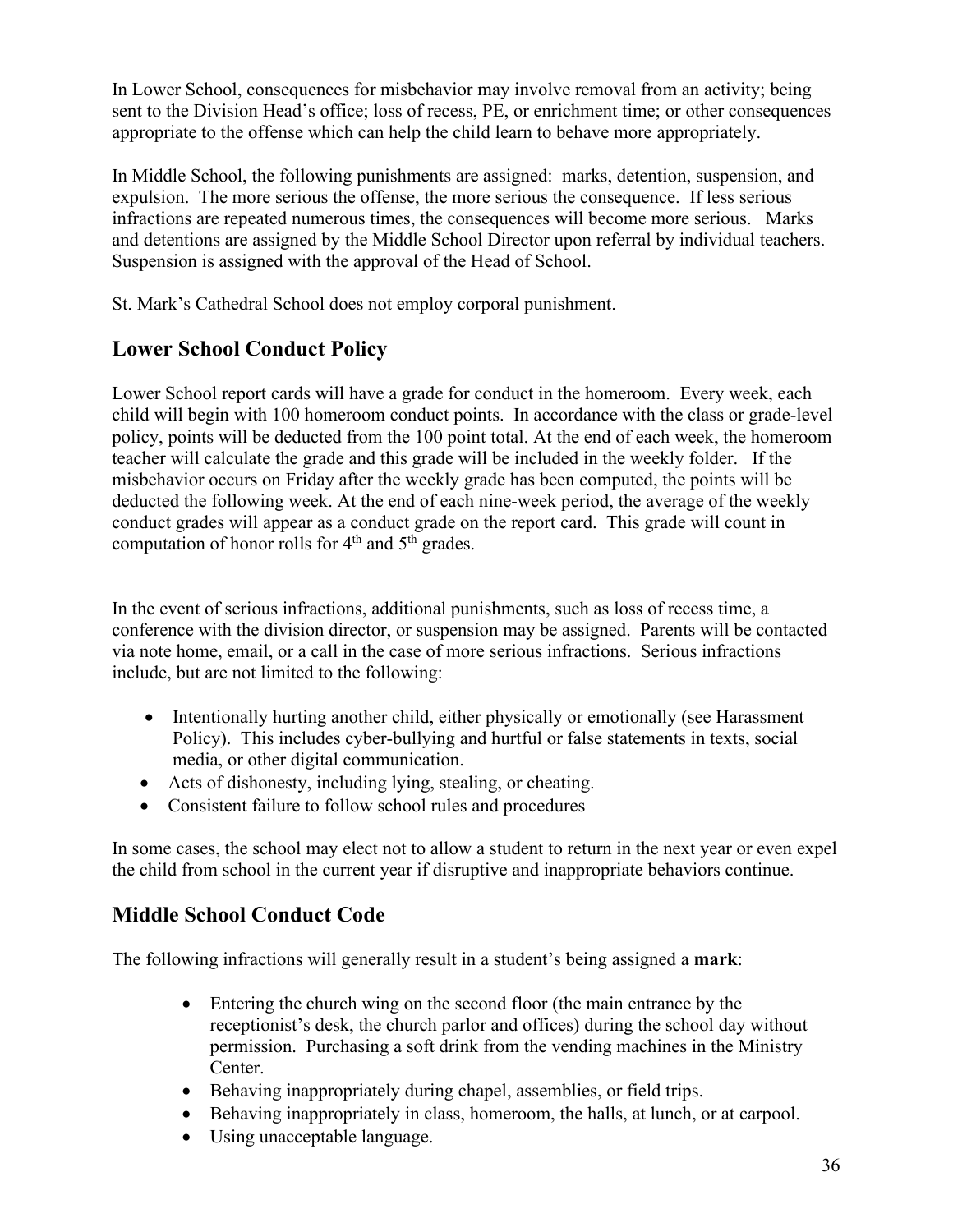In Lower School, consequences for misbehavior may involve removal from an activity; being sent to the Division Head's office; loss of recess, PE, or enrichment time; or other consequences appropriate to the offense which can help the child learn to behave more appropriately.

In Middle School, the following punishments are assigned: marks, detention, suspension, and expulsion. The more serious the offense, the more serious the consequence. If less serious infractions are repeated numerous times, the consequences will become more serious. Marks and detentions are assigned by the Middle School Director upon referral by individual teachers. Suspension is assigned with the approval of the Head of School.

St. Mark's Cathedral School does not employ corporal punishment.

## Lower School Conduct Policy

Lower School report cards will have a grade for conduct in the homeroom. Every week, each child will begin with 100 homeroom conduct points. In accordance with the class or grade-level policy, points will be deducted from the 100 point total. At the end of each week, the homeroom teacher will calculate the grade and this grade will be included in the weekly folder. If the misbehavior occurs on Friday after the weekly grade has been computed, the points will be deducted the following week. At the end of each nine-week period, the average of the weekly conduct grades will appear as a conduct grade on the report card. This grade will count in computation of honor rolls for 4th and 5th grades.

In the event of serious infractions, additional punishments, such as loss of recess time, a conference with the division director, or suspension may be assigned. Parents will be contacted via note home, email, or a call in the case of more serious infractions. Serious infractions include, but are not limited to the following:

- Intentionally hurting another child, either physically or emotionally (see Harassment Policy). This includes cyber-bullying and hurtful or false statements in texts, social media, or other digital communication.
- Acts of dishonesty, including lying, stealing, or cheating.
- Consistent failure to follow school rules and procedures

In some cases, the school may elect not to allow a student to return in the next year or even expel the child from school in the current year if disruptive and inappropriate behaviors continue.

## Middle School Conduct Code

The following infractions will generally result in a student's being assigned a **mark**:

- Entering the church wing on the second floor (the main entrance by the receptionist's desk, the church parlor and offices) during the school day without permission. Purchasing a soft drink from the vending machines in the Ministry Center.
- Behaving inappropriately during chapel, assemblies, or field trips.
- Behaving inappropriately in class, homeroom, the halls, at lunch, or at carpool.
- Using unacceptable language.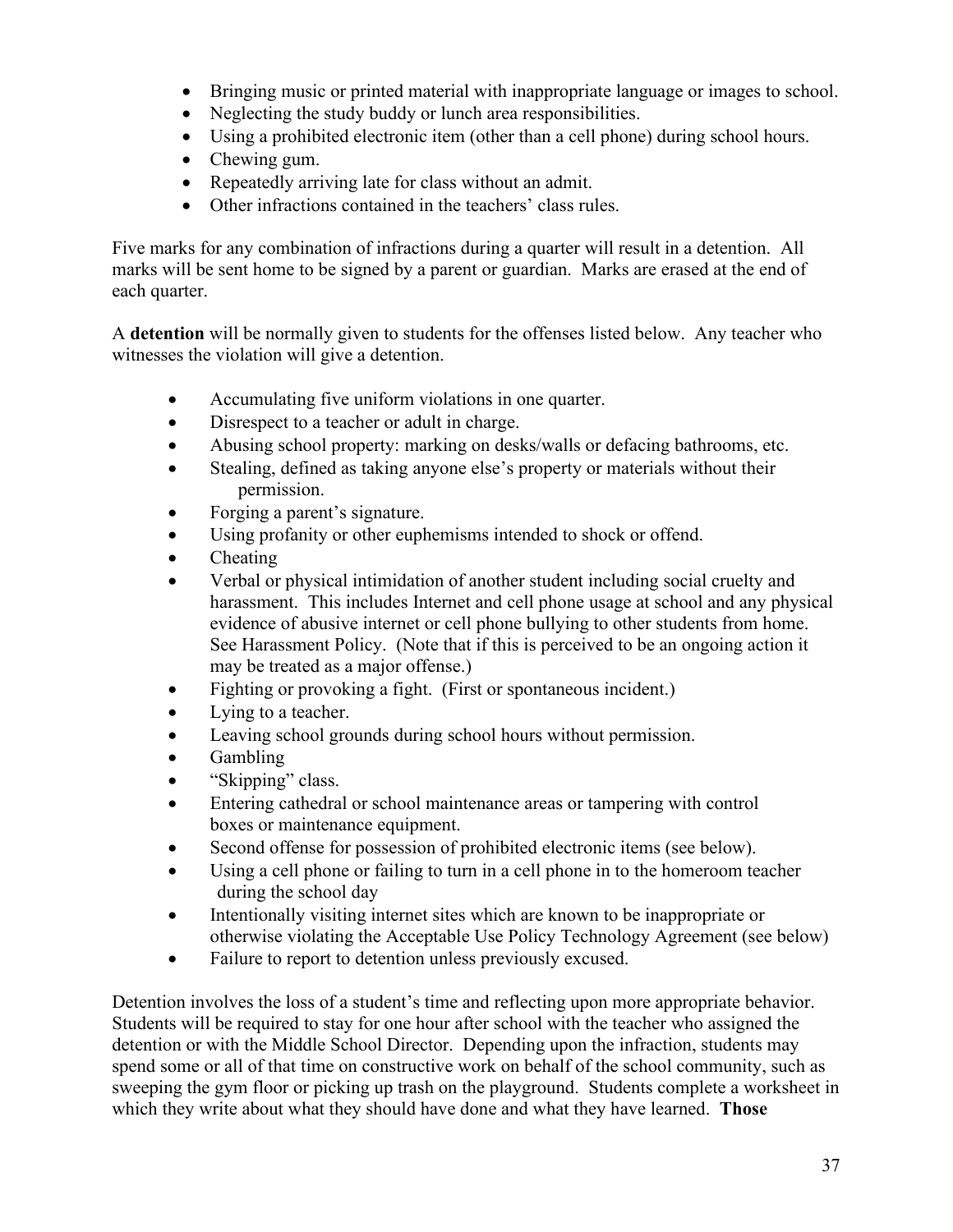- Bringing music or printed material with inappropriate language or images to school.
- Neglecting the study buddy or lunch area responsibilities.
- Using a prohibited electronic item (other than a cell phone) during school hours.
- Chewing gum.
- Repeatedly arriving late for class without an admit.
- Other infractions contained in the teachers' class rules.

Five marks for any combination of infractions during a quarter will result in a detention. All marks will be sent home to be signed by a parent or guardian. Marks are erased at the end of each quarter.

A **detention** will be normally given to students for the offenses listed below. Any teacher who witnesses the violation will give a detention.

- Accumulating five uniform violations in one quarter.
- Disrespect to a teacher or adult in charge.
- Abusing school property: marking on desks/walls or defacing bathrooms, etc.
- Stealing, defined as taking anyone else's property or materials without their permission.
- Forging a parent's signature.
- Using profanity or other euphemisms intended to shock or offend.
- Cheating
- Verbal or physical intimidation of another student including social cruelty and harassment. This includes Internet and cell phone usage at school and any physical evidence of abusive internet or cell phone bullying to other students from home. See Harassment Policy. (Note that if this is perceived to be an ongoing action it may be treated as a major offense.)
- Fighting or provoking a fight. (First or spontaneous incident.)
- Lying to a teacher.
- Leaving school grounds during school hours without permission.
- Gambling
- "Skipping" class.
- Entering cathedral or school maintenance areas or tampering with control boxes or maintenance equipment.
- Second offense for possession of prohibited electronic items (see below).
- Using a cell phone or failing to turn in a cell phone in to the homeroom teacher during the school day
- Intentionally visiting internet sites which are known to be inappropriate or otherwise violating the Acceptable Use Policy Technology Agreement (see below)
- Failure to report to detention unless previously excused.

Detention involves the loss of a student's time and reflecting upon more appropriate behavior. Students will be required to stay for one hour after school with the teacher who assigned the detention or with the Middle School Director. Depending upon the infraction, students may spend some or all of that time on constructive work on behalf of the school community, such as sweeping the gym floor or picking up trash on the playground. Students complete a worksheet in which they write about what they should have done and what they have learned. **Those**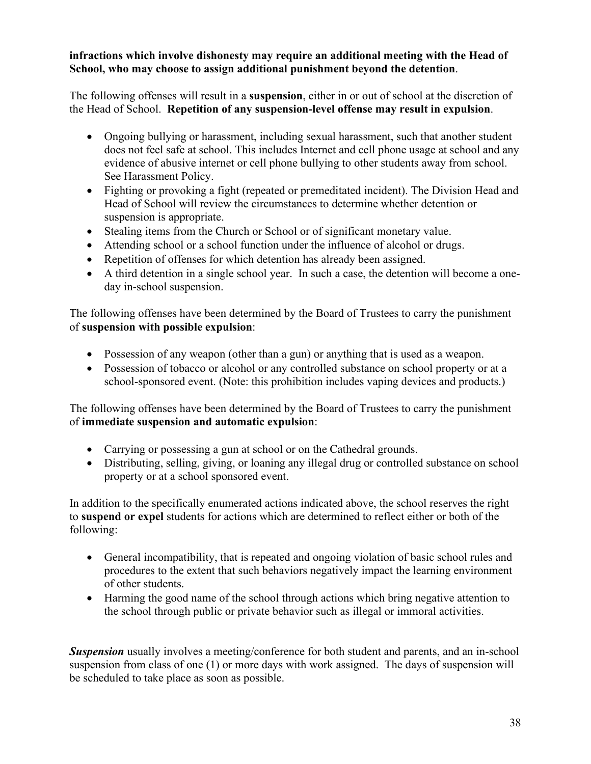**infractions which involve dishonesty may require an additional meeting with the Head of School, who may choose to assign additional punishment beyond the detention**.

The following offenses will result in a **suspension**, either in or out of school at the discretion of the Head of School. **Repetition of any suspension-level offense may result in expulsion**.

- Ongoing bullying or harassment, including sexual harassment, such that another student does not feel safe at school. This includes Internet and cell phone usage at school and any evidence of abusive internet or cell phone bullying to other students away from school. See Harassment Policy.
- Fighting or provoking a fight (repeated or premeditated incident). The Division Head and Head of School will review the circumstances to determine whether detention or suspension is appropriate.
- Stealing items from the Church or School or of significant monetary value.
- Attending school or a school function under the influence of alcohol or drugs.
- Repetition of offenses for which detention has already been assigned.
- A third detention in a single school year. In such a case, the detention will become a one-day in-school suspension.

The following offenses have been determined by the Board of Trustees to carry the punishment of **suspension with possible expulsion**:

- Possession of any weapon (other than a gun) or anything that is used as a weapon.
- Possession of tobacco or alcohol or any controlled substance on school property or at a school-sponsored event. (Note: this prohibition includes vaping devices and products.)

The following offenses have been determined by the Board of Trustees to carry the punishment of **immediate suspension and automatic expulsion**:

- Carrying or possessing a gun at school or on the Cathedral grounds.
- Distributing, selling, giving, or loaning any illegal drug or controlled substance on school property or at a school sponsored event.

In addition to the specifically enumerated actions indicated above, the school reserves the right to **suspend or expel** students for actions which are determined to reflect either or both of the following:

- General incompatibility, that is repeated and ongoing violation of basic school rules and procedures to the extent that such behaviors negatively impact the learning environment of other students.
- Harming the good name of the school through actions which bring negative attention to the school through public or private behavior such as illegal or immoral activities.

***Suspension*** usually involves a meeting/conference for both student and parents, and an in-school suspension from class of one (1) or more days with work assigned. The days of suspension will be scheduled to take place as soon as possible.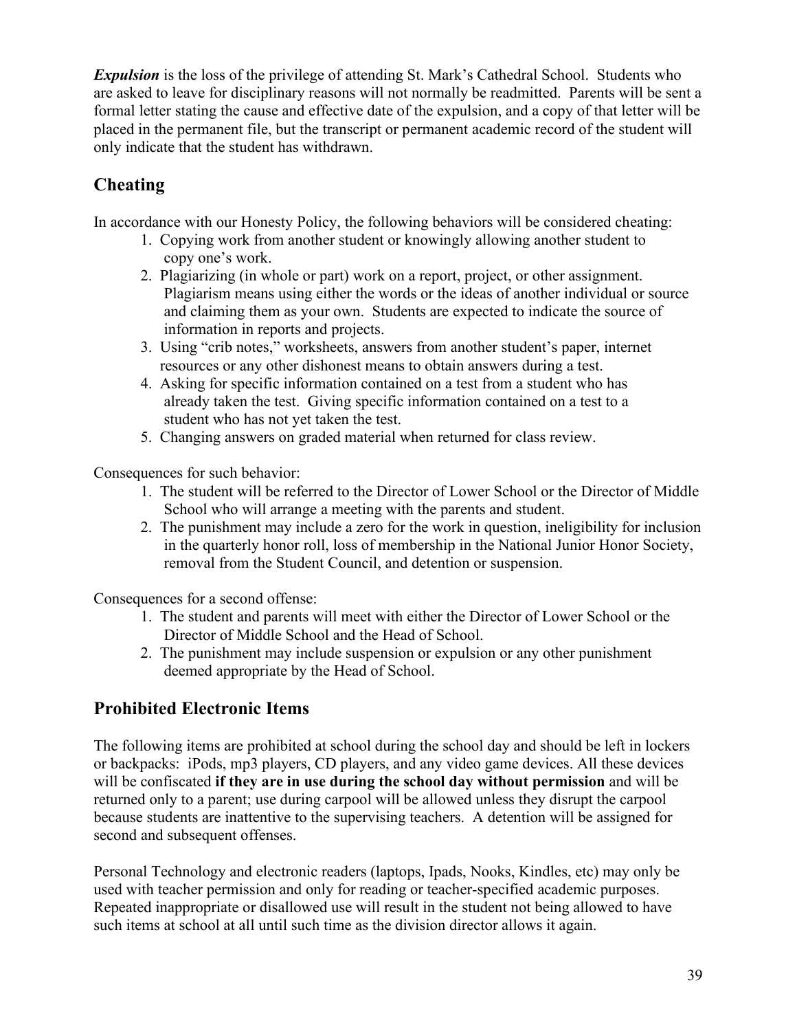***Expulsion*** is the loss of the privilege of attending St. Mark's Cathedral School. Students who are asked to leave for disciplinary reasons will not normally be readmitted. Parents will be sent a formal letter stating the cause and effective date of the expulsion, and a copy of that letter will be placed in the permanent file, but the transcript or permanent academic record of the student will only indicate that the student has withdrawn.

## Cheating

In accordance with our Honesty Policy, the following behaviors will be considered cheating:

1. Copying work from another student or knowingly allowing another student to copy one's work.
2. Plagiarizing (in whole or part) work on a report, project, or other assignment. Plagiarism means using either the words or the ideas of another individual or source and claiming them as your own. Students are expected to indicate the source of information in reports and projects.
3. Using "crib notes," worksheets, answers from another student's paper, internet resources or any other dishonest means to obtain answers during a test.
4. Asking for specific information contained on a test from a student who has already taken the test. Giving specific information contained on a test to a student who has not yet taken the test.
5. Changing answers on graded material when returned for class review.

Consequences for such behavior:

1. The student will be referred to the Director of Lower School or the Director of Middle School who will arrange a meeting with the parents and student.
2. The punishment may include a zero for the work in question, ineligibility for inclusion in the quarterly honor roll, loss of membership in the National Junior Honor Society, removal from the Student Council, and detention or suspension.

Consequences for a second offense:

1. The student and parents will meet with either the Director of Lower School or the Director of Middle School and the Head of School.
2. The punishment may include suspension or expulsion or any other punishment deemed appropriate by the Head of School.

## Prohibited Electronic Items

The following items are prohibited at school during the school day and should be left in lockers or backpacks: iPods, mp3 players, CD players, and any video game devices. All these devices will be confiscated **if they are in use during the school day without permission** and will be returned only to a parent; use during carpool will be allowed unless they disrupt the carpool because students are inattentive to the supervising teachers. A detention will be assigned for second and subsequent offenses.

Personal Technology and electronic readers (laptops, Ipads, Nooks, Kindles, etc) may only be used with teacher permission and only for reading or teacher-specified academic purposes. Repeated inappropriate or disallowed use will result in the student not being allowed to have such items at school at all until such time as the division director allows it again.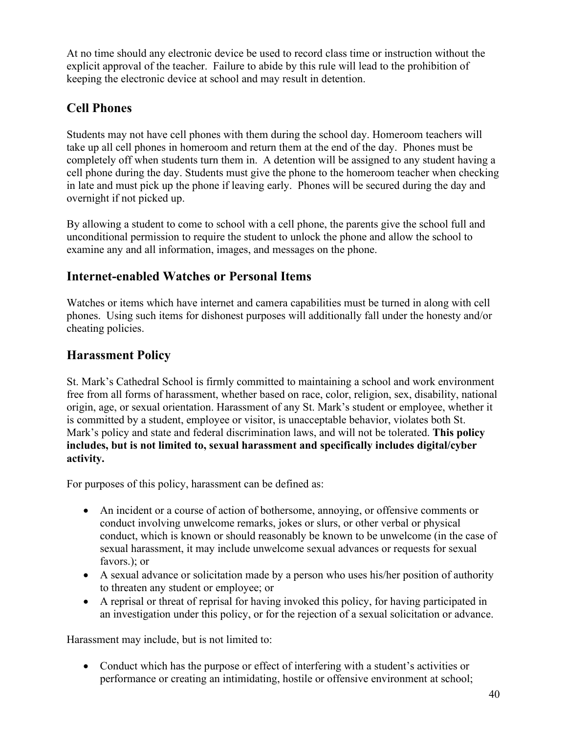At no time should any electronic device be used to record class time or instruction without the explicit approval of the teacher. Failure to abide by this rule will lead to the prohibition of keeping the electronic device at school and may result in detention.

## Cell Phones

Students may not have cell phones with them during the school day. Homeroom teachers will take up all cell phones in homeroom and return them at the end of the day. Phones must be completely off when students turn them in. A detention will be assigned to any student having a cell phone during the day. Students must give the phone to the homeroom teacher when checking in late and must pick up the phone if leaving early. Phones will be secured during the day and overnight if not picked up.

By allowing a student to come to school with a cell phone, the parents give the school full and unconditional permission to require the student to unlock the phone and allow the school to examine any and all information, images, and messages on the phone.

## Internet-enabled Watches or Personal Items

Watches or items which have internet and camera capabilities must be turned in along with cell phones. Using such items for dishonest purposes will additionally fall under the honesty and/or cheating policies.

## Harassment Policy

St. Mark's Cathedral School is firmly committed to maintaining a school and work environment free from all forms of harassment, whether based on race, color, religion, sex, disability, national origin, age, or sexual orientation. Harassment of any St. Mark's student or employee, whether it is committed by a student, employee or visitor, is unacceptable behavior, violates both St. Mark's policy and state and federal discrimination laws, and will not be tolerated. **This policy includes, but is not limited to, sexual harassment and specifically includes digital/cyber activity.**

For purposes of this policy, harassment can be defined as:

- An incident or a course of action of bothersome, annoying, or offensive comments or conduct involving unwelcome remarks, jokes or slurs, or other verbal or physical conduct, which is known or should reasonably be known to be unwelcome (in the case of sexual harassment, it may include unwelcome sexual advances or requests for sexual favors.); or
- A sexual advance or solicitation made by a person who uses his/her position of authority to threaten any student or employee; or
- A reprisal or threat of reprisal for having invoked this policy, for having participated in an investigation under this policy, or for the rejection of a sexual solicitation or advance.

Harassment may include, but is not limited to:

- Conduct which has the purpose or effect of interfering with a student's activities or performance or creating an intimidating, hostile or offensive environment at school;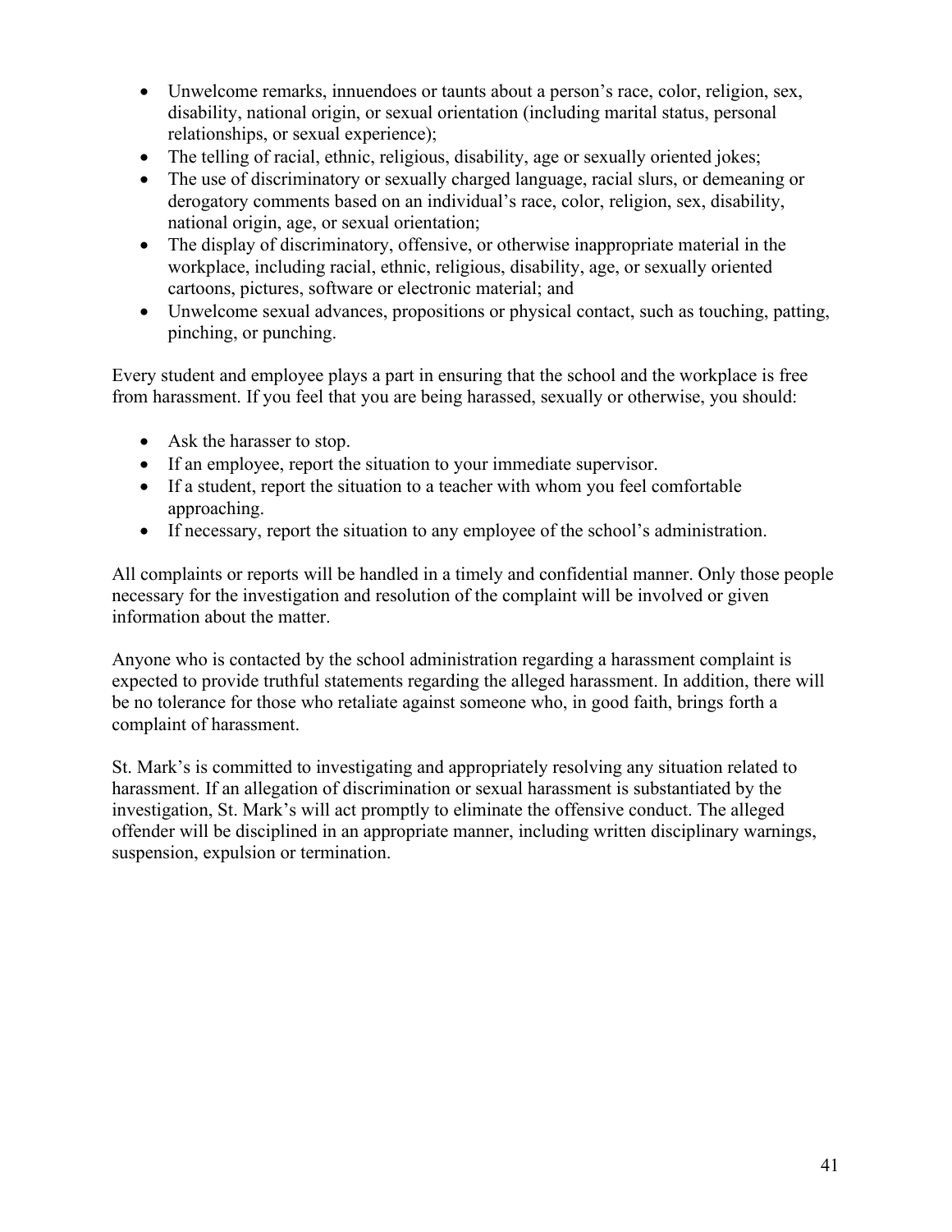- Unwelcome remarks, innuendoes or taunts about a person's race, color, religion, sex, disability, national origin, or sexual orientation (including marital status, personal relationships, or sexual experience);
- The telling of racial, ethnic, religious, disability, age or sexually oriented jokes;
- The use of discriminatory or sexually charged language, racial slurs, or demeaning or derogatory comments based on an individual's race, color, religion, sex, disability, national origin, age, or sexual orientation;
- The display of discriminatory, offensive, or otherwise inappropriate material in the workplace, including racial, ethnic, religious, disability, age, or sexually oriented cartoons, pictures, software or electronic material; and
- Unwelcome sexual advances, propositions or physical contact, such as touching, patting, pinching, or punching.

Every student and employee plays a part in ensuring that the school and the workplace is free from harassment. If you feel that you are being harassed, sexually or otherwise, you should:

- Ask the harasser to stop.
- If an employee, report the situation to your immediate supervisor.
- If a student, report the situation to a teacher with whom you feel comfortable approaching.
- If necessary, report the situation to any employee of the school's administration.

All complaints or reports will be handled in a timely and confidential manner. Only those people necessary for the investigation and resolution of the complaint will be involved or given information about the matter.

Anyone who is contacted by the school administration regarding a harassment complaint is expected to provide truthful statements regarding the alleged harassment. In addition, there will be no tolerance for those who retaliate against someone who, in good faith, brings forth a complaint of harassment.

St. Mark's is committed to investigating and appropriately resolving any situation related to harassment. If an allegation of discrimination or sexual harassment is substantiated by the investigation, St. Mark's will act promptly to eliminate the offensive conduct. The alleged offender will be disciplined in an appropriate manner, including written disciplinary warnings, suspension, expulsion or termination.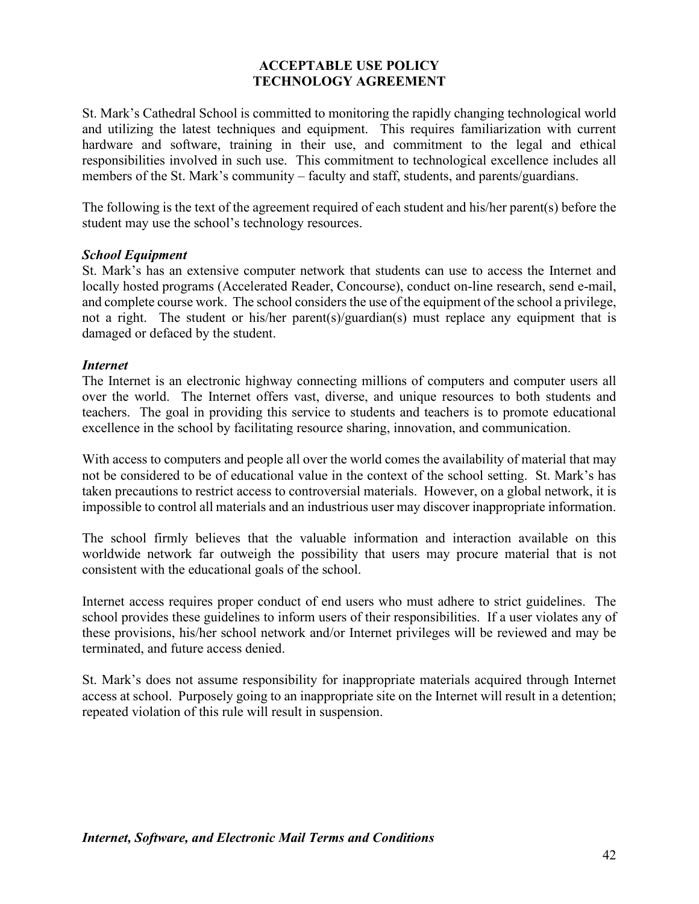# ACCEPTABLE USE POLICY
# TECHNOLOGY AGREEMENT

St. Mark's Cathedral School is committed to monitoring the rapidly changing technological world and utilizing the latest techniques and equipment. This requires familiarization with current hardware and software, training in their use, and commitment to the legal and ethical responsibilities involved in such use. This commitment to technological excellence includes all members of the St. Mark's community – faculty and staff, students, and parents/guardians.

The following is the text of the agreement required of each student and his/her parent(s) before the student may use the school's technology resources.

***School Equipment***

St. Mark's has an extensive computer network that students can use to access the Internet and locally hosted programs (Accelerated Reader, Concourse), conduct on-line research, send e-mail, and complete course work. The school considers the use of the equipment of the school a privilege, not a right. The student or his/her parent(s)/guardian(s) must replace any equipment that is damaged or defaced by the student.

***Internet***

The Internet is an electronic highway connecting millions of computers and computer users all over the world. The Internet offers vast, diverse, and unique resources to both students and teachers. The goal in providing this service to students and teachers is to promote educational excellence in the school by facilitating resource sharing, innovation, and communication.

With access to computers and people all over the world comes the availability of material that may not be considered to be of educational value in the context of the school setting. St. Mark's has taken precautions to restrict access to controversial materials. However, on a global network, it is impossible to control all materials and an industrious user may discover inappropriate information.

The school firmly believes that the valuable information and interaction available on this worldwide network far outweigh the possibility that users may procure material that is not consistent with the educational goals of the school.

Internet access requires proper conduct of end users who must adhere to strict guidelines. The school provides these guidelines to inform users of their responsibilities. If a user violates any of these provisions, his/her school network and/or Internet privileges will be reviewed and may be terminated, and future access denied.

St. Mark's does not assume responsibility for inappropriate materials acquired through Internet access at school. Purposely going to an inappropriate site on the Internet will result in a detention; repeated violation of this rule will result in suspension.

***Internet, Software, and Electronic Mail Terms and Conditions***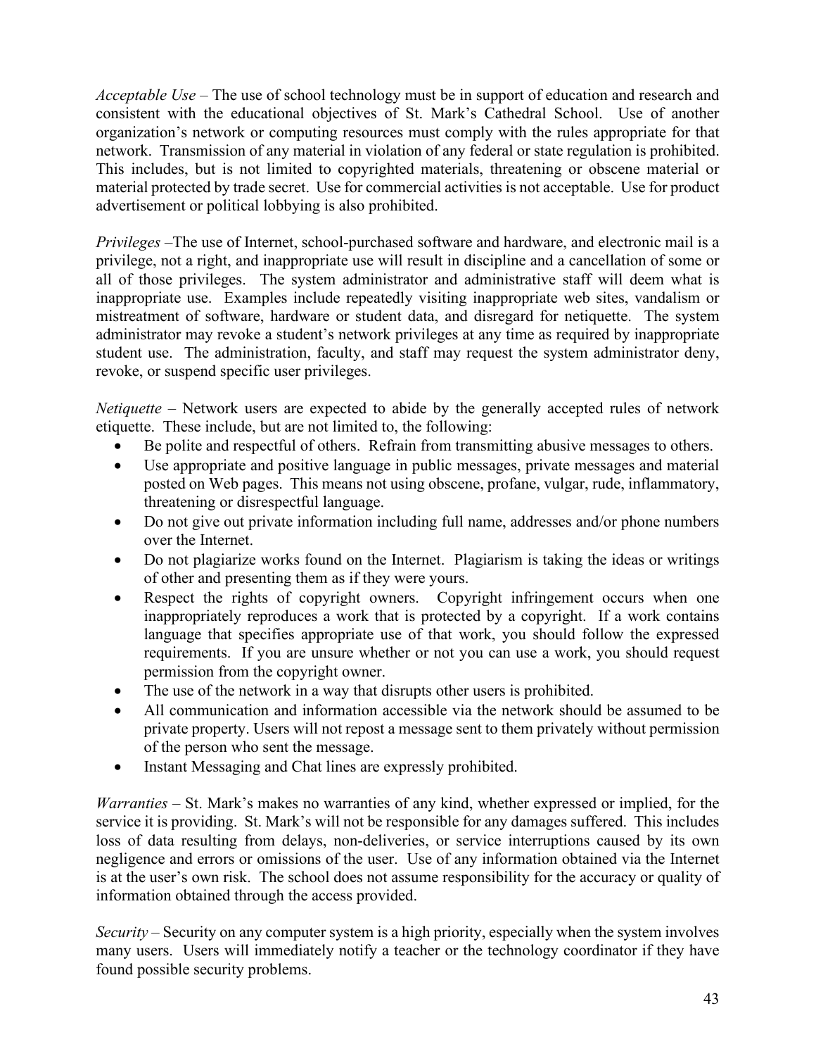*Acceptable Use* – The use of school technology must be in support of education and research and consistent with the educational objectives of St. Mark's Cathedral School. Use of another organization's network or computing resources must comply with the rules appropriate for that network. Transmission of any material in violation of any federal or state regulation is prohibited. This includes, but is not limited to copyrighted materials, threatening or obscene material or material protected by trade secret. Use for commercial activities is not acceptable. Use for product advertisement or political lobbying is also prohibited.

*Privileges* –The use of Internet, school-purchased software and hardware, and electronic mail is a privilege, not a right, and inappropriate use will result in discipline and a cancellation of some or all of those privileges. The system administrator and administrative staff will deem what is inappropriate use. Examples include repeatedly visiting inappropriate web sites, vandalism or mistreatment of software, hardware or student data, and disregard for netiquette. The system administrator may revoke a student's network privileges at any time as required by inappropriate student use. The administration, faculty, and staff may request the system administrator deny, revoke, or suspend specific user privileges.

*Netiquette* – Network users are expected to abide by the generally accepted rules of network etiquette. These include, but are not limited to, the following:

- Be polite and respectful of others. Refrain from transmitting abusive messages to others.
- Use appropriate and positive language in public messages, private messages and material posted on Web pages. This means not using obscene, profane, vulgar, rude, inflammatory, threatening or disrespectful language.
- Do not give out private information including full name, addresses and/or phone numbers over the Internet.
- Do not plagiarize works found on the Internet. Plagiarism is taking the ideas or writings of other and presenting them as if they were yours.
- Respect the rights of copyright owners. Copyright infringement occurs when one inappropriately reproduces a work that is protected by a copyright. If a work contains language that specifies appropriate use of that work, you should follow the expressed requirements. If you are unsure whether or not you can use a work, you should request permission from the copyright owner.
- The use of the network in a way that disrupts other users is prohibited.
- All communication and information accessible via the network should be assumed to be private property. Users will not repost a message sent to them privately without permission of the person who sent the message.
- Instant Messaging and Chat lines are expressly prohibited.

*Warranties* – St. Mark's makes no warranties of any kind, whether expressed or implied, for the service it is providing. St. Mark's will not be responsible for any damages suffered. This includes loss of data resulting from delays, non-deliveries, or service interruptions caused by its own negligence and errors or omissions of the user. Use of any information obtained via the Internet is at the user's own risk. The school does not assume responsibility for the accuracy or quality of information obtained through the access provided.

*Security* – Security on any computer system is a high priority, especially when the system involves many users. Users will immediately notify a teacher or the technology coordinator if they have found possible security problems.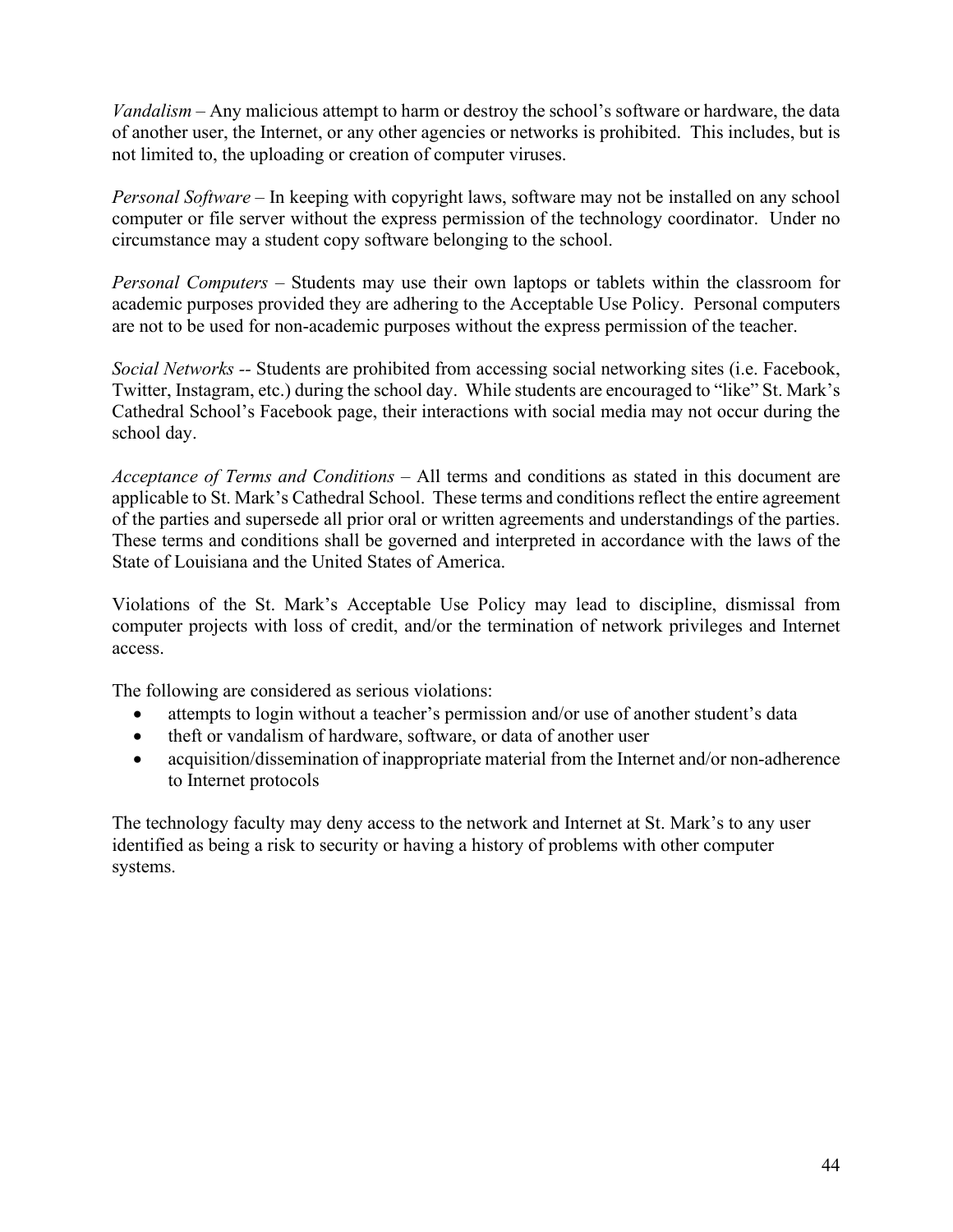*Vandalism* – Any malicious attempt to harm or destroy the school's software or hardware, the data of another user, the Internet, or any other agencies or networks is prohibited. This includes, but is not limited to, the uploading or creation of computer viruses.

*Personal Software* – In keeping with copyright laws, software may not be installed on any school computer or file server without the express permission of the technology coordinator. Under no circumstance may a student copy software belonging to the school.

*Personal Computers* – Students may use their own laptops or tablets within the classroom for academic purposes provided they are adhering to the Acceptable Use Policy. Personal computers are not to be used for non-academic purposes without the express permission of the teacher.

*Social Networks* -- Students are prohibited from accessing social networking sites (i.e. Facebook, Twitter, Instagram, etc.) during the school day. While students are encouraged to "like" St. Mark's Cathedral School's Facebook page, their interactions with social media may not occur during the school day.

*Acceptance of Terms and Conditions* – All terms and conditions as stated in this document are applicable to St. Mark's Cathedral School. These terms and conditions reflect the entire agreement of the parties and supersede all prior oral or written agreements and understandings of the parties. These terms and conditions shall be governed and interpreted in accordance with the laws of the State of Louisiana and the United States of America.

Violations of the St. Mark's Acceptable Use Policy may lead to discipline, dismissal from computer projects with loss of credit, and/or the termination of network privileges and Internet access.

The following are considered as serious violations:

- attempts to login without a teacher's permission and/or use of another student's data
- theft or vandalism of hardware, software, or data of another user
- acquisition/dissemination of inappropriate material from the Internet and/or non-adherence to Internet protocols

The technology faculty may deny access to the network and Internet at St. Mark's to any user identified as being a risk to security or having a history of problems with other computer systems.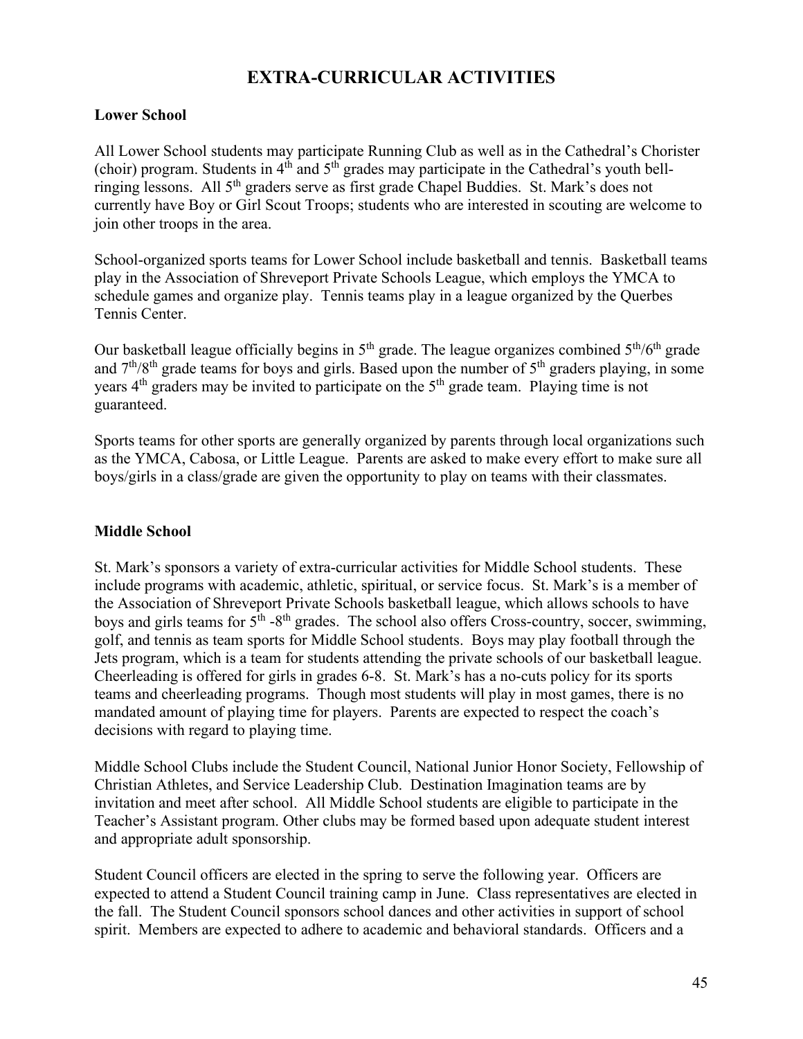# EXTRA-CURRICULAR ACTIVITIES

**Lower School**

All Lower School students may participate Running Club as well as in the Cathedral's Chorister (choir) program. Students in 4th and 5th grades may participate in the Cathedral's youth bell-ringing lessons. All 5th graders serve as first grade Chapel Buddies. St. Mark's does not currently have Boy or Girl Scout Troops; students who are interested in scouting are welcome to join other troops in the area.

School-organized sports teams for Lower School include basketball and tennis. Basketball teams play in the Association of Shreveport Private Schools League, which employs the YMCA to schedule games and organize play. Tennis teams play in a league organized by the Querbes Tennis Center.

Our basketball league officially begins in 5th grade. The league organizes combined 5th/6th grade and 7th/8th grade teams for boys and girls. Based upon the number of 5th graders playing, in some years 4th graders may be invited to participate on the 5th grade team. Playing time is not guaranteed.

Sports teams for other sports are generally organized by parents through local organizations such as the YMCA, Cabosa, or Little League. Parents are asked to make every effort to make sure all boys/girls in a class/grade are given the opportunity to play on teams with their classmates.

**Middle School**

St. Mark's sponsors a variety of extra-curricular activities for Middle School students. These include programs with academic, athletic, spiritual, or service focus. St. Mark's is a member of the Association of Shreveport Private Schools basketball league, which allows schools to have boys and girls teams for 5th -8th grades. The school also offers Cross-country, soccer, swimming, golf, and tennis as team sports for Middle School students. Boys may play football through the Jets program, which is a team for students attending the private schools of our basketball league. Cheerleading is offered for girls in grades 6-8. St. Mark's has a no-cuts policy for its sports teams and cheerleading programs. Though most students will play in most games, there is no mandated amount of playing time for players. Parents are expected to respect the coach's decisions with regard to playing time.

Middle School Clubs include the Student Council, National Junior Honor Society, Fellowship of Christian Athletes, and Service Leadership Club. Destination Imagination teams are by invitation and meet after school. All Middle School students are eligible to participate in the Teacher's Assistant program. Other clubs may be formed based upon adequate student interest and appropriate adult sponsorship.

Student Council officers are elected in the spring to serve the following year. Officers are expected to attend a Student Council training camp in June. Class representatives are elected in the fall. The Student Council sponsors school dances and other activities in support of school spirit. Members are expected to adhere to academic and behavioral standards. Officers and a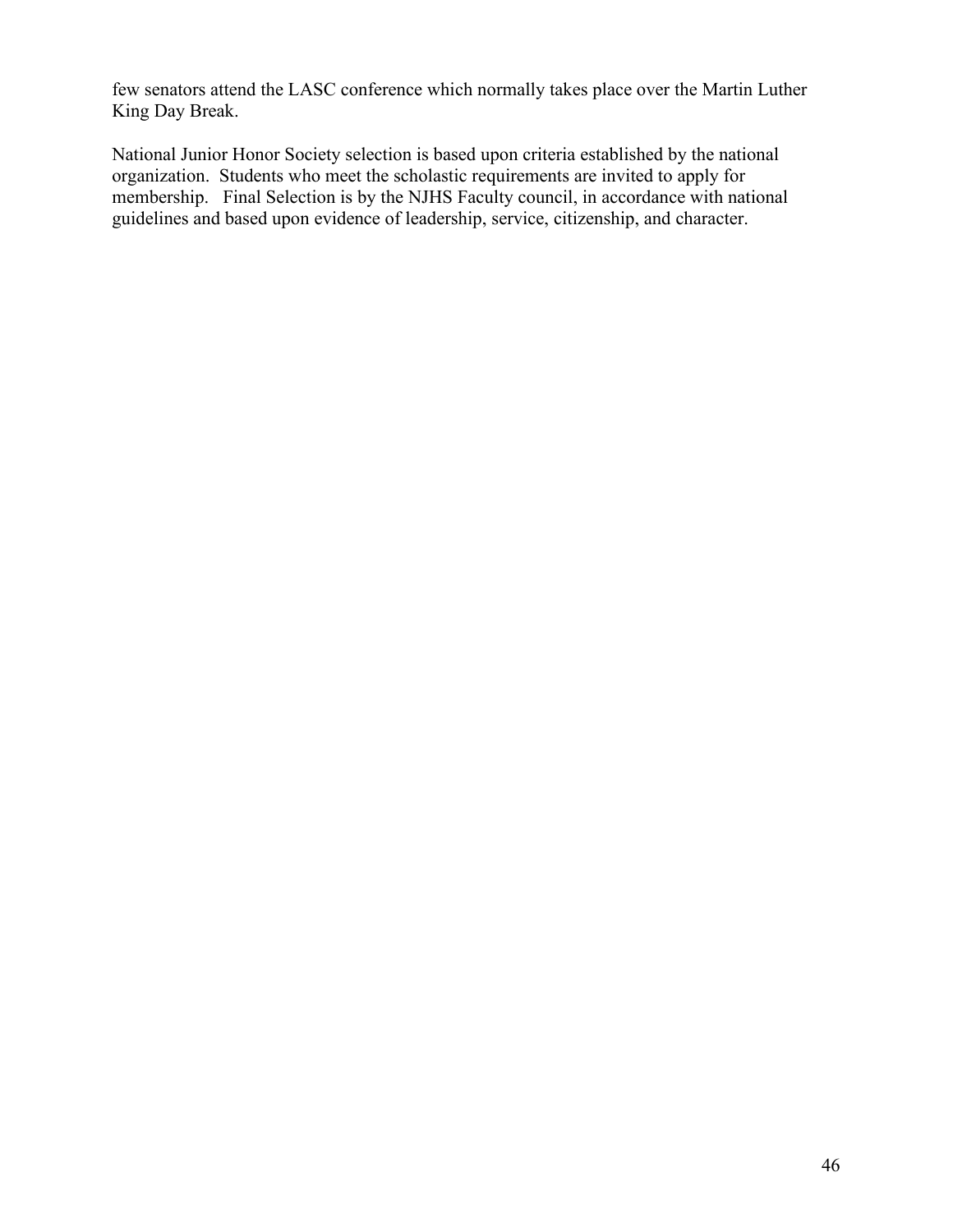few senators attend the LASC conference which normally takes place over the Martin Luther King Day Break.

National Junior Honor Society selection is based upon criteria established by the national organization. Students who meet the scholastic requirements are invited to apply for membership. Final Selection is by the NJHS Faculty council, in accordance with national guidelines and based upon evidence of leadership, service, citizenship, and character.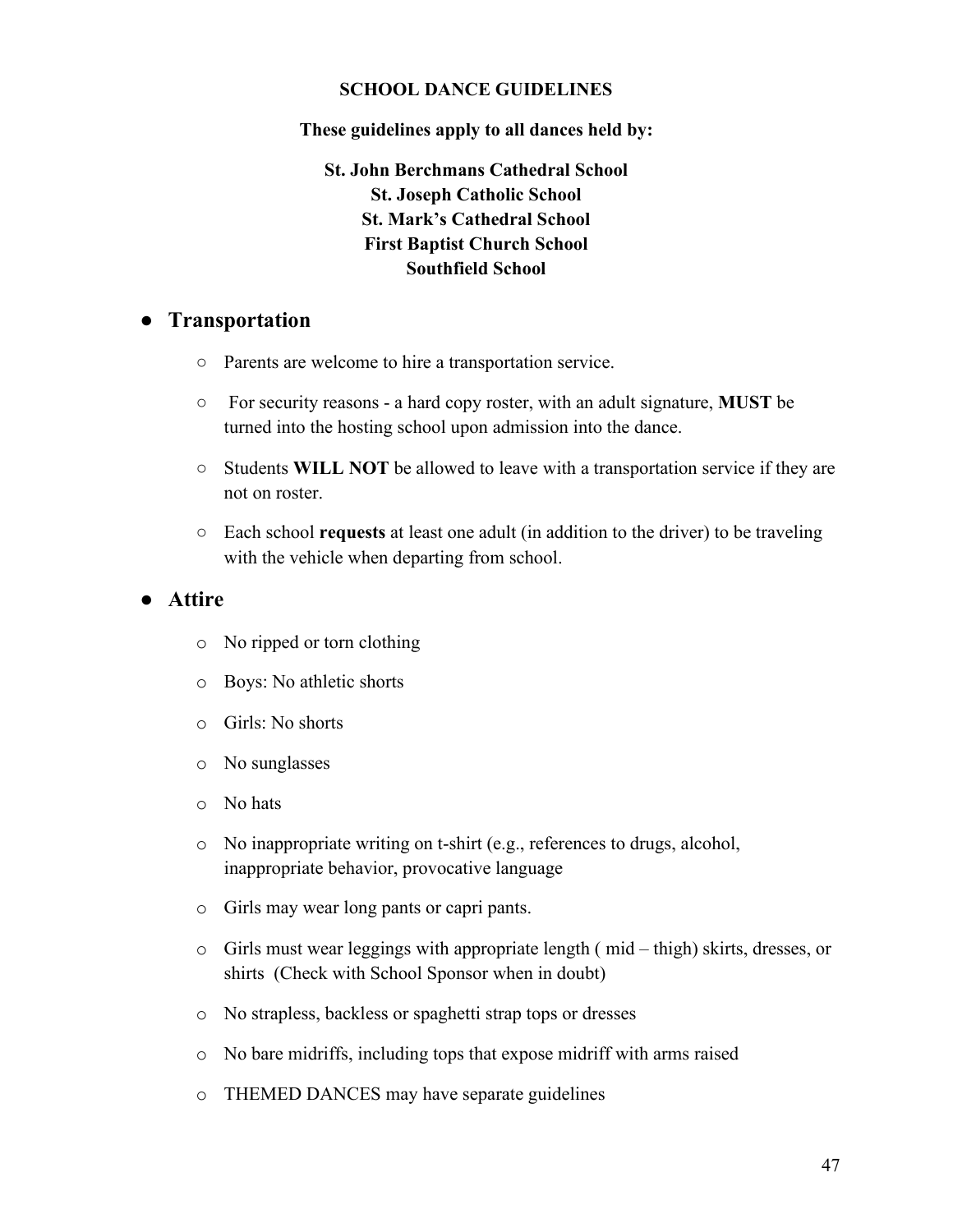**SCHOOL DANCE GUIDELINES**

**These guidelines apply to all dances held by:**

**St. John Berchmans Cathedral School**
**St. Joseph Catholic School**
**St. Mark's Cathedral School**
**First Baptist Church School**
**Southfield School**

- **Transportation**
  - Parents are welcome to hire a transportation service.
  - For security reasons - a hard copy roster, with an adult signature, **MUST** be turned into the hosting school upon admission into the dance.
  - Students **WILL NOT** be allowed to leave with a transportation service if they are not on roster.
  - Each school **requests** at least one adult (in addition to the driver) to be traveling with the vehicle when departing from school.

- **Attire**
  - No ripped or torn clothing
  - Boys: No athletic shorts
  - Girls: No shorts
  - No sunglasses
  - No hats
  - No inappropriate writing on t-shirt (e.g., references to drugs, alcohol, inappropriate behavior, provocative language
  - Girls may wear long pants or capri pants.
  - Girls must wear leggings with appropriate length ( mid – thigh) skirts, dresses, or shirts (Check with School Sponsor when in doubt)
  - No strapless, backless or spaghetti strap tops or dresses
  - No bare midriffs, including tops that expose midriff with arms raised
  - THEMED DANCES may have separate guidelines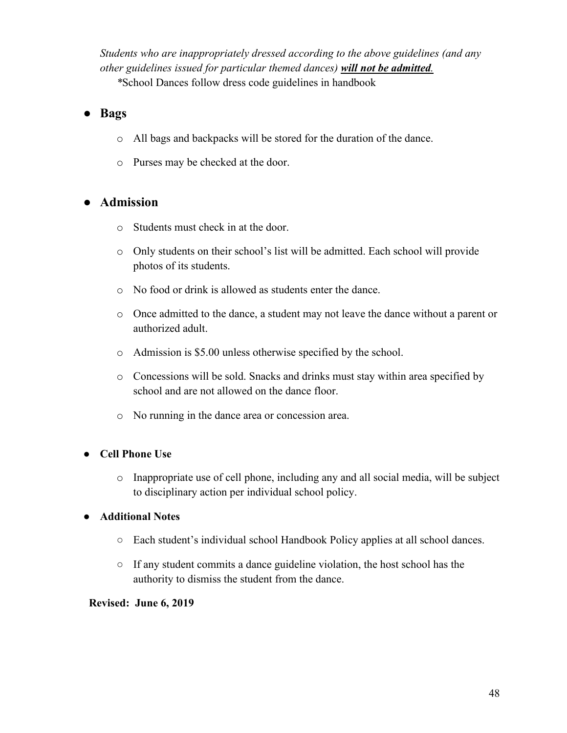*Students who are inappropriately dressed according to the above guidelines (and any other guidelines issued for particular themed dances)* ***<u>will not be admitted</u>****.*

*School Dances follow dress code guidelines in handbook

- **Bags**
  - All bags and backpacks will be stored for the duration of the dance.
  - Purses may be checked at the door.

- **Admission**
  - Students must check in at the door.
  - Only students on their school's list will be admitted. Each school will provide photos of its students.
  - No food or drink is allowed as students enter the dance.
  - Once admitted to the dance, a student may not leave the dance without a parent or authorized adult.
  - Admission is $5.00 unless otherwise specified by the school.
  - Concessions will be sold. Snacks and drinks must stay within area specified by school and are not allowed on the dance floor.
  - No running in the dance area or concession area.

- **Cell Phone Use**
  - Inappropriate use of cell phone, including any and all social media, will be subject to disciplinary action per individual school policy.

- **Additional Notes**
  - Each student's individual school Handbook Policy applies at all school dances.
  - If any student commits a dance guideline violation, the host school has the authority to dismiss the student from the dance.

**Revised: June 6, 2019**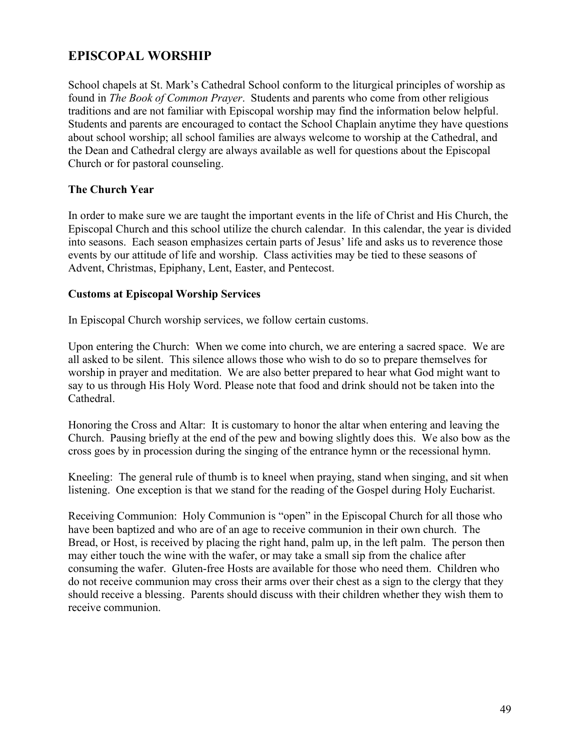## EPISCOPAL WORSHIP

School chapels at St. Mark's Cathedral School conform to the liturgical principles of worship as found in *The Book of Common Prayer*. Students and parents who come from other religious traditions and are not familiar with Episcopal worship may find the information below helpful. Students and parents are encouraged to contact the School Chaplain anytime they have questions about school worship; all school families are always welcome to worship at the Cathedral, and the Dean and Cathedral clergy are always available as well for questions about the Episcopal Church or for pastoral counseling.

### The Church Year

In order to make sure we are taught the important events in the life of Christ and His Church, the Episcopal Church and this school utilize the church calendar. In this calendar, the year is divided into seasons. Each season emphasizes certain parts of Jesus' life and asks us to reverence those events by our attitude of life and worship. Class activities may be tied to these seasons of Advent, Christmas, Epiphany, Lent, Easter, and Pentecost.

### Customs at Episcopal Worship Services

In Episcopal Church worship services, we follow certain customs.

Upon entering the Church: When we come into church, we are entering a sacred space. We are all asked to be silent. This silence allows those who wish to do so to prepare themselves for worship in prayer and meditation. We are also better prepared to hear what God might want to say to us through His Holy Word. Please note that food and drink should not be taken into the Cathedral.

Honoring the Cross and Altar: It is customary to honor the altar when entering and leaving the Church. Pausing briefly at the end of the pew and bowing slightly does this. We also bow as the cross goes by in procession during the singing of the entrance hymn or the recessional hymn.

Kneeling: The general rule of thumb is to kneel when praying, stand when singing, and sit when listening. One exception is that we stand for the reading of the Gospel during Holy Eucharist.

Receiving Communion: Holy Communion is "open" in the Episcopal Church for all those who have been baptized and who are of an age to receive communion in their own church. The Bread, or Host, is received by placing the right hand, palm up, in the left palm. The person then may either touch the wine with the wafer, or may take a small sip from the chalice after consuming the wafer. Gluten-free Hosts are available for those who need them. Children who do not receive communion may cross their arms over their chest as a sign to the clergy that they should receive a blessing. Parents should discuss with their children whether they wish them to receive communion.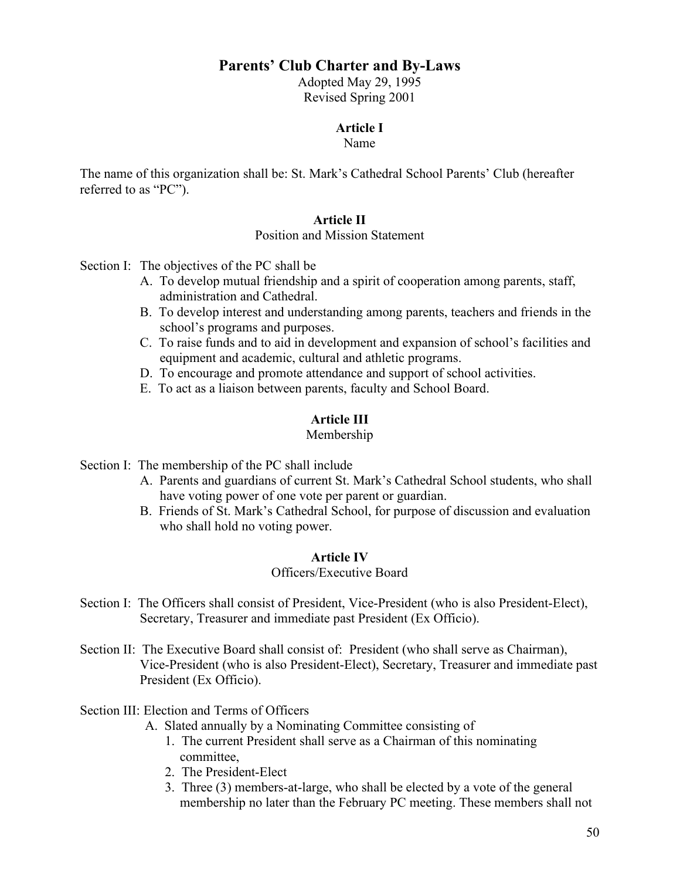# Parents' Club Charter and By-Laws

Adopted May 29, 1995
Revised Spring 2001

## Article I
Name

The name of this organization shall be: St. Mark's Cathedral School Parents' Club (hereafter referred to as "PC").

## Article II
Position and Mission Statement

Section I: The objectives of the PC shall be

A. To develop mutual friendship and a spirit of cooperation among parents, staff, administration and Cathedral.
B. To develop interest and understanding among parents, teachers and friends in the school's programs and purposes.
C. To raise funds and to aid in development and expansion of school's facilities and equipment and academic, cultural and athletic programs.
D. To encourage and promote attendance and support of school activities.
E. To act as a liaison between parents, faculty and School Board.

## Article III
Membership

Section I: The membership of the PC shall include

A. Parents and guardians of current St. Mark's Cathedral School students, who shall have voting power of one vote per parent or guardian.
B. Friends of St. Mark's Cathedral School, for purpose of discussion and evaluation who shall hold no voting power.

## Article IV
Officers/Executive Board

Section I: The Officers shall consist of President, Vice-President (who is also President-Elect), Secretary, Treasurer and immediate past President (Ex Officio).

Section II: The Executive Board shall consist of: President (who shall serve as Chairman), Vice-President (who is also President-Elect), Secretary, Treasurer and immediate past President (Ex Officio).

Section III: Election and Terms of Officers

A. Slated annually by a Nominating Committee consisting of
   1. The current President shall serve as a Chairman of this nominating committee,
   2. The President-Elect
   3. Three (3) members-at-large, who shall be elected by a vote of the general membership no later than the February PC meeting. These members shall not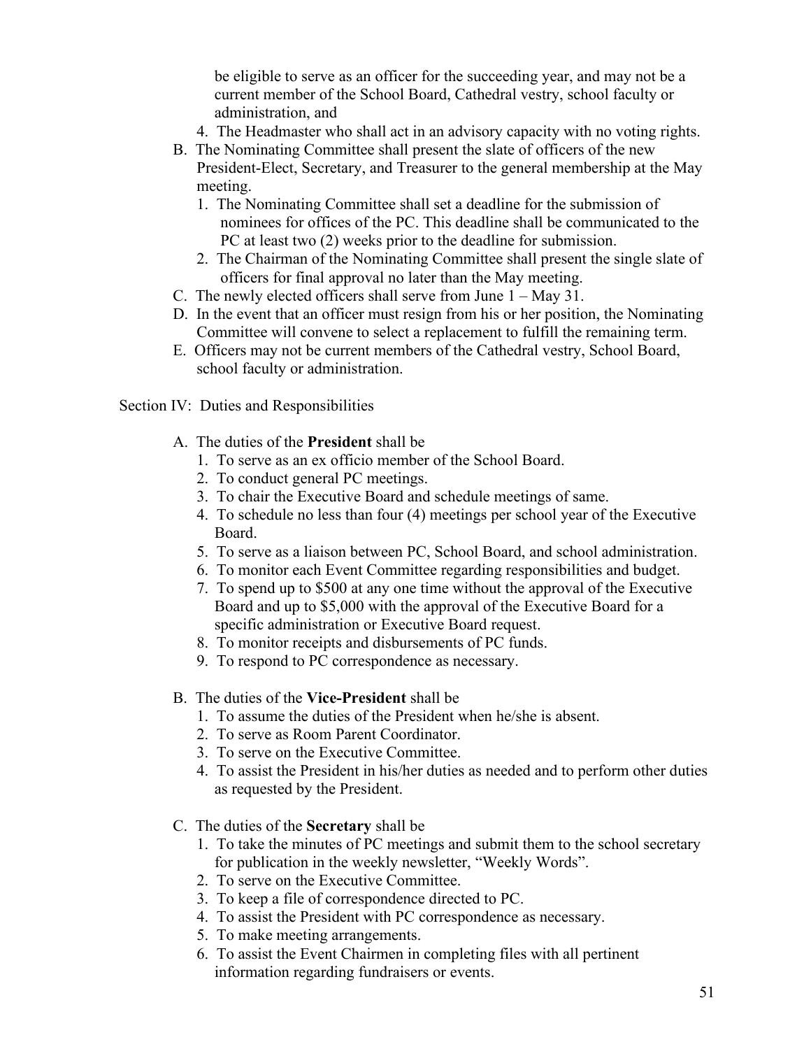be eligible to serve as an officer for the succeeding year, and may not be a current member of the School Board, Cathedral vestry, school faculty or administration, and

4. The Headmaster who shall act in an advisory capacity with no voting rights.

B. The Nominating Committee shall present the slate of officers of the new President-Elect, Secretary, and Treasurer to the general membership at the May meeting.
   1. The Nominating Committee shall set a deadline for the submission of nominees for offices of the PC. This deadline shall be communicated to the PC at least two (2) weeks prior to the deadline for submission.
   2. The Chairman of the Nominating Committee shall present the single slate of officers for final approval no later than the May meeting.
C. The newly elected officers shall serve from June 1 – May 31.
D. In the event that an officer must resign from his or her position, the Nominating Committee will convene to select a replacement to fulfill the remaining term.
E. Officers may not be current members of the Cathedral vestry, School Board, school faculty or administration.

Section IV: Duties and Responsibilities

A. The duties of the **President** shall be
   1. To serve as an ex officio member of the School Board.
   2. To conduct general PC meetings.
   3. To chair the Executive Board and schedule meetings of same.
   4. To schedule no less than four (4) meetings per school year of the Executive Board.
   5. To serve as a liaison between PC, School Board, and school administration.
   6. To monitor each Event Committee regarding responsibilities and budget.
   7. To spend up to $500 at any one time without the approval of the Executive Board and up to $5,000 with the approval of the Executive Board for a specific administration or Executive Board request.
   8. To monitor receipts and disbursements of PC funds.
   9. To respond to PC correspondence as necessary.

B. The duties of the **Vice-President** shall be
   1. To assume the duties of the President when he/she is absent.
   2. To serve as Room Parent Coordinator.
   3. To serve on the Executive Committee.
   4. To assist the President in his/her duties as needed and to perform other duties as requested by the President.

C. The duties of the **Secretary** shall be
   1. To take the minutes of PC meetings and submit them to the school secretary for publication in the weekly newsletter, "Weekly Words".
   2. To serve on the Executive Committee.
   3. To keep a file of correspondence directed to PC.
   4. To assist the President with PC correspondence as necessary.
   5. To make meeting arrangements.
   6. To assist the Event Chairmen in completing files with all pertinent information regarding fundraisers or events.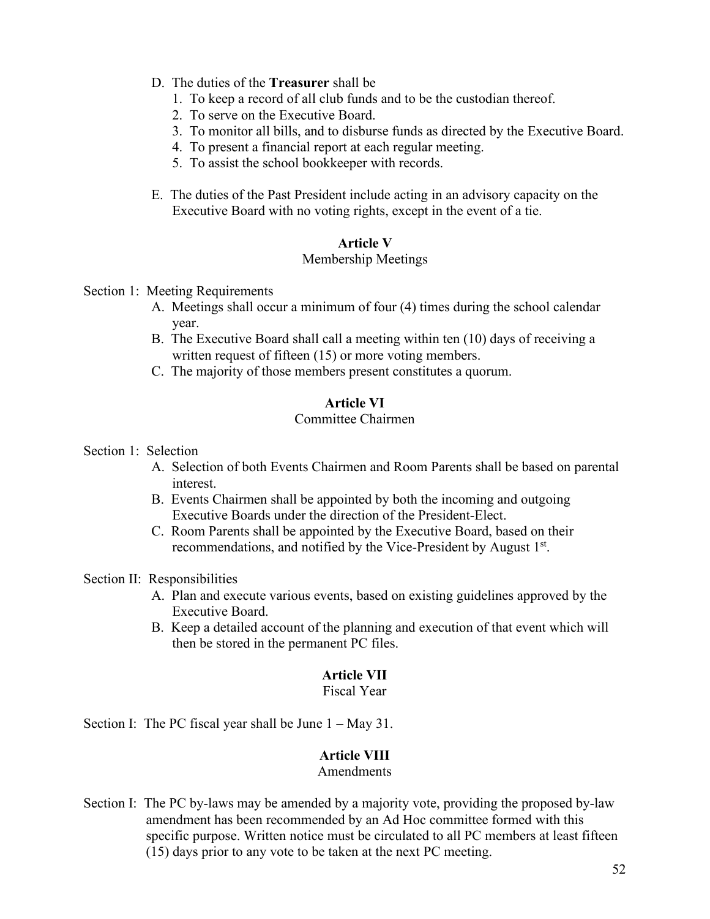D. The duties of the **Treasurer** shall be

1. To keep a record of all club funds and to be the custodian thereof.
2. To serve on the Executive Board.
3. To monitor all bills, and to disburse funds as directed by the Executive Board.
4. To present a financial report at each regular meeting.
5. To assist the school bookkeeper with records.

E. The duties of the Past President include acting in an advisory capacity on the Executive Board with no voting rights, except in the event of a tie.

## **Article V**

Membership Meetings

Section 1: Meeting Requirements

A. Meetings shall occur a minimum of four (4) times during the school calendar year.
B. The Executive Board shall call a meeting within ten (10) days of receiving a written request of fifteen (15) or more voting members.
C. The majority of those members present constitutes a quorum.

## **Article VI**

Committee Chairmen

Section 1: Selection

A. Selection of both Events Chairmen and Room Parents shall be based on parental interest.
B. Events Chairmen shall be appointed by both the incoming and outgoing Executive Boards under the direction of the President-Elect.
C. Room Parents shall be appointed by the Executive Board, based on their recommendations, and notified by the Vice-President by August 1st.

Section II: Responsibilities

A. Plan and execute various events, based on existing guidelines approved by the Executive Board.
B. Keep a detailed account of the planning and execution of that event which will then be stored in the permanent PC files.

## **Article VII**

Fiscal Year

Section I: The PC fiscal year shall be June 1 – May 31.

## **Article VIII**

Amendments

Section I: The PC by-laws may be amended by a majority vote, providing the proposed by-law amendment has been recommended by an Ad Hoc committee formed with this specific purpose. Written notice must be circulated to all PC members at least fifteen (15) days prior to any vote to be taken at the next PC meeting.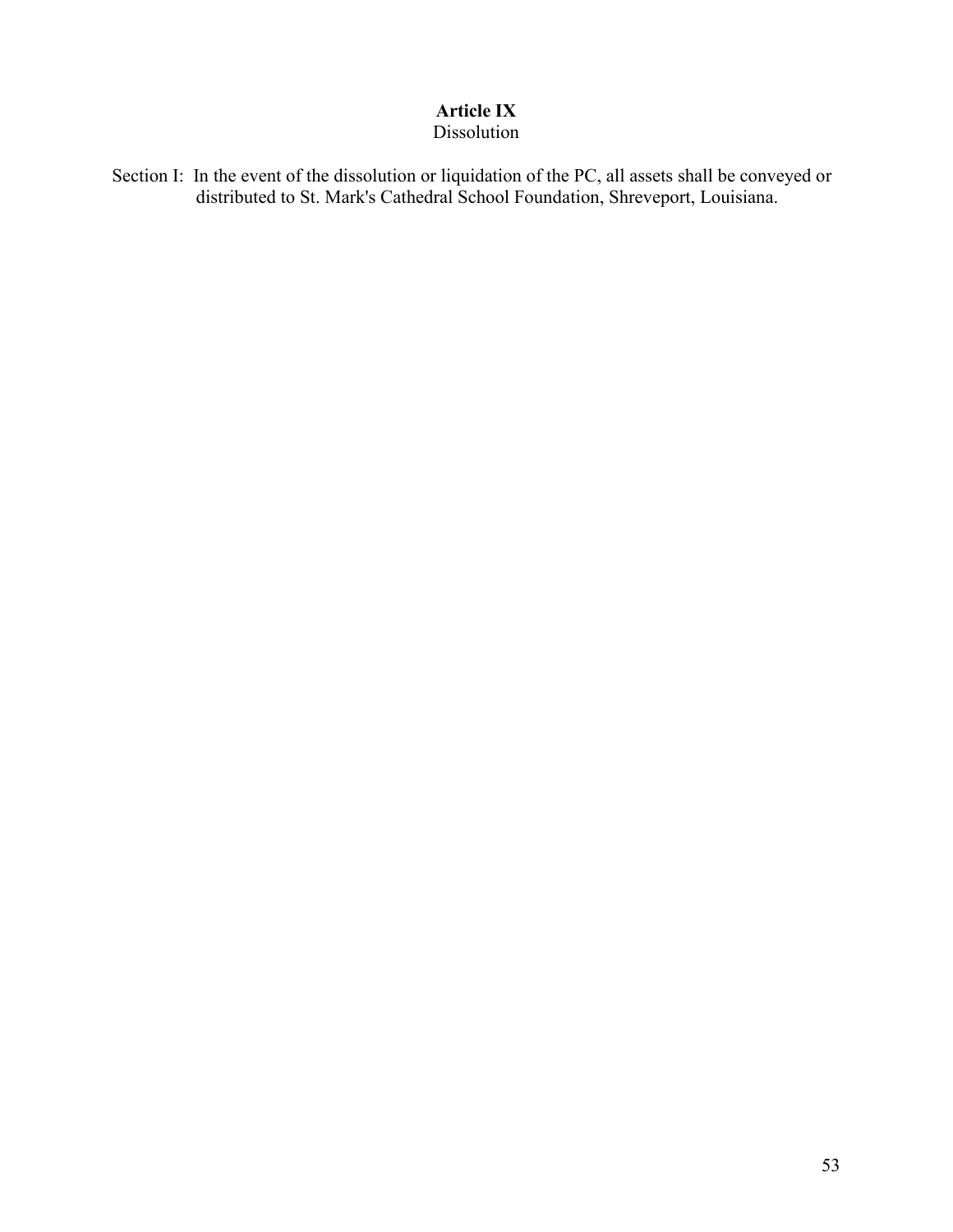## Article IX
Dissolution

Section I: In the event of the dissolution or liquidation of the PC, all assets shall be conveyed or distributed to St. Mark's Cathedral School Foundation, Shreveport, Louisiana.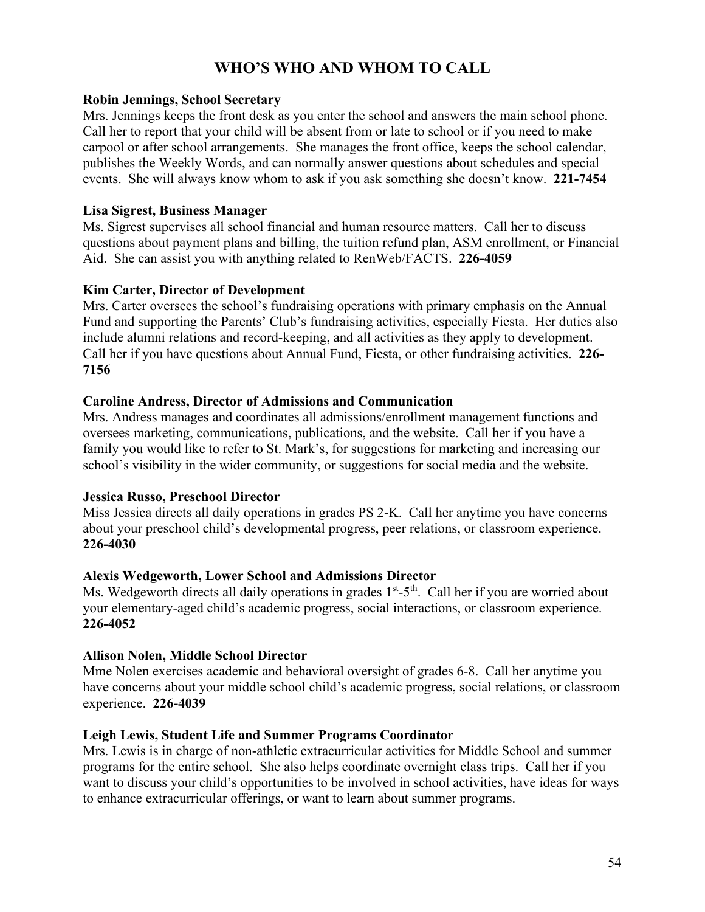# WHO'S WHO AND WHOM TO CALL

**Robin Jennings, School Secretary**
Mrs. Jennings keeps the front desk as you enter the school and answers the main school phone. Call her to report that your child will be absent from or late to school or if you need to make carpool or after school arrangements. She manages the front office, keeps the school calendar, publishes the Weekly Words, and can normally answer questions about schedules and special events. She will always know whom to ask if you ask something she doesn't know. **221-7454**

**Lisa Sigrest, Business Manager**
Ms. Sigrest supervises all school financial and human resource matters. Call her to discuss questions about payment plans and billing, the tuition refund plan, ASM enrollment, or Financial Aid. She can assist you with anything related to RenWeb/FACTS. **226-4059**

**Kim Carter, Director of Development**
Mrs. Carter oversees the school's fundraising operations with primary emphasis on the Annual Fund and supporting the Parents' Club's fundraising activities, especially Fiesta. Her duties also include alumni relations and record-keeping, and all activities as they apply to development. Call her if you have questions about Annual Fund, Fiesta, or other fundraising activities. **226-7156**

**Caroline Andress, Director of Admissions and Communication**
Mrs. Andress manages and coordinates all admissions/enrollment management functions and oversees marketing, communications, publications, and the website. Call her if you have a family you would like to refer to St. Mark's, for suggestions for marketing and increasing our school's visibility in the wider community, or suggestions for social media and the website.

**Jessica Russo, Preschool Director**
Miss Jessica directs all daily operations in grades PS 2-K. Call her anytime you have concerns about your preschool child's developmental progress, peer relations, or classroom experience. **226-4030**

**Alexis Wedgeworth, Lower School and Admissions Director**
Ms. Wedgeworth directs all daily operations in grades 1st-5th. Call her if you are worried about your elementary-aged child's academic progress, social interactions, or classroom experience. **226-4052**

**Allison Nolen, Middle School Director**
Mme Nolen exercises academic and behavioral oversight of grades 6-8. Call her anytime you have concerns about your middle school child's academic progress, social relations, or classroom experience. **226-4039**

**Leigh Lewis, Student Life and Summer Programs Coordinator**
Mrs. Lewis is in charge of non-athletic extracurricular activities for Middle School and summer programs for the entire school. She also helps coordinate overnight class trips. Call her if you want to discuss your child's opportunities to be involved in school activities, have ideas for ways to enhance extracurricular offerings, or want to learn about summer programs.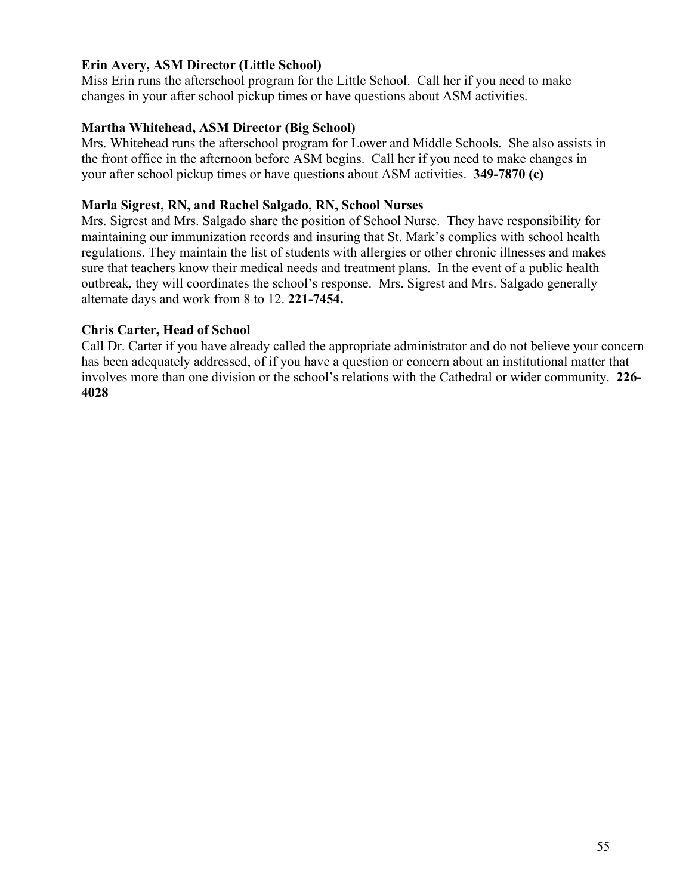**Erin Avery, ASM Director (Little School)**
Miss Erin runs the afterschool program for the Little School. Call her if you need to make changes in your after school pickup times or have questions about ASM activities.

**Martha Whitehead, ASM Director (Big School)**
Mrs. Whitehead runs the afterschool program for Lower and Middle Schools. She also assists in the front office in the afternoon before ASM begins. Call her if you need to make changes in your after school pickup times or have questions about ASM activities. **349-7870 (c)**

**Marla Sigrest, RN, and Rachel Salgado, RN, School Nurses**
Mrs. Sigrest and Mrs. Salgado share the position of School Nurse. They have responsibility for maintaining our immunization records and insuring that St. Mark's complies with school health regulations. They maintain the list of students with allergies or other chronic illnesses and makes sure that teachers know their medical needs and treatment plans. In the event of a public health outbreak, they will coordinates the school's response. Mrs. Sigrest and Mrs. Salgado generally alternate days and work from 8 to 12. **221-7454.**

**Chris Carter, Head of School**
Call Dr. Carter if you have already called the appropriate administrator and do not believe your concern has been adequately addressed, of if you have a question or concern about an institutional matter that involves more than one division or the school's relations with the Cathedral or wider community. **226-4028**